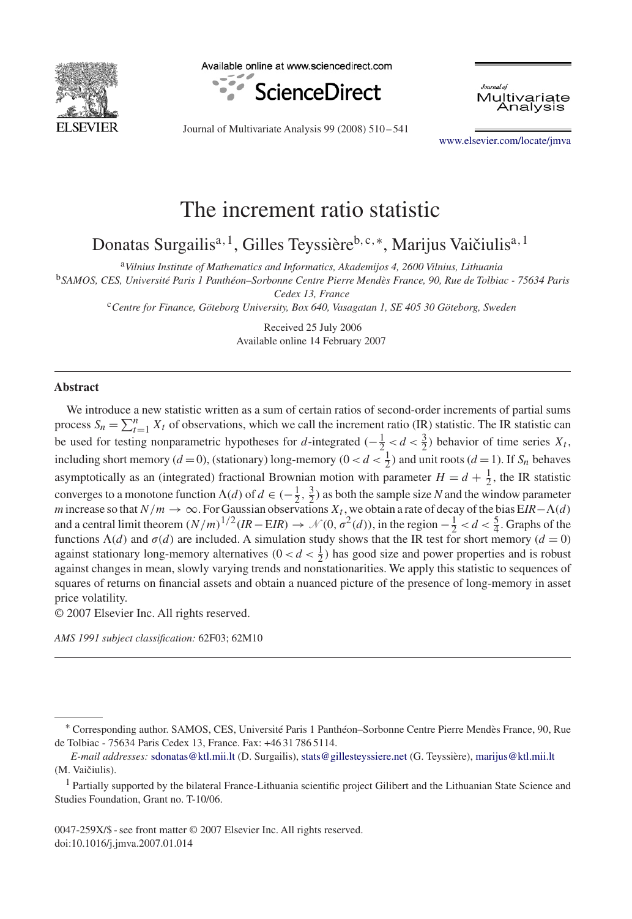# The increment ratio statistic

Donatas Surgailis[a,1], Gilles Teyssière[b,c,*], Marijus Vaičiulis[a,1]

[a] *Vilnius Institute of Mathematics and Informatics, Akademijos 4, 2600 Vilnius, Lithuania*

[b] *SAMOS, CES, Université Paris 1 Panthéon–Sorbonne Centre Pierre Mendès France, 90, Rue de Tolbiac - 75634 Paris Cedex 13, France*

[c] *Centre for Finance, Göteborg University, Box 640, Vasagatan 1, SE 405 30 Göteborg, Sweden*

Received 25 July 2006

Available online 14 February 2007

## Abstract

We introduce a new statistic written as a sum of certain ratios of second-order increments of partial sums process $S_n = \sum_{t=1}^{n} X_t$ of observations, which we call the increment ratio (IR) statistic. The IR statistic can be used for testing nonparametric hypotheses for $d$-integrated $(-\frac{1}{2} < d < \frac{3}{2})$ behavior of time series $X_t$, including short memory $(d = 0)$, (stationary) long-memory $(0 < d < \frac{1}{2})$ and unit roots $(d = 1)$. If $S_n$ behaves asymptotically as an (integrated) fractional Brownian motion with parameter $H = d + \frac{1}{2}$, the IR statistic converges to a monotone function $\Lambda(d)$ of $d \in (-\frac{1}{2}, \frac{3}{2})$ as both the sample size $N$ and the window parameter $m$ increase so that $N/m \to \infty$. For Gaussian observations $X_t$, we obtain a rate of decay of the bias $\mathrm{E}IR - \Lambda(d)$ and a central limit theorem $(N/m)^{1/2}(IR - \mathrm{E}IR) \to \mathcal{N}(0, \sigma^2(d))$, in the region $-\frac{1}{2} < d < \frac{5}{4}$. Graphs of the functions $\Lambda(d)$ and $\sigma(d)$ are included. A simulation study shows that the IR test for short memory $(d = 0)$ against stationary long-memory alternatives $(0 < d < \frac{1}{2})$ has good size and power properties and is robust against changes in mean, slowly varying trends and nonstationarities. We apply this statistic to sequences of squares of returns on financial assets and obtain a nuanced picture of the presence of long-memory in asset price volatility.

© 2007 Elsevier Inc. All rights reserved.

*AMS 1991 subject classification:* 62F03; 62M10

---

\* Corresponding author. SAMOS, CES, Université Paris 1 Panthéon–Sorbonne Centre Pierre Mendès France, 90, Rue de Tolbiac - 75634 Paris Cedex 13, France. Fax: +46 31 786 5114.

*E-mail addresses:* sdonatas@ktl.mii.lt (D. Surgailis), stats@gillesteyssiere.net (G. Teyssière), marijus@ktl.mii.lt (M. Vaičiulis).

[1] Partially supported by the bilateral France-Lithuania scientific project Gilibert and the Lithuanian State Science and Studies Foundation, Grant no. T-10/06.

0047-259X/$ - see front matter © 2007 Elsevier Inc. All rights reserved.
doi:10.1016/j.jmva.2007.01.014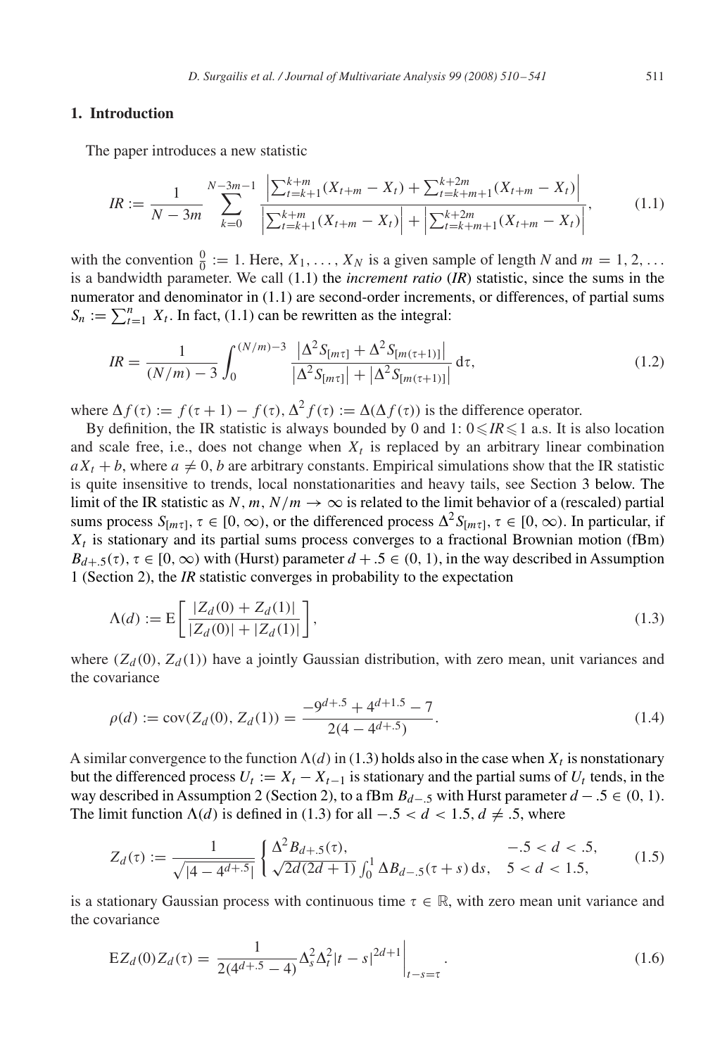## 1. Introduction

The paper introduces a new statistic

$$IR := \frac{1}{N-3m} \sum_{k=0}^{N-3m-1} \frac{\left|\sum_{t=k+1}^{k+m}(X_{t+m}-X_t) + \sum_{t=k+m+1}^{k+2m}(X_{t+m}-X_t)\right|}{\left|\sum_{t=k+1}^{k+m}(X_{t+m}-X_t)\right| + \left|\sum_{t=k+m+1}^{k+2m}(X_{t+m}-X_t)\right|}, \tag{1.1}$$

with the convention $\frac{0}{0} := 1$. Here, $X_1, \ldots, X_N$ is a given sample of length $N$ and $m = 1, 2, \ldots$ is a bandwidth parameter. We call (1.1) the *increment ratio* (*IR*) statistic, since the sums in the numerator and denominator in (1.1) are second-order increments, or differences, of partial sums $S_n := \sum_{t=1}^{n} X_t$. In fact, (1.1) can be rewritten as the integral:

$$IR = \frac{1}{(N/m)-3} \int_0^{(N/m)-3} \frac{\left|\Delta^2 S_{[m\tau]} + \Delta^2 S_{[m(\tau+1)]}\right|}{\left|\Delta^2 S_{[m\tau]}\right| + \left|\Delta^2 S_{[m(\tau+1)]}\right|} \, \mathrm{d}\tau, \tag{1.2}$$

where $\Delta f(\tau) := f(\tau+1) - f(\tau)$, $\Delta^2 f(\tau) := \Delta(\Delta f(\tau))$ is the difference operator.

By definition, the IR statistic is always bounded by 0 and 1: $0 \leqslant IR \leqslant 1$ a.s. It is also location and scale free, i.e., does not change when $X_t$ is replaced by an arbitrary linear combination $aX_t + b$, where $a \neq 0$, $b$ are arbitrary constants. Empirical simulations show that the IR statistic is quite insensitive to trends, local nonstationarities and heavy tails, see Section 3 below. The limit of the IR statistic as $N, m, N/m \to \infty$ is related to the limit behavior of a (rescaled) partial sums process $S_{[m\tau]}$, $\tau \in [0, \infty)$, or the differenced process $\Delta^2 S_{[m\tau]}$, $\tau \in [0, \infty)$. In particular, if $X_t$ is stationary and its partial sums process converges to a fractional Brownian motion (fBm) $B_{d+.5}(\tau)$, $\tau \in [0, \infty)$ with (Hurst) parameter $d + .5 \in (0, 1)$, in the way described in Assumption 1 (Section 2), the *IR* statistic converges in probability to the expectation

$$\Lambda(d) := \mathrm{E}\left[\frac{|Z_d(0) + Z_d(1)|}{|Z_d(0)| + |Z_d(1)|}\right], \tag{1.3}$$

where $(Z_d(0), Z_d(1))$ have a jointly Gaussian distribution, with zero mean, unit variances and the covariance

$$\rho(d) := \mathrm{cov}(Z_d(0), Z_d(1)) = \frac{-9^{d+.5} + 4^{d+1.5} - 7}{2(4 - 4^{d+.5})}. \tag{1.4}$$

A similar convergence to the function $\Lambda(d)$ in (1.3) holds also in the case when $X_t$ is nonstationary but the differenced process $U_t := X_t - X_{t-1}$ is stationary and the partial sums of $U_t$ tends, in the way described in Assumption 2 (Section 2), to a fBm $B_{d-.5}$ with Hurst parameter $d - .5 \in (0, 1)$. The limit function $\Lambda(d)$ is defined in (1.3) for all $-.5 < d < 1.5$, $d \neq .5$, where

$$Z_d(\tau) := \frac{1}{\sqrt{|4 - 4^{d+.5}|}} \begin{cases} \Delta^2 B_{d+.5}(\tau), & -.5 < d < .5, \\ \sqrt{2d(2d+1)} \int_0^1 \Delta B_{d-.5}(\tau + s) \, \mathrm{d}s, & 5 < d < 1.5, \end{cases} \tag{1.5}$$

is a stationary Gaussian process with continuous time $\tau \in \mathbb{R}$, with zero mean unit variance and the covariance

$$\mathrm{E}Z_d(0)Z_d(\tau) = \frac{1}{2(4^{d+.5} - 4)} \Delta_s^2 \Delta_t^2 |t - s|^{2d+1} \Big|_{t-s=\tau}. \tag{1.6}$$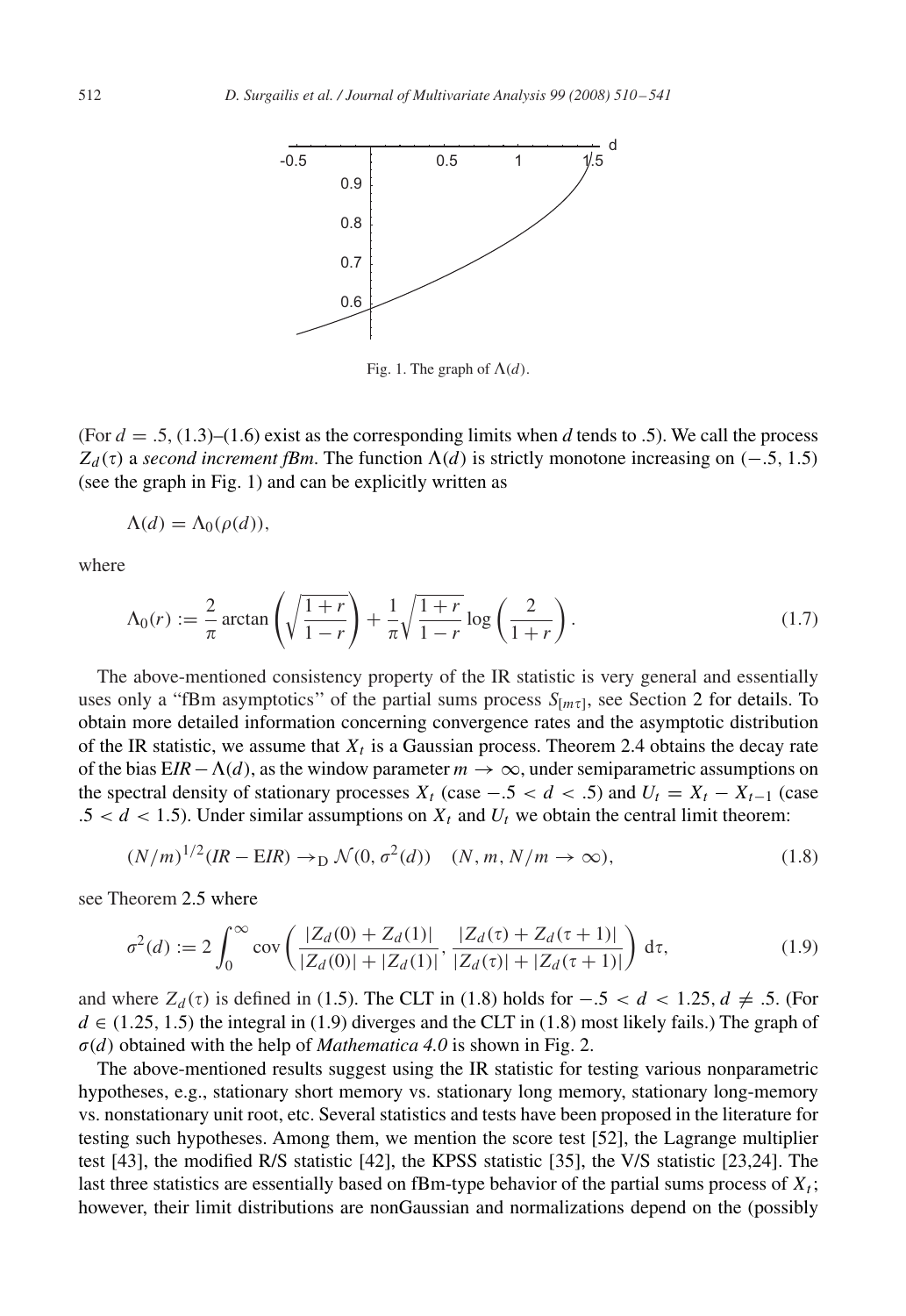Fig. 1. The graph of $\Lambda(d)$.

(For $d = .5$, (1.3)–(1.6) exist as the corresponding limits when $d$ tends to .5). We call the process $Z_d(\tau)$ a *second increment fBm*. The function $\Lambda(d)$ is strictly monotone increasing on $(-.5, 1.5)$ (see the graph in Fig. 1) and can be explicitly written as

$$\Lambda(d) = \Lambda_0(\rho(d)),$$

where

$$\Lambda_0(r) := \frac{2}{\pi} \arctan\left(\sqrt{\frac{1+r}{1-r}}\right) + \frac{1}{\pi}\sqrt{\frac{1+r}{1-r}} \log\left(\frac{2}{1+r}\right). \tag{1.7}$$

The above-mentioned consistency property of the IR statistic is very general and essentially uses only a "fBm asymptotics" of the partial sums process $S_{[m\tau]}$, see Section 2 for details. To obtain more detailed information concerning convergence rates and the asymptotic distribution of the IR statistic, we assume that $X_t$ is a Gaussian process. Theorem 2.4 obtains the decay rate of the bias $\mathrm{E}IR - \Lambda(d)$, as the window parameter $m \to \infty$, under semiparametric assumptions on the spectral density of stationary processes $X_t$ (case $-.5 < d < .5$) and $U_t = X_t - X_{t-1}$ (case $.5 < d < 1.5$). Under similar assumptions on $X_t$ and $U_t$ we obtain the central limit theorem:

$$(N/m)^{1/2}(IR - \mathrm{E}IR) \to_{\mathrm{D}} \mathcal{N}(0, \sigma^2(d)) \quad (N, m, N/m \to \infty), \tag{1.8}$$

see Theorem 2.5 where

$$\sigma^2(d) := 2\int_0^\infty \mathrm{cov}\left(\frac{|Z_d(0) + Z_d(1)|}{|Z_d(0)| + |Z_d(1)|}, \frac{|Z_d(\tau) + Z_d(\tau+1)|}{|Z_d(\tau)| + |Z_d(\tau+1)|}\right) \mathrm{d}\tau, \tag{1.9}$$

and where $Z_d(\tau)$ is defined in (1.5). The CLT in (1.8) holds for $-.5 < d < 1.25, d \neq .5$. (For $d \in (1.25, 1.5)$ the integral in (1.9) diverges and the CLT in (1.8) most likely fails.) The graph of $\sigma(d)$ obtained with the help of *Mathematica 4.0* is shown in Fig. 2.

The above-mentioned results suggest using the IR statistic for testing various nonparametric hypotheses, e.g., stationary short memory vs. stationary long memory, stationary long-memory vs. nonstationary unit root, etc. Several statistics and tests have been proposed in the literature for testing such hypotheses. Among them, we mention the score test [52], the Lagrange multiplier test [43], the modified R/S statistic [42], the KPSS statistic [35], the V/S statistic [23,24]. The last three statistics are essentially based on fBm-type behavior of the partial sums process of $X_t$; however, their limit distributions are nonGaussian and normalizations depend on the (possibly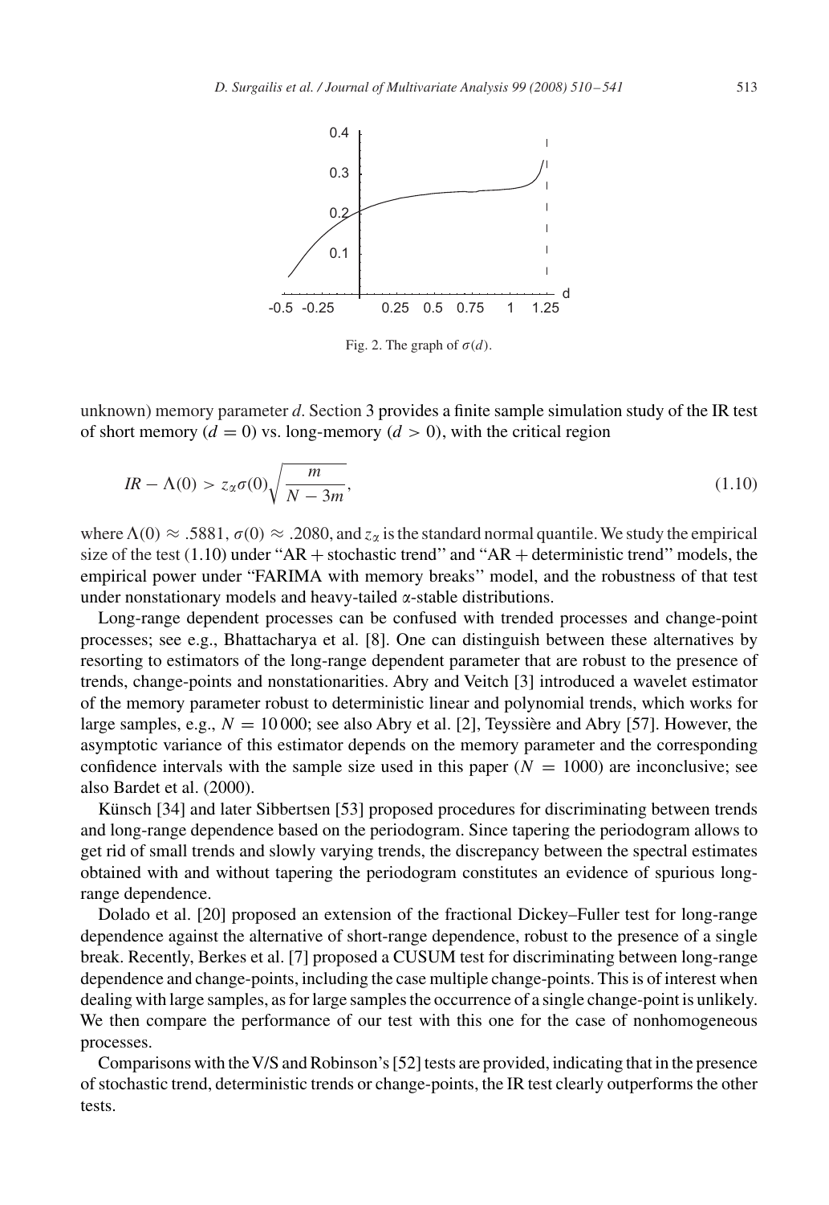Fig. 2. The graph of $\sigma(d)$.

unknown) memory parameter $d$. Section 3 provides a finite sample simulation study of the IR test of short memory ($d = 0$) vs. long-memory ($d > 0$), with the critical region

$$IR - \Lambda(0) > z_\alpha \sigma(0) \sqrt{\frac{m}{N - 3m}}, \tag{1.10}$$

where $\Lambda(0) \approx .5881$, $\sigma(0) \approx .2080$, and $z_\alpha$ is the standard normal quantile. We study the empirical size of the test (1.10) under "AR + stochastic trend" and "AR + deterministic trend" models, the empirical power under "FARIMA with memory breaks" model, and the robustness of that test under nonstationary models and heavy-tailed $\alpha$-stable distributions.

Long-range dependent processes can be confused with trended processes and change-point processes; see e.g., Bhattacharya et al. [8]. One can distinguish between these alternatives by resorting to estimators of the long-range dependent parameter that are robust to the presence of trends, change-points and nonstationarities. Abry and Veitch [3] introduced a wavelet estimator of the memory parameter robust to deterministic linear and polynomial trends, which works for large samples, e.g., $N = 10\,000$; see also Abry et al. [2], Teyssière and Abry [57]. However, the asymptotic variance of this estimator depends on the memory parameter and the corresponding confidence intervals with the sample size used in this paper ($N = 1000$) are inconclusive; see also Bardet et al. (2000).

Künsch [34] and later Sibbertsen [53] proposed procedures for discriminating between trends and long-range dependence based on the periodogram. Since tapering the periodogram allows to get rid of small trends and slowly varying trends, the discrepancy between the spectral estimates obtained with and without tapering the periodogram constitutes an evidence of spurious long-range dependence.

Dolado et al. [20] proposed an extension of the fractional Dickey–Fuller test for long-range dependence against the alternative of short-range dependence, robust to the presence of a single break. Recently, Berkes et al. [7] proposed a CUSUM test for discriminating between long-range dependence and change-points, including the case multiple change-points. This is of interest when dealing with large samples, as for large samples the occurrence of a single change-point is unlikely. We then compare the performance of our test with this one for the case of nonhomogeneous processes.

Comparisons with the V/S and Robinson's [52] tests are provided, indicating that in the presence of stochastic trend, deterministic trends or change-points, the IR test clearly outperforms the other tests.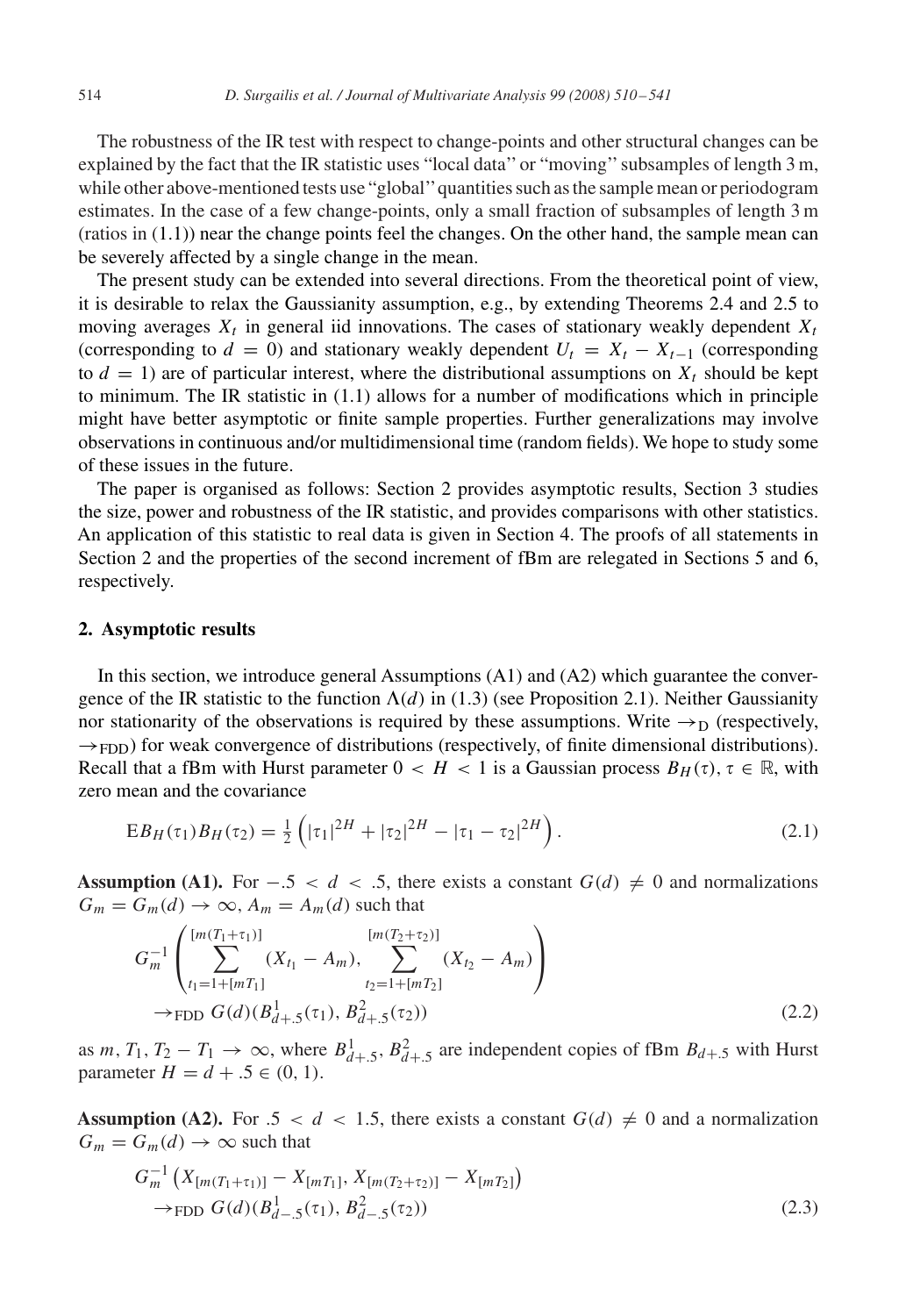The robustness of the IR test with respect to change-points and other structural changes can be explained by the fact that the IR statistic uses "local data" or "moving" subsamples of length 3 m, while other above-mentioned tests use "global" quantities such as the sample mean or periodogram estimates. In the case of a few change-points, only a small fraction of subsamples of length 3 m (ratios in (1.1)) near the change points feel the changes. On the other hand, the sample mean can be severely affected by a single change in the mean.

The present study can be extended into several directions. From the theoretical point of view, it is desirable to relax the Gaussianity assumption, e.g., by extending Theorems 2.4 and 2.5 to moving averages $X_t$ in general iid innovations. The cases of stationary weakly dependent $X_t$ (corresponding to $d = 0$) and stationary weakly dependent $U_t = X_t - X_{t-1}$ (corresponding to $d = 1$) are of particular interest, where the distributional assumptions on $X_t$ should be kept to minimum. The IR statistic in (1.1) allows for a number of modifications which in principle might have better asymptotic or finite sample properties. Further generalizations may involve observations in continuous and/or multidimensional time (random fields). We hope to study some of these issues in the future.

The paper is organised as follows: Section 2 provides asymptotic results, Section 3 studies the size, power and robustness of the IR statistic, and provides comparisons with other statistics. An application of this statistic to real data is given in Section 4. The proofs of all statements in Section 2 and the properties of the second increment of fBm are relegated in Sections 5 and 6, respectively.

## 2. Asymptotic results

In this section, we introduce general Assumptions (A1) and (A2) which guarantee the convergence of the IR statistic to the function $\Lambda(d)$ in (1.3) (see Proposition 2.1). Neither Gaussianity nor stationarity of the observations is required by these assumptions. Write $\to_{\mathrm{D}}$ (respectively, $\to_{\mathrm{FDD}}$) for weak convergence of distributions (respectively, of finite dimensional distributions). Recall that a fBm with Hurst parameter $0 < H < 1$ is a Gaussian process $B_H(\tau)$, $\tau \in \mathbb{R}$, with zero mean and the covariance

$$\mathrm{E}B_H(\tau_1)B_H(\tau_2) = \tfrac{1}{2}\left(|\tau_1|^{2H} + |\tau_2|^{2H} - |\tau_1 - \tau_2|^{2H}\right). \tag{2.1}$$

**Assumption (A1).** For $-.5 < d < .5$, there exists a constant $G(d) \neq 0$ and normalizations $G_m = G_m(d) \to \infty$, $A_m = A_m(d)$ such that

$$G_m^{-1}\left(\sum_{t_1=1+[mT_1]}^{[m(T_1+\tau_1)]}(X_{t_1} - A_m), \sum_{t_2=1+[mT_2]}^{[m(T_2+\tau_2)]}(X_{t_2} - A_m)\right)$$
$$\to_{\mathrm{FDD}} G(d)(B^1_{d+.5}(\tau_1), B^2_{d+.5}(\tau_2)) \tag{2.2}$$

as $m, T_1, T_2 - T_1 \to \infty$, where $B^1_{d+.5}, B^2_{d+.5}$ are independent copies of fBm $B_{d+.5}$ with Hurst parameter $H = d + .5 \in (0, 1)$.

**Assumption (A2).** For $.5 < d < 1.5$, there exists a constant $G(d) \neq 0$ and a normalization $G_m = G_m(d) \to \infty$ such that

$$G_m^{-1}\left(X_{[m(T_1+\tau_1)]} - X_{[mT_1]}, X_{[m(T_2+\tau_2)]} - X_{[mT_2]}\right)$$
$$\to_{\mathrm{FDD}} G(d)(B^1_{d-.5}(\tau_1), B^2_{d-.5}(\tau_2)) \tag{2.3}$$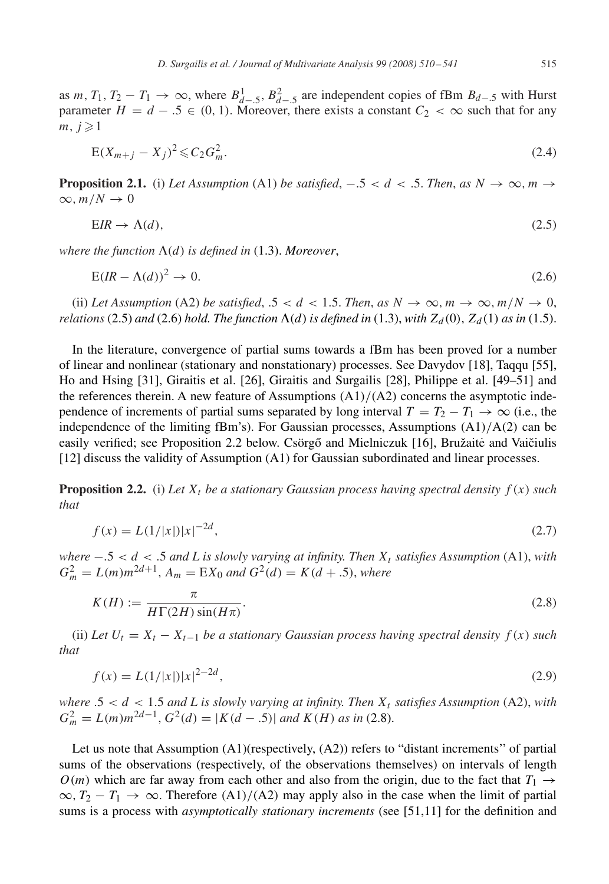as $m, T_1, T_2 - T_1 \to \infty$, where $B^1_{d-.5}, B^2_{d-.5}$ are independent copies of fBm $B_{d-.5}$ with Hurst parameter $H = d - .5 \in (0, 1)$. Moreover, there exists a constant $C_2 < \infty$ such that for any $m, j \geqslant 1$

$$\mathrm{E}(X_{m+j} - X_j)^2 \leqslant C_2 G_m^2. \tag{2.4}$$

**Proposition 2.1.** (i) *Let Assumption* (A1) *be satisfied*, $-.5 < d < .5$. *Then, as* $N \to \infty, m \to \infty, m/N \to 0$

$$\mathrm{E}IR \to \Lambda(d), \tag{2.5}$$

*where the function* $\Lambda(d)$ *is defined in* (1.3). ***Moreover***,

$$\mathrm{E}(IR - \Lambda(d))^2 \to 0. \tag{2.6}$$

(ii) *Let Assumption* (A2) *be satisfied*, $.5 < d < 1.5$. *Then, as* $N \to \infty, m \to \infty, m/N \to 0$, *relations* (2.5) *and* (2.6) *hold. The function* $\Lambda(d)$ *is defined in* (1.3), *with* $Z_d(0), Z_d(1)$ *as in* (1.5).

In the literature, convergence of partial sums towards a fBm has been proved for a number of linear and nonlinear (stationary and nonstationary) processes. See Davydov [18], Taqqu [55], Ho and Hsing [31], Giraitis et al. [26], Giraitis and Surgailis [28], Philippe et al. [49–51] and the references therein. A new feature of Assumptions (A1)/(A2) concerns the asymptotic independence of increments of partial sums separated by long interval $T = T_2 - T_1 \to \infty$ (i.e., the independence of the limiting fBm's). For Gaussian processes, Assumptions (A1)/A(2) can be easily verified; see Proposition 2.2 below. Csörgő and Mielniczuk [16], Bružaitė and Vaičiulis [12] discuss the validity of Assumption (A1) for Gaussian subordinated and linear processes.

**Proposition 2.2.** (i) *Let* $X_t$ *be a stationary Gaussian process having spectral density* $f(x)$ *such that*

$$f(x) = L(1/|x|)|x|^{-2d}, \tag{2.7}$$

*where* $-.5 < d < .5$ *and* $L$ *is slowly varying at infinity. Then* $X_t$ *satisfies Assumption* (A1), *with* $G_m^2 = L(m)m^{2d+1}$, $A_m = \mathrm{E}X_0$ *and* $G^2(d) = K(d + .5)$, *where*

$$K(H) := \frac{\pi}{H\Gamma(2H)\sin(H\pi)}. \tag{2.8}$$

(ii) *Let* $U_t = X_t - X_{t-1}$ *be a stationary Gaussian process having spectral density* $f(x)$ *such that*

$$f(x) = L(1/|x|)|x|^{2-2d}, \tag{2.9}$$

*where* $.5 < d < 1.5$ *and* $L$ *is slowly varying at infinity. Then* $X_t$ *satisfies Assumption* (A2), *with* $G_m^2 = L(m)m^{2d-1}$, $G^2(d) = |K(d - .5)|$ *and* $K(H)$ *as in* (2.8).

Let us note that Assumption (A1)(respectively, (A2)) refers to "distant increments'' of partial sums of the observations (respectively, of the observations themselves) on intervals of length $O(m)$ which are far away from each other and also from the origin, due to the fact that $T_1 \to \infty, T_2 - T_1 \to \infty$. Therefore (A1)/(A2) may apply also in the case when the limit of partial sums is a process with *asymptotically stationary increments* (see [51,11] for the definition and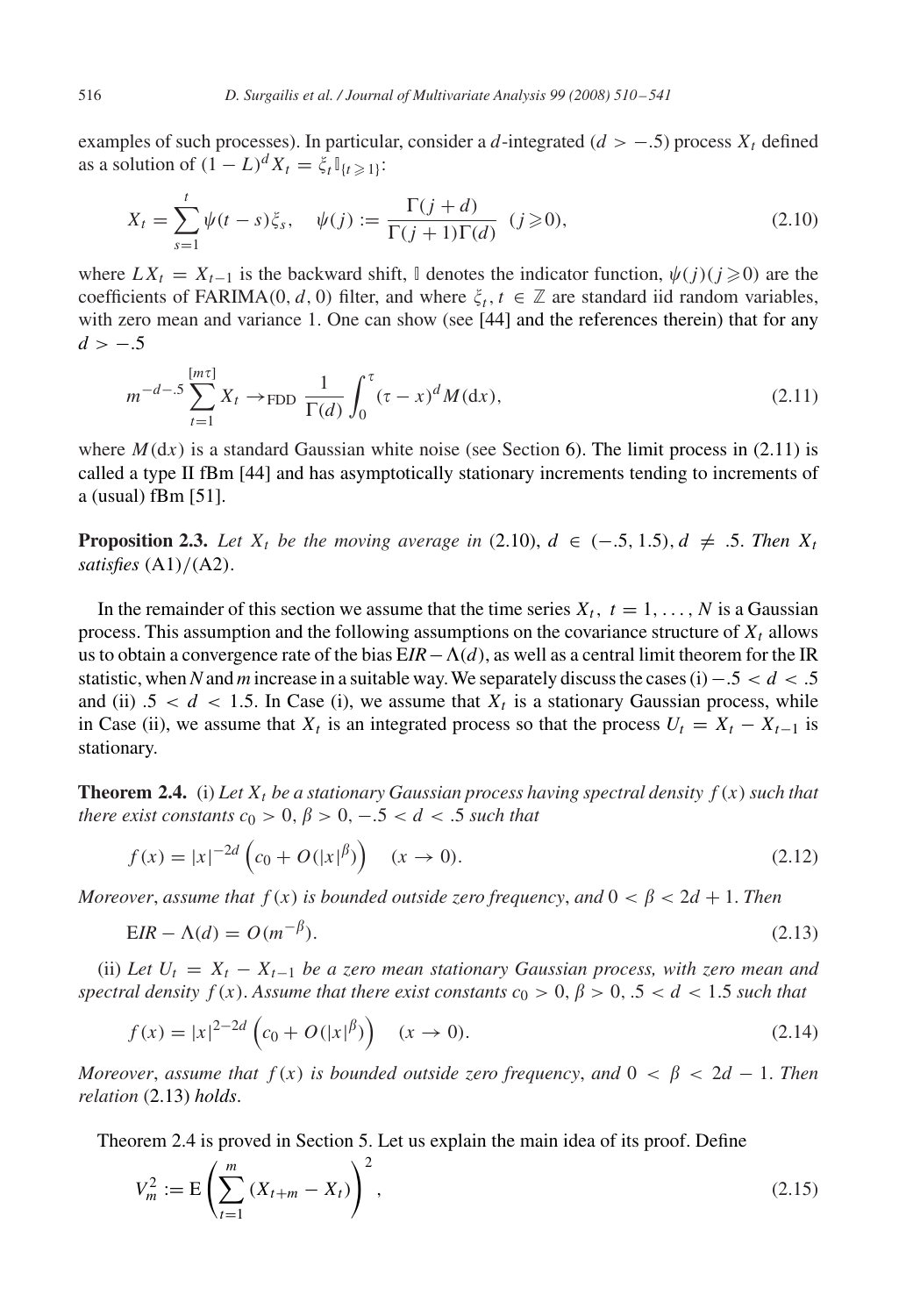examples of such processes). In particular, consider a $d$-integrated ($d > -.5$) process $X_t$ defined as a solution of $(1-L)^d X_t = \xi_t \mathbb{I}_{\{t \geqslant 1\}}$:

$$X_t = \sum_{s=1}^{t} \psi(t-s)\xi_s, \quad \psi(j) := \frac{\Gamma(j+d)}{\Gamma(j+1)\Gamma(d)} \ \ (j \geqslant 0), \tag{2.10}$$

where $LX_t = X_{t-1}$ is the backward shift, $\mathbb{I}$ denotes the indicator function, $\psi(j)(j \geqslant 0)$ are the coefficients of FARIMA$(0, d, 0)$ filter, and where $\xi_t, t \in \mathbb{Z}$ are standard iid random variables, with zero mean and variance 1. One can show (see [44] and the references therein) that for any $d > -.5$

$$m^{-d-.5} \sum_{t=1}^{[m\tau]} X_t \to_{\text{FDD}} \frac{1}{\Gamma(d)} \int_0^{\tau} (\tau - x)^d M(\mathrm{d}x), \tag{2.11}$$

where $M(\mathrm{d}x)$ is a standard Gaussian white noise (see Section 6). The limit process in (2.11) is called a type II fBm [44] and has asymptotically stationary increments tending to increments of a (usual) fBm [51].

**Proposition 2.3.** *Let $X_t$ be the moving average in* (2.10), $d \in (-.5, 1.5), d \neq .5$. *Then $X_t$ satisfies* (A1)/(A2).

In the remainder of this section we assume that the time series $X_t,\ t = 1, \ldots, N$ is a Gaussian process. This assumption and the following assumptions on the covariance structure of $X_t$ allows us to obtain a convergence rate of the bias $\mathrm{E}IR - \Lambda(d)$, as well as a central limit theorem for the IR statistic, when $N$ and $m$ increase in a suitable way. We separately discuss the cases (i) $-.5 < d < .5$ and (ii) $.5 < d < 1.5$. In Case (i), we assume that $X_t$ is a stationary Gaussian process, while in Case (ii), we assume that $X_t$ is an integrated process so that the process $U_t = X_t - X_{t-1}$ is stationary.

**Theorem 2.4.** (i) *Let $X_t$ be a stationary Gaussian process having spectral density $f(x)$ such that there exist constants $c_0 > 0$, $\beta > 0$, $-.5 < d < .5$ such that*

$$f(x) = |x|^{-2d}\left(c_0 + O(|x|^{\beta})\right) \quad (x \to 0). \tag{2.12}$$

*Moreover, assume that $f(x)$ is bounded outside zero frequency, and $0 < \beta < 2d + 1$. Then*

$$\mathrm{E}IR - \Lambda(d) = O(m^{-\beta}). \tag{2.13}$$

(ii) *Let $U_t = X_t - X_{t-1}$ be a zero mean stationary Gaussian process, with zero mean and spectral density $f(x)$. Assume that there exist constants $c_0 > 0$, $\beta > 0$, $.5 < d < 1.5$ such that*

$$f(x) = |x|^{2-2d}\left(c_0 + O(|x|^{\beta})\right) \quad (x \to 0). \tag{2.14}$$

*Moreover, assume that $f(x)$ is bounded outside zero frequency, and $0 < \beta < 2d - 1$. Then relation* (2.13) *holds.*

Theorem 2.4 is proved in Section 5. Let us explain the main idea of its proof. Define

$$V_m^2 := \mathrm{E}\left(\sum_{t=1}^{m} (X_{t+m} - X_t)\right)^2, \tag{2.15}$$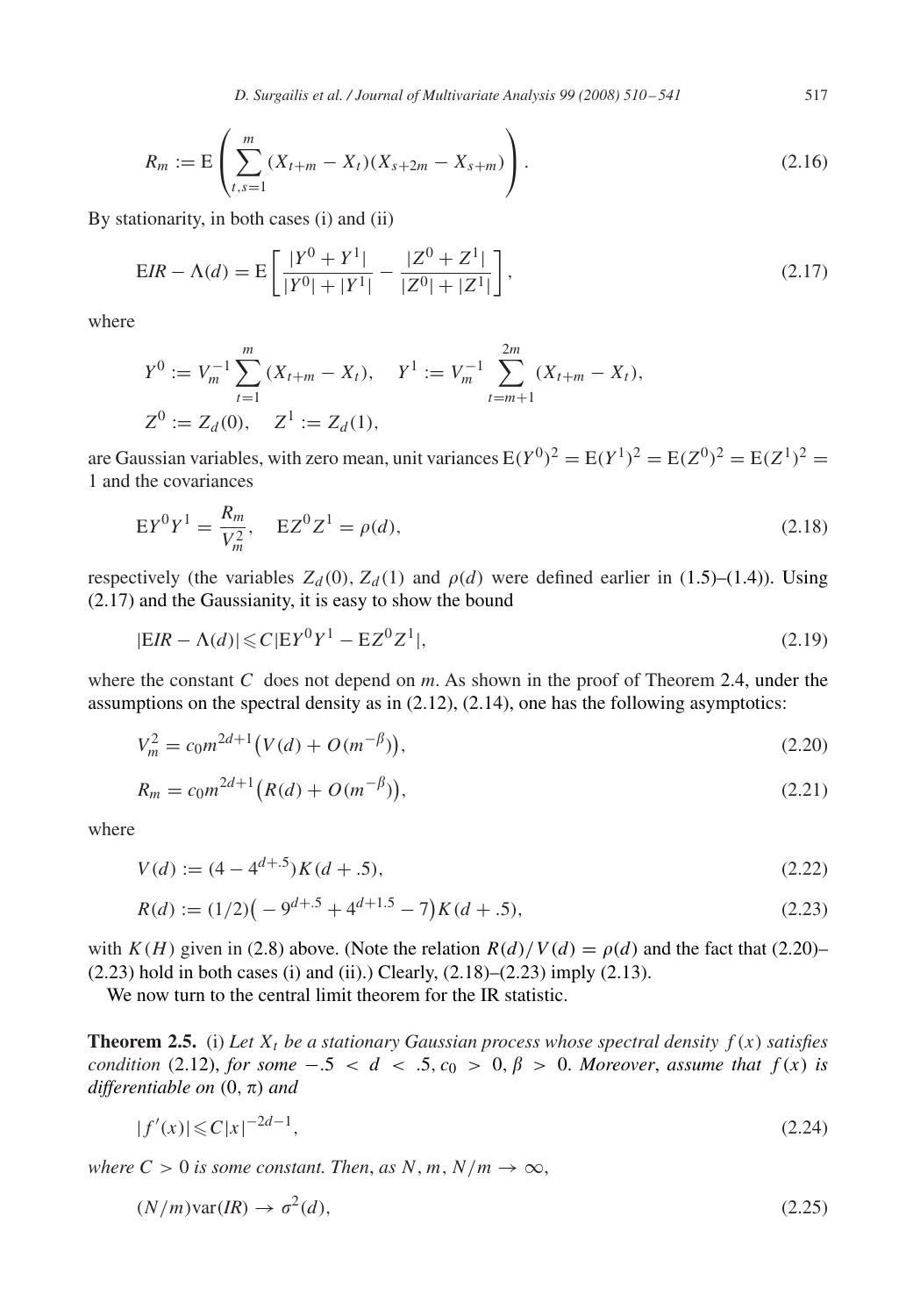$$R_m := \mathrm{E}\left(\sum_{t,s=1}^{m}(X_{t+m}-X_t)(X_{s+2m}-X_{s+m})\right). \tag{2.16}$$

By stationarity, in both cases (i) and (ii)

$$\mathrm{E}IR - \Lambda(d) = \mathrm{E}\left[\frac{|Y^0+Y^1|}{|Y^0|+|Y^1|} - \frac{|Z^0+Z^1|}{|Z^0|+|Z^1|}\right], \tag{2.17}$$

where

$$Y^0 := V_m^{-1}\sum_{t=1}^{m}(X_{t+m}-X_t), \quad Y^1 := V_m^{-1}\sum_{t=m+1}^{2m}(X_{t+m}-X_t),$$
$$Z^0 := Z_d(0), \quad Z^1 := Z_d(1),$$

are Gaussian variables, with zero mean, unit variances $\mathrm{E}(Y^0)^2 = \mathrm{E}(Y^1)^2 = \mathrm{E}(Z^0)^2 = \mathrm{E}(Z^1)^2 = 1$ and the covariances

$$\mathrm{E}Y^0Y^1 = \frac{R_m}{V_m^2}, \quad \mathrm{E}Z^0Z^1 = \rho(d), \tag{2.18}$$

respectively (the variables $Z_d(0)$, $Z_d(1)$ and $\rho(d)$ were defined earlier in (1.5)–(1.4)). Using (2.17) and the Gaussianity, it is easy to show the bound

$$|\mathrm{E}IR - \Lambda(d)| \leqslant C|\mathrm{E}Y^0Y^1 - \mathrm{E}Z^0Z^1|, \tag{2.19}$$

where the constant $C$ does not depend on $m$. As shown in the proof of Theorem 2.4, under the assumptions on the spectral density as in (2.12), (2.14), one has the following asymptotics:

$$V_m^2 = c_0 m^{2d+1}\big(V(d) + O(m^{-\beta})\big), \tag{2.20}$$

$$R_m = c_0 m^{2d+1}\big(R(d) + O(m^{-\beta})\big), \tag{2.21}$$

where

$$V(d) := (4 - 4^{d+.5})K(d+.5), \tag{2.22}$$

$$R(d) := (1/2)\big(-9^{d+.5} + 4^{d+1.5} - 7\big)K(d+.5), \tag{2.23}$$

with $K(H)$ given in (2.8) above. (Note the relation $R(d)/V(d) = \rho(d)$ and the fact that (2.20)–(2.23) hold in both cases (i) and (ii).) Clearly, (2.18)–(2.23) imply (2.13).

We now turn to the central limit theorem for the IR statistic.

**Theorem 2.5.** (i) *Let $X_t$ be a stationary Gaussian process whose spectral density $f(x)$ satisfies condition* (2.12), *for some $-.5 < d < .5$, $c_0 > 0$, $\beta > 0$. Moreover, assume that $f(x)$ is differentiable on $(0, \pi)$ and*

$$|f'(x)| \leqslant C|x|^{-2d-1}, \tag{2.24}$$

*where $C > 0$ is some constant. Then, as $N, m, N/m \to \infty$,*

$$(N/m)\mathrm{var}(IR) \to \sigma^2(d), \tag{2.25}$$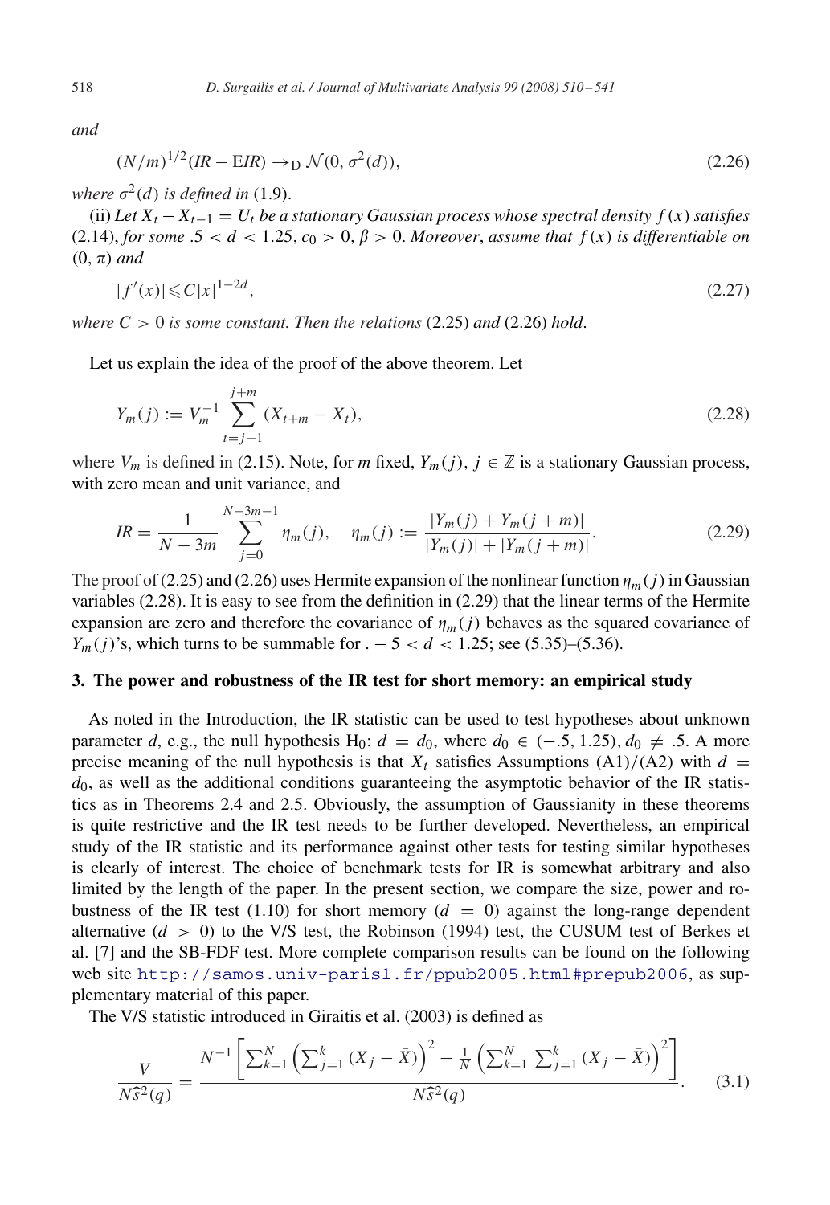*and*

$$(N/m)^{1/2}(IR - \mathrm{E}IR) \to_{\mathrm{D}} \mathcal{N}(0, \sigma^2(d)), \tag{2.26}$$

*where* $\sigma^2(d)$ *is defined in* (1.9).

(ii) *Let* $X_t - X_{t-1} = U_t$ *be a stationary Gaussian process whose spectral density* $f(x)$ *satisfies* (2.14), *for some* $.5 < d < 1.25$, $c_0 > 0$, $\beta > 0$. *Moreover, assume that* $f(x)$ *is differentiable on* $(0, \pi)$ *and*

$$|f'(x)| \leqslant C|x|^{1-2d}, \tag{2.27}$$

*where* $C > 0$ *is some constant. Then the relations* (2.25) *and* (2.26) *hold.*

Let us explain the idea of the proof of the above theorem. Let

$$Y_m(j) := V_m^{-1} \sum_{t=j+1}^{j+m} (X_{t+m} - X_t), \tag{2.28}$$

where $V_m$ is defined in (2.15). Note, for $m$ fixed, $Y_m(j)$, $j \in \mathbb{Z}$ is a stationary Gaussian process, with zero mean and unit variance, and

$$IR = \frac{1}{N - 3m} \sum_{j=0}^{N-3m-1} \eta_m(j), \quad \eta_m(j) := \frac{|Y_m(j) + Y_m(j+m)|}{|Y_m(j)| + |Y_m(j+m)|}. \tag{2.29}$$

The proof of (2.25) and (2.26) uses Hermite expansion of the nonlinear function $\eta_m(j)$ in Gaussian variables (2.28). It is easy to see from the definition in (2.29) that the linear terms of the Hermite expansion are zero and therefore the covariance of $\eta_m(j)$ behaves as the squared covariance of $Y_m(j)$'s, which turns to be summable for $. - 5 < d < 1.25$; see (5.35)–(5.36).

## 3. The power and robustness of the IR test for short memory: an empirical study

As noted in the Introduction, the IR statistic can be used to test hypotheses about unknown parameter $d$, e.g., the null hypothesis H$_0$: $d = d_0$, where $d_0 \in (-.5, 1.25)$, $d_0 \neq .5$. A more precise meaning of the null hypothesis is that $X_t$ satisfies Assumptions (A1)/(A2) with $d = d_0$, as well as the additional conditions guaranteeing the asymptotic behavior of the IR statistics as in Theorems 2.4 and 2.5. Obviously, the assumption of Gaussianity in these theorems is quite restrictive and the IR test needs to be further developed. Nevertheless, an empirical study of the IR statistic and its performance against other tests for testing similar hypotheses is clearly of interest. The choice of benchmark tests for IR is somewhat arbitrary and also limited by the length of the paper. In the present section, we compare the size, power and robustness of the IR test (1.10) for short memory ($d = 0$) against the long-range dependent alternative ($d > 0$) to the V/S test, the Robinson (1994) test, the CUSUM test of Berkes et al. [7] and the SB-FDF test. More complete comparison results can be found on the following web site http://samos.univ-paris1.fr/ppub2005.html#prepub2006, as supplementary material of this paper.

The V/S statistic introduced in Giraitis et al. (2003) is defined as

$$\frac{V}{N\widehat{s}^2(q)} = \frac{N^{-1}\left[\sum_{k=1}^N \left(\sum_{j=1}^k (X_j - \bar{X})\right)^2 - \frac{1}{N}\left(\sum_{k=1}^N \sum_{j=1}^k (X_j - \bar{X})\right)^2\right]}{N\widehat{s}^2(q)}. \tag{3.1}$$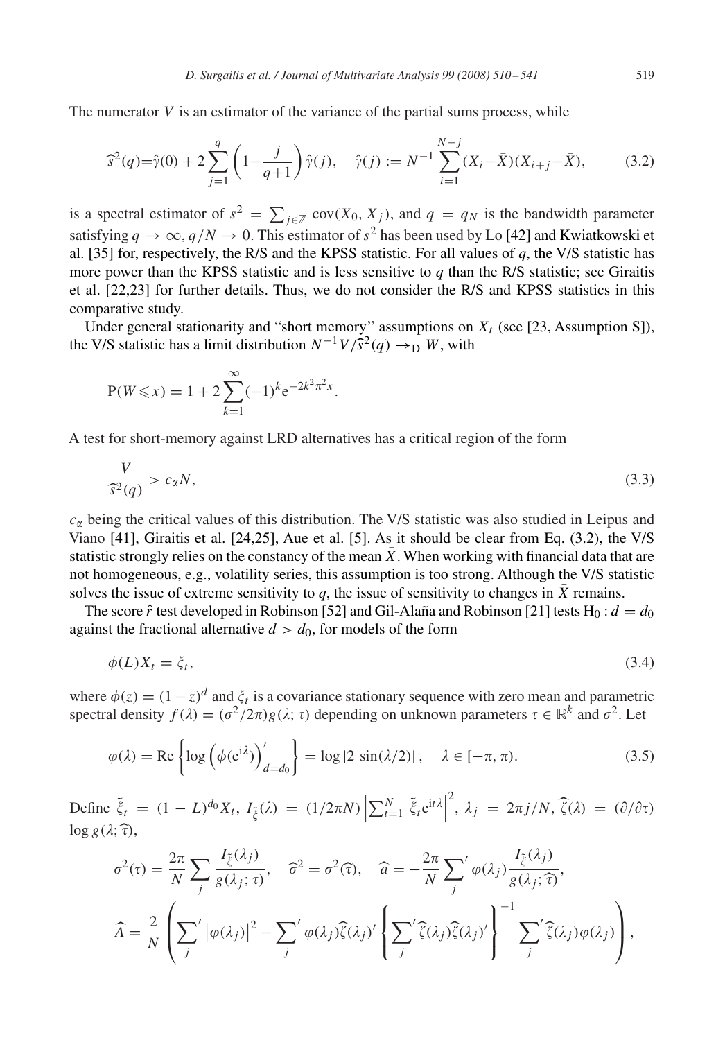The numerator $V$ is an estimator of the variance of the partial sums process, while

$$\widehat{s}^2(q) = \hat{\gamma}(0) + 2\sum_{j=1}^{q}\left(1 - \frac{j}{q+1}\right)\hat{\gamma}(j), \quad \hat{\gamma}(j) := N^{-1}\sum_{i=1}^{N-j}(X_i - \bar{X})(X_{i+j} - \bar{X}), \tag{3.2}$$

is a spectral estimator of $s^2 = \sum_{j\in\mathbb{Z}} \mathrm{cov}(X_0, X_j)$, and $q = q_N$ is the bandwidth parameter satisfying $q \to \infty$, $q/N \to 0$. This estimator of $s^2$ has been used by Lo [42] and Kwiatkowski et al. [35] for, respectively, the R/S and the KPSS statistic. For all values of $q$, the V/S statistic has more power than the KPSS statistic and is less sensitive to $q$ than the R/S statistic; see Giraitis et al. [22,23] for further details. Thus, we do not consider the R/S and KPSS statistics in this comparative study.

Under general stationarity and "short memory" assumptions on $X_t$ (see [23, Assumption S]), the V/S statistic has a limit distribution $N^{-1}V/\widehat{s}^2(q) \to_{\mathrm{D}} W$, with

$$\mathrm{P}(W \leqslant x) = 1 + 2\sum_{k=1}^{\infty}(-1)^k \mathrm{e}^{-2k^2\pi^2 x}.$$

A test for short-memory against LRD alternatives has a critical region of the form

$$\frac{V}{\widehat{s}^2(q)} > c_\alpha N, \tag{3.3}$$

$c_\alpha$ being the critical values of this distribution. The V/S statistic was also studied in Leipus and Viano [41], Giraitis et al. [24,25], Aue et al. [5]. As it should be clear from Eq. (3.2), the V/S statistic strongly relies on the constancy of the mean $\bar{X}$. When working with financial data that are not homogeneous, e.g., volatility series, this assumption is too strong. Although the V/S statistic solves the issue of extreme sensitivity to $q$, the issue of sensitivity to changes in $\bar{X}$ remains.

The score $\hat{r}$ test developed in Robinson [52] and Gil-Alaña and Robinson [21] tests $\mathrm{H}_0 : d = d_0$ against the fractional alternative $d > d_0$, for models of the form

$$\phi(L)X_t = \xi_t, \tag{3.4}$$

where $\phi(z) = (1-z)^d$ and $\xi_t$ is a covariance stationary sequence with zero mean and parametric spectral density $f(\lambda) = (\sigma^2/2\pi)g(\lambda;\tau)$ depending on unknown parameters $\tau \in \mathbb{R}^k$ and $\sigma^2$. Let

$$\varphi(\lambda) = \mathrm{Re}\left\{\log\left(\phi(\mathrm{e}^{\mathrm{i}\lambda})\right)'_{d=d_0}\right\} = \log|2\,\sin(\lambda/2)|, \quad \lambda \in [-\pi, \pi). \tag{3.5}$$

Define $\tilde{\xi}_t = (1-L)^{d_0}X_t$, $I_{\tilde{\xi}}(\lambda) = (1/2\pi N)\left|\sum_{t=1}^{N}\tilde{\xi}_t \mathrm{e}^{\mathrm{i}t\lambda}\right|^2$, $\lambda_j = 2\pi j/N$, $\widehat{\zeta}(\lambda) = (\partial/\partial\tau)\log g(\lambda;\widehat{\tau})$,

$$\sigma^2(\tau) = \frac{2\pi}{N}\sum_j \frac{I_{\tilde{\xi}}(\lambda_j)}{g(\lambda_j;\tau)}, \quad \widehat{\sigma}^2 = \sigma^2(\widehat{\tau}), \quad \widehat{a} = -\frac{2\pi}{N}\sum_j{}' \varphi(\lambda_j)\frac{I_{\tilde{\xi}}(\lambda_j)}{g(\lambda_j;\widehat{\tau})},$$

$$\widehat{A} = \frac{2}{N}\left(\sum_j{}' |\varphi(\lambda_j)|^2 - \sum_j{}' \varphi(\lambda_j)\widehat{\zeta}(\lambda_j)'\left\{\sum_j{}'\widehat{\zeta}(\lambda_j)\widehat{\zeta}(\lambda_j)'\right\}^{-1}\sum_j{}'\widehat{\zeta}(\lambda_j)\varphi(\lambda_j)\right),$$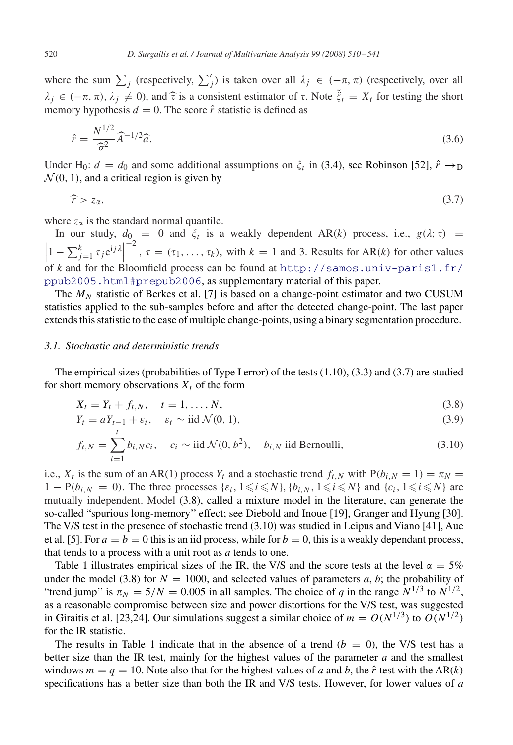where the sum $\sum_j$ (respectively, $\sum'_j$) is taken over all $\lambda_j \in (-\pi, \pi)$ (respectively, over all $\lambda_j \in (-\pi, \pi)$, $\lambda_j \neq 0$), and $\widehat{\tau}$ is a consistent estimator of $\tau$. Note $\tilde{\xi}_t = X_t$ for testing the short memory hypothesis $d = 0$. The score $\hat{r}$ statistic is defined as

$$\hat{r} = \frac{N^{1/2}}{\widehat{\sigma}^2} \widehat{A}^{-1/2} \widehat{a}. \tag{3.6}$$

Under $\mathrm{H}_0$: $d = d_0$ and some additional assumptions on $\xi_t$ in (3.4), see Robinson [52], $\hat{r} \to_{\mathrm{D}} \mathcal{N}(0, 1)$, and a critical region is given by

$$\widehat{r} > z_\alpha, \tag{3.7}$$

where $z_\alpha$ is the standard normal quantile.

In our study, $d_0 = 0$ and $\xi_t$ is a weakly dependent AR($k$) process, i.e., $g(\lambda; \tau) = \left|1 - \sum_{j=1}^k \tau_j \mathrm{e}^{\mathrm{i}j\lambda}\right|^{-2}$, $\tau = (\tau_1, \ldots, \tau_k)$, with $k = 1$ and 3. Results for AR($k$) for other values of $k$ and for the Bloomfield process can be found at http://samos.univ-paris1.fr/ppub2005.html#prepub2006, as supplementary material of this paper.

The $M_N$ statistic of Berkes et al. [7] is based on a change-point estimator and two CUSUM statistics applied to the sub-samples before and after the detected change-point. The last paper extends this statistic to the case of multiple change-points, using a binary segmentation procedure.

### 3.1. Stochastic and deterministic trends

The empirical sizes (probabilities of Type I error) of the tests (1.10), (3.3) and (3.7) are studied for short memory observations $X_t$ of the form

$$X_t = Y_t + f_{t,N}, \quad t = 1, \ldots, N, \tag{3.8}$$

$$Y_t = aY_{t-1} + \varepsilon_t, \quad \varepsilon_t \sim \text{iid}\, \mathcal{N}(0, 1), \tag{3.9}$$

$$f_{t,N} = \sum_{i=1}^{t} b_{i,N} c_i, \quad c_i \sim \text{iid}\, \mathcal{N}(0, b^2), \quad b_{i,N} \text{ iid Bernoulli}, \tag{3.10}$$

i.e., $X_t$ is the sum of an AR(1) process $Y_t$ and a stochastic trend $f_{t,N}$ with $\mathrm{P}(b_{i,N} = 1) = \pi_N = 1 - \mathrm{P}(b_{i,N} = 0)$. The three processes $\{\varepsilon_i, 1 \leqslant i \leqslant N\}$, $\{b_{i,N}, 1 \leqslant i \leqslant N\}$ and $\{c_i, 1 \leqslant i \leqslant N\}$ are mutually independent. Model (3.8), called a mixture model in the literature, can generate the so-called "spurious long-memory" effect; see Diebold and Inoue [19], Granger and Hyung [30]. The V/S test in the presence of stochastic trend (3.10) was studied in Leipus and Viano [41], Aue et al. [5]. For $a = b = 0$ this is an iid process, while for $b = 0$, this is a weakly dependant process, that tends to a process with a unit root as $a$ tends to one.

Table 1 illustrates empirical sizes of the IR, the V/S and the score tests at the level $\alpha = 5\%$ under the model (3.8) for $N = 1000$, and selected values of parameters $a$, $b$; the probability of "trend jump" is $\pi_N = 5/N = 0.005$ in all samples. The choice of $q$ in the range $N^{1/3}$ to $N^{1/2}$, as a reasonable compromise between size and power distortions for the V/S test, was suggested in Giraitis et al. [23,24]. Our simulations suggest a similar choice of $m = O(N^{1/3})$ to $O(N^{1/2})$ for the IR statistic.

The results in Table 1 indicate that in the absence of a trend ($b = 0$), the V/S test has a better size than the IR test, mainly for the highest values of the parameter $a$ and the smallest windows $m = q = 10$. Note also that for the highest values of $a$ and $b$, the $\hat{r}$ test with the AR($k$) specifications has a better size than both the IR and V/S tests. However, for lower values of $a$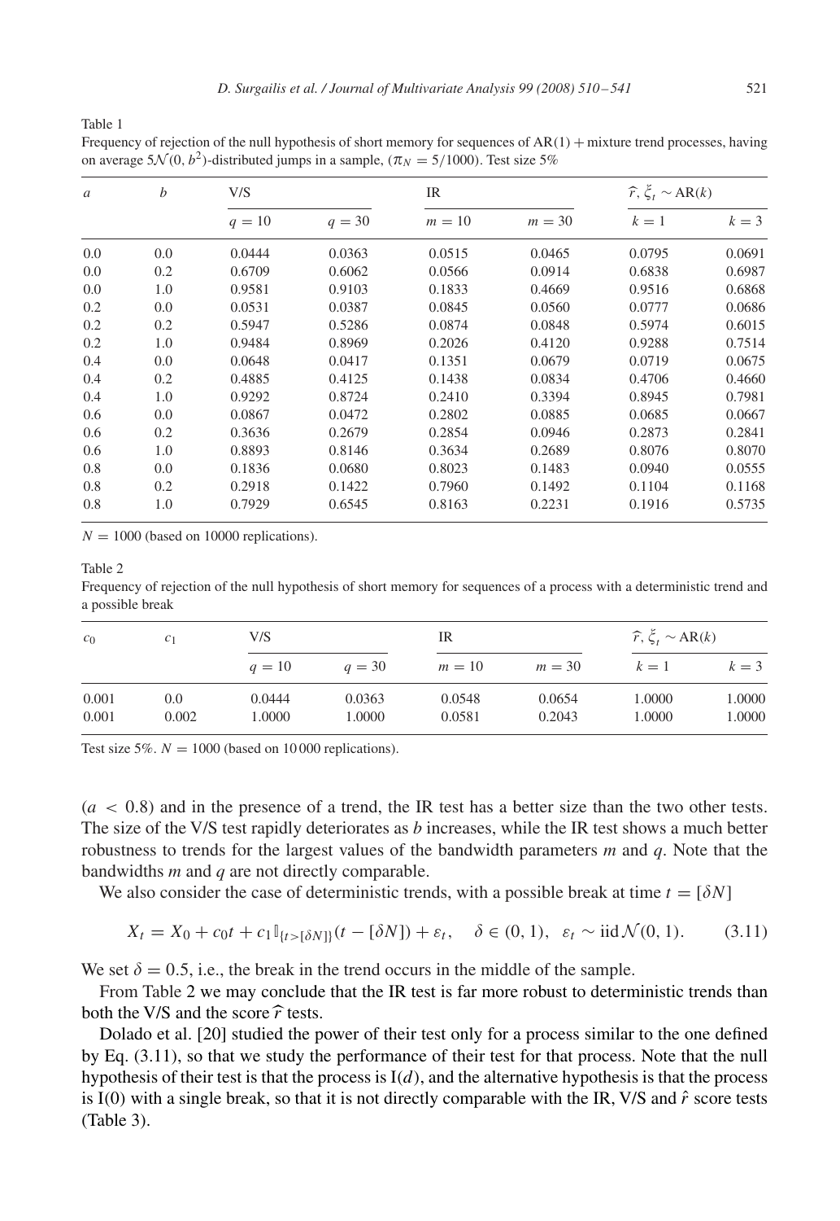Table 1

Frequency of rejection of the null hypothesis of short memory for sequences of AR(1) + mixture trend processes, having on average $5\mathcal{N}(0, b^2)$-distributed jumps in a sample, ($\pi_N = 5/1000$). Test size 5%

| $a$ | $b$ | V/S | | IR | | $\widehat{r}, \xi_t \sim \mathrm{AR}(k)$ | |
|---|---|---|---|---|---|---|---|
| | | $q = 10$ | $q = 30$ | $m = 10$ | $m = 30$ | $k = 1$ | $k = 3$ |
| 0.0 | 0.0 | 0.0444 | 0.0363 | 0.0515 | 0.0465 | 0.0795 | 0.0691 |
| 0.0 | 0.2 | 0.6709 | 0.6062 | 0.0566 | 0.0914 | 0.6838 | 0.6987 |
| 0.0 | 1.0 | 0.9581 | 0.9103 | 0.1833 | 0.4669 | 0.9516 | 0.6868 |
| 0.2 | 0.0 | 0.0531 | 0.0387 | 0.0845 | 0.0560 | 0.0777 | 0.0686 |
| 0.2 | 0.2 | 0.5947 | 0.5286 | 0.0874 | 0.0848 | 0.5974 | 0.6015 |
| 0.2 | 1.0 | 0.9484 | 0.8969 | 0.2026 | 0.4120 | 0.9288 | 0.7514 |
| 0.4 | 0.0 | 0.0648 | 0.0417 | 0.1351 | 0.0679 | 0.0719 | 0.0675 |
| 0.4 | 0.2 | 0.4885 | 0.4125 | 0.1438 | 0.0834 | 0.4706 | 0.4660 |
| 0.4 | 1.0 | 0.9292 | 0.8724 | 0.2410 | 0.3394 | 0.8945 | 0.7981 |
| 0.6 | 0.0 | 0.0867 | 0.0472 | 0.2802 | 0.0885 | 0.0685 | 0.0667 |
| 0.6 | 0.2 | 0.3636 | 0.2679 | 0.2854 | 0.0946 | 0.2873 | 0.2841 |
| 0.6 | 1.0 | 0.8893 | 0.8146 | 0.3634 | 0.2689 | 0.8076 | 0.8070 |
| 0.8 | 0.0 | 0.1836 | 0.0680 | 0.8023 | 0.1483 | 0.0940 | 0.0555 |
| 0.8 | 0.2 | 0.2918 | 0.1422 | 0.7960 | 0.1492 | 0.1104 | 0.1168 |
| 0.8 | 1.0 | 0.7929 | 0.6545 | 0.8163 | 0.2231 | 0.1916 | 0.5735 |

$N = 1000$ (based on 10000 replications).

Table 2

Frequency of rejection of the null hypothesis of short memory for sequences of a process with a deterministic trend and a possible break

| $c_0$ | $c_1$ | V/S | | IR | | $\widehat{r}, \xi_t \sim \mathrm{AR}(k)$ | |
|---|---|---|---|---|---|---|---|
| | | $q = 10$ | $q = 30$ | $m = 10$ | $m = 30$ | $k = 1$ | $k = 3$ |
| 0.001 | 0.0 | 0.0444 | 0.0363 | 0.0548 | 0.0654 | 1.0000 | 1.0000 |
| 0.001 | 0.002 | 1.0000 | 1.0000 | 0.0581 | 0.2043 | 1.0000 | 1.0000 |

Test size 5%. $N = 1000$ (based on 10 000 replications).

($a < 0.8$) and in the presence of a trend, the IR test has a better size than the two other tests. The size of the V/S test rapidly deteriorates as $b$ increases, while the IR test shows a much better robustness to trends for the largest values of the bandwidth parameters $m$ and $q$. Note that the bandwidths $m$ and $q$ are not directly comparable.

We also consider the case of deterministic trends, with a possible break at time $t = [\delta N]$

$$X_t = X_0 + c_0 t + c_1 \mathbb{I}_{\{t > [\delta N]\}}(t - [\delta N]) + \varepsilon_t, \quad \delta \in (0, 1), \ \ \varepsilon_t \sim \mathrm{iid}\, \mathcal{N}(0, 1). \tag{3.11}$$

We set $\delta = 0.5$, i.e., the break in the trend occurs in the middle of the sample.

From Table 2 we may conclude that the IR test is far more robust to deterministic trends than both the V/S and the score $\widehat{r}$ tests.

Dolado et al. [20] studied the power of their test only for a process similar to the one defined by Eq. (3.11), so that we study the performance of their test for that process. Note that the null hypothesis of their test is that the process is I($d$), and the alternative hypothesis is that the process is I(0) with a single break, so that it is not directly comparable with the IR, V/S and $\hat{r}$ score tests (Table 3).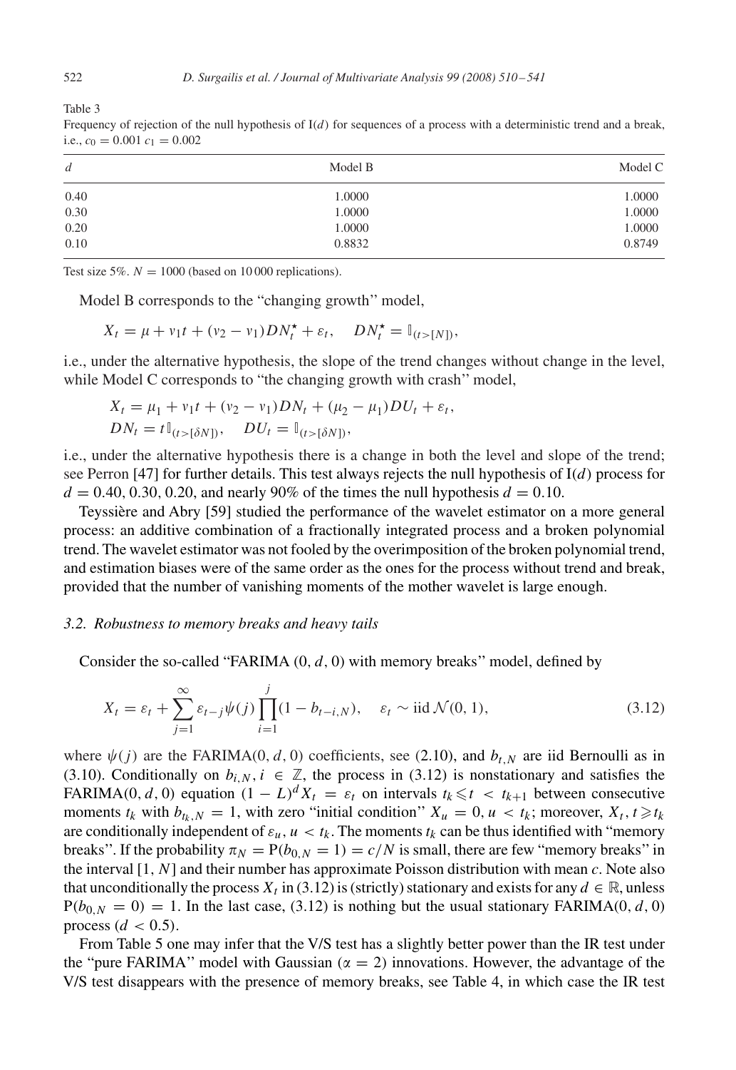Table 3

Frequency of rejection of the null hypothesis of I($d$) for sequences of a process with a deterministic trend and a break, i.e., $c_0 = 0.001$ $c_1 = 0.002$

| $d$ | Model B | Model C |
|---|---|---|
| 0.40 | 1.0000 | 1.0000 |
| 0.30 | 1.0000 | 1.0000 |
| 0.20 | 1.0000 | 1.0000 |
| 0.10 | 0.8832 | 0.8749 |

Test size 5%. $N = 1000$ (based on 10 000 replications).

Model B corresponds to the "changing growth" model,

$$X_t = \mu + v_1 t + (v_2 - v_1) DN_t^\star + \varepsilon_t, \quad DN_t^\star = \mathbb{I}_{(t > [N])},$$

i.e., under the alternative hypothesis, the slope of the trend changes without change in the level, while Model C corresponds to "the changing growth with crash" model,

$$X_t = \mu_1 + v_1 t + (v_2 - v_1) DN_t + (\mu_2 - \mu_1) DU_t + \varepsilon_t,$$
$$DN_t = t\mathbb{I}_{(t > [\delta N])}, \quad DU_t = \mathbb{I}_{(t > [\delta N])},$$

i.e., under the alternative hypothesis there is a change in both the level and slope of the trend; see Perron [47] for further details. This test always rejects the null hypothesis of I($d$) process for $d = 0.40, 0.30, 0.20$, and nearly 90% of the times the null hypothesis $d = 0.10$.

Teyssière and Abry [59] studied the performance of the wavelet estimator on a more general process: an additive combination of a fractionally integrated process and a broken polynomial trend. The wavelet estimator was not fooled by the overimposition of the broken polynomial trend, and estimation biases were of the same order as the ones for the process without trend and break, provided that the number of vanishing moments of the mother wavelet is large enough.

### 3.2. Robustness to memory breaks and heavy tails

Consider the so-called "FARIMA (0, $d$, 0) with memory breaks" model, defined by

$$X_t = \varepsilon_t + \sum_{j=1}^{\infty} \varepsilon_{t-j} \psi(j) \prod_{i=1}^{j} (1 - b_{t-i,N}), \quad \varepsilon_t \sim \text{iid } \mathcal{N}(0, 1), \tag{3.12}$$

where $\psi(j)$ are the FARIMA(0, $d$, 0) coefficients, see (2.10), and $b_{t,N}$ are iid Bernoulli as in (3.10). Conditionally on $b_{i,N}, i \in \mathbb{Z}$, the process in (3.12) is nonstationary and satisfies the FARIMA(0, $d$, 0) equation $(1 - L)^d X_t = \varepsilon_t$ on intervals $t_k \leqslant t < t_{k+1}$ between consecutive moments $t_k$ with $b_{t_k,N} = 1$, with zero "initial condition" $X_u = 0, u < t_k$; moreover, $X_t, t \geqslant t_k$ are conditionally independent of $\varepsilon_u, u < t_k$. The moments $t_k$ can be thus identified with "memory breaks". If the probability $\pi_N = \mathrm{P}(b_{0,N} = 1) = c/N$ is small, there are few "memory breaks" in the interval $[1, N]$ and their number has approximate Poisson distribution with mean $c$. Note also that unconditionally the process $X_t$ in (3.12) is (strictly) stationary and exists for any $d \in \mathbb{R}$, unless $\mathrm{P}(b_{0,N} = 0) = 1$. In the last case, (3.12) is nothing but the usual stationary FARIMA(0, $d$, 0) process ($d < 0.5$).

From Table 5 one may infer that the V/S test has a slightly better power than the IR test under the "pure FARIMA" model with Gaussian ($\alpha = 2$) innovations. However, the advantage of the V/S test disappears with the presence of memory breaks, see Table 4, in which case the IR test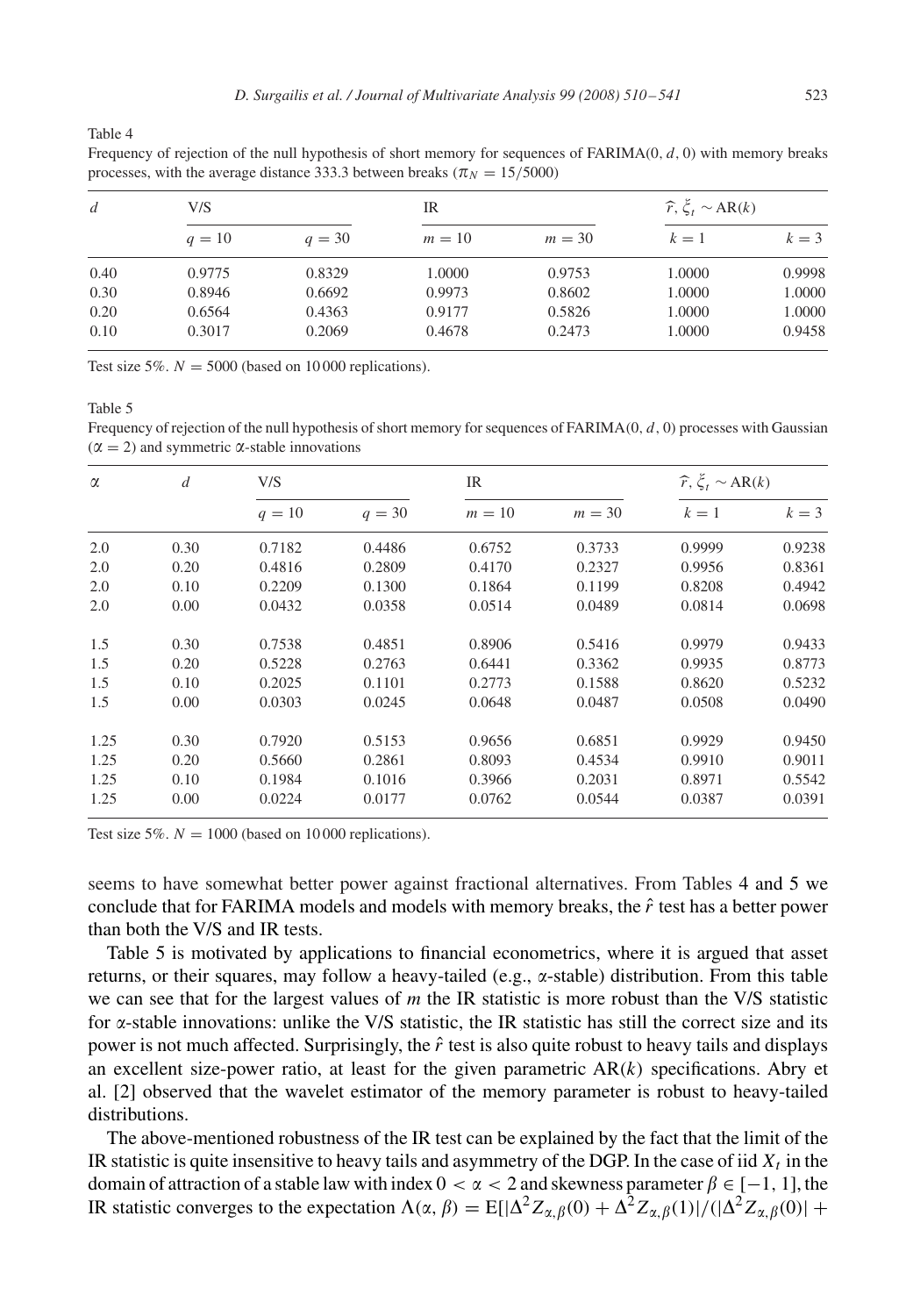Table 4

Frequency of rejection of the null hypothesis of short memory for sequences of FARIMA(0, $d$, 0) with memory breaks processes, with the average distance 333.3 between breaks ($\pi_N = 15/5000$)

| $d$ | V/S | | IR | | $\widehat{r}, \xi_t \sim \mathrm{AR}(k)$ | |
|---|---|---|---|---|---|---|
| | $q = 10$ | $q = 30$ | $m = 10$ | $m = 30$ | $k = 1$ | $k = 3$ |
| 0.40 | 0.9775 | 0.8329 | 1.0000 | 0.9753 | 1.0000 | 0.9998 |
| 0.30 | 0.8946 | 0.6692 | 0.9973 | 0.8602 | 1.0000 | 1.0000 |
| 0.20 | 0.6564 | 0.4363 | 0.9177 | 0.5826 | 1.0000 | 1.0000 |
| 0.10 | 0.3017 | 0.2069 | 0.4678 | 0.2473 | 1.0000 | 0.9458 |

Test size 5%. $N = 5000$ (based on 10 000 replications).

Table 5

Frequency of rejection of the null hypothesis of short memory for sequences of FARIMA(0, $d$, 0) processes with Gaussian ($\alpha = 2$) and symmetric $\alpha$-stable innovations

| $\alpha$ | $d$ | V/S | | IR | | $\widehat{r}, \xi_t \sim \mathrm{AR}(k)$ | |
|---|---|---|---|---|---|---|---|
| | | $q = 10$ | $q = 30$ | $m = 10$ | $m = 30$ | $k = 1$ | $k = 3$ |
| 2.0 | 0.30 | 0.7182 | 0.4486 | 0.6752 | 0.3733 | 0.9999 | 0.9238 |
| 2.0 | 0.20 | 0.4816 | 0.2809 | 0.4170 | 0.2327 | 0.9956 | 0.8361 |
| 2.0 | 0.10 | 0.2209 | 0.1300 | 0.1864 | 0.1199 | 0.8208 | 0.4942 |
| 2.0 | 0.00 | 0.0432 | 0.0358 | 0.0514 | 0.0489 | 0.0814 | 0.0698 |
| 1.5 | 0.30 | 0.7538 | 0.4851 | 0.8906 | 0.5416 | 0.9979 | 0.9433 |
| 1.5 | 0.20 | 0.5228 | 0.2763 | 0.6441 | 0.3362 | 0.9935 | 0.8773 |
| 1.5 | 0.10 | 0.2025 | 0.1101 | 0.2773 | 0.1588 | 0.8620 | 0.5232 |
| 1.5 | 0.00 | 0.0303 | 0.0245 | 0.0648 | 0.0487 | 0.0508 | 0.0490 |
| 1.25 | 0.30 | 0.7920 | 0.5153 | 0.9656 | 0.6851 | 0.9929 | 0.9450 |
| 1.25 | 0.20 | 0.5660 | 0.2861 | 0.8093 | 0.4534 | 0.9910 | 0.9011 |
| 1.25 | 0.10 | 0.1984 | 0.1016 | 0.3966 | 0.2031 | 0.8971 | 0.5542 |
| 1.25 | 0.00 | 0.0224 | 0.0177 | 0.0762 | 0.0544 | 0.0387 | 0.0391 |

Test size 5%. $N = 1000$ (based on 10 000 replications).

seems to have somewhat better power against fractional alternatives. From Tables 4 and 5 we conclude that for FARIMA models and models with memory breaks, the $\hat{r}$ test has a better power than both the V/S and IR tests.

Table 5 is motivated by applications to financial econometrics, where it is argued that asset returns, or their squares, may follow a heavy-tailed (e.g., $\alpha$-stable) distribution. From this table we can see that for the largest values of $m$ the IR statistic is more robust than the V/S statistic for $\alpha$-stable innovations: unlike the V/S statistic, the IR statistic has still the correct size and its power is not much affected. Surprisingly, the $\hat{r}$ test is also quite robust to heavy tails and displays an excellent size-power ratio, at least for the given parametric AR($k$) specifications. Abry et al. [2] observed that the wavelet estimator of the memory parameter is robust to heavy-tailed distributions.

The above-mentioned robustness of the IR test can be explained by the fact that the limit of the IR statistic is quite insensitive to heavy tails and asymmetry of the DGP. In the case of iid $X_t$ in the domain of attraction of a stable law with index $0 < \alpha < 2$ and skewness parameter $\beta \in [-1, 1]$, the IR statistic converges to the expectation $\Lambda(\alpha, \beta) = \mathrm{E}[|\Delta^2 Z_{\alpha,\beta}(0) + \Delta^2 Z_{\alpha,\beta}(1)|/(|\Delta^2 Z_{\alpha,\beta}(0)| +$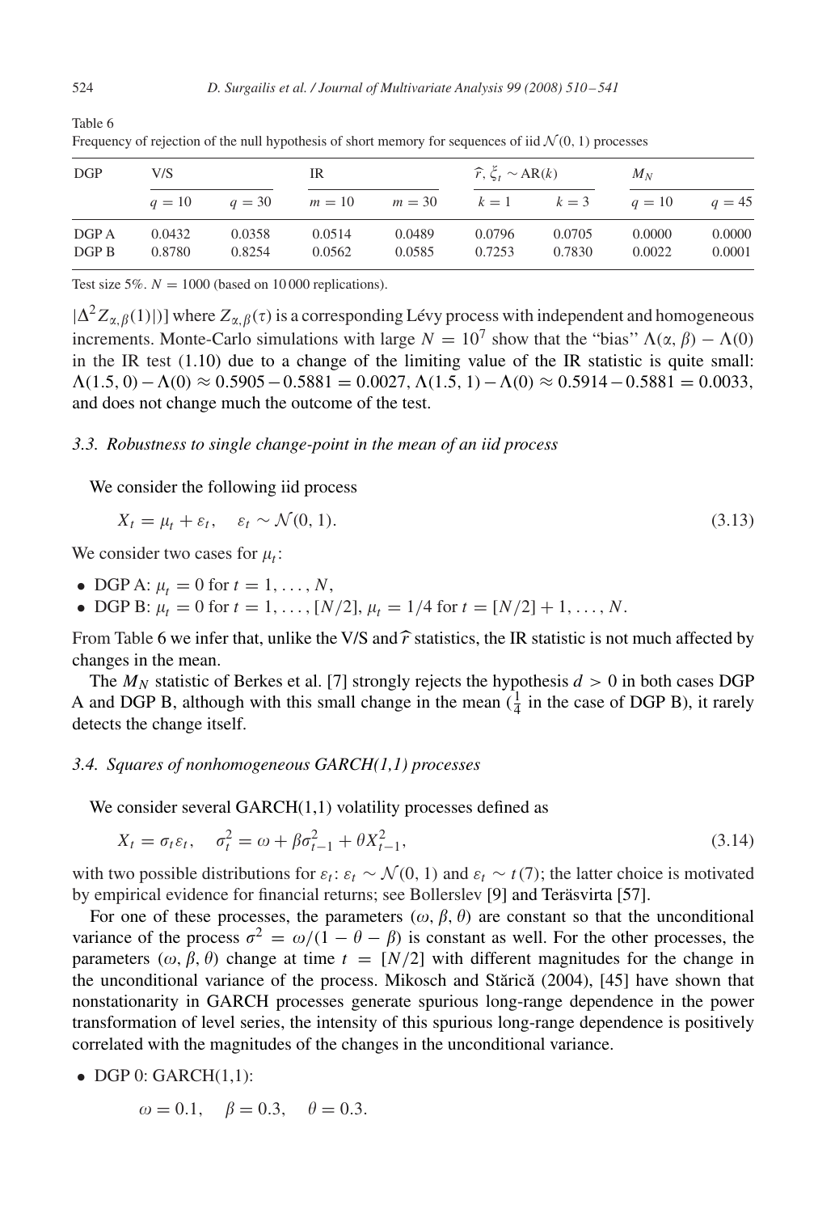Table 6
Frequency of rejection of the null hypothesis of short memory for sequences of iid $\mathcal{N}(0, 1)$ processes

| DGP | V/S | | IR | | $\widehat{r}$, $\xi_t \sim \mathrm{AR}(k)$ | | $M_N$ | |
|---|---|---|---|---|---|---|---|---|
| | $q = 10$ | $q = 30$ | $m = 10$ | $m = 30$ | $k = 1$ | $k = 3$ | $q = 10$ | $q = 45$ |
| DGP A | 0.0432 | 0.0358 | 0.0514 | 0.0489 | 0.0796 | 0.0705 | 0.0000 | 0.0000 |
| DGP B | 0.8780 | 0.8254 | 0.0562 | 0.0585 | 0.7253 | 0.7830 | 0.0022 | 0.0001 |

Test size 5%. $N = 1000$ (based on 10 000 replications).

$|\Delta^2 Z_{\alpha,\beta}(1)|)]$ where $Z_{\alpha,\beta}(\tau)$ is a corresponding Lévy process with independent and homogeneous increments. Monte-Carlo simulations with large $N = 10^7$ show that the "bias" $\Lambda(\alpha, \beta) - \Lambda(0)$ in the IR test (1.10) due to a change of the limiting value of the IR statistic is quite small: $\Lambda(1.5, 0) - \Lambda(0) \approx 0.5905 - 0.5881 = 0.0027$, $\Lambda(1.5, 1) - \Lambda(0) \approx 0.5914 - 0.5881 = 0.0033$, and does not change much the outcome of the test.

### 3.3. Robustness to single change-point in the mean of an iid process

We consider the following iid process

$$X_t = \mu_t + \varepsilon_t, \quad \varepsilon_t \sim \mathcal{N}(0, 1). \tag{3.13}$$

We consider two cases for $\mu_t$:

- DGP A: $\mu_t = 0$ for $t = 1, \ldots, N$,
- DGP B: $\mu_t = 0$ for $t = 1, \ldots, [N/2]$, $\mu_t = 1/4$ for $t = [N/2] + 1, \ldots, N$.

From Table 6 we infer that, unlike the V/S and $\widehat{r}$ statistics, the IR statistic is not much affected by changes in the mean.

The $M_N$ statistic of Berkes et al. [7] strongly rejects the hypothesis $d > 0$ in both cases DGP A and DGP B, although with this small change in the mean ($\frac{1}{4}$ in the case of DGP B), it rarely detects the change itself.

### 3.4. Squares of nonhomogeneous GARCH(1,1) processes

We consider several GARCH(1,1) volatility processes defined as

$$X_t = \sigma_t \varepsilon_t, \quad \sigma_t^2 = \omega + \beta \sigma_{t-1}^2 + \theta X_{t-1}^2, \tag{3.14}$$

with two possible distributions for $\varepsilon_t$: $\varepsilon_t \sim \mathcal{N}(0, 1)$ and $\varepsilon_t \sim t(7)$; the latter choice is motivated by empirical evidence for financial returns; see Bollerslev [9] and Teräsvirta [57].

For one of these processes, the parameters $(\omega, \beta, \theta)$ are constant so that the unconditional variance of the process $\sigma^2 = \omega/(1 - \theta - \beta)$ is constant as well. For the other processes, the parameters $(\omega, \beta, \theta)$ change at time $t = [N/2]$ with different magnitudes for the change in the unconditional variance of the process. Mikosch and Stărică (2004), [45] have shown that nonstationarity in GARCH processes generate spurious long-range dependence in the power transformation of level series, the intensity of this spurious long-range dependence is positively correlated with the magnitudes of the changes in the unconditional variance.

- DGP 0: GARCH(1,1):

$$\omega = 0.1, \quad \beta = 0.3, \quad \theta = 0.3.$$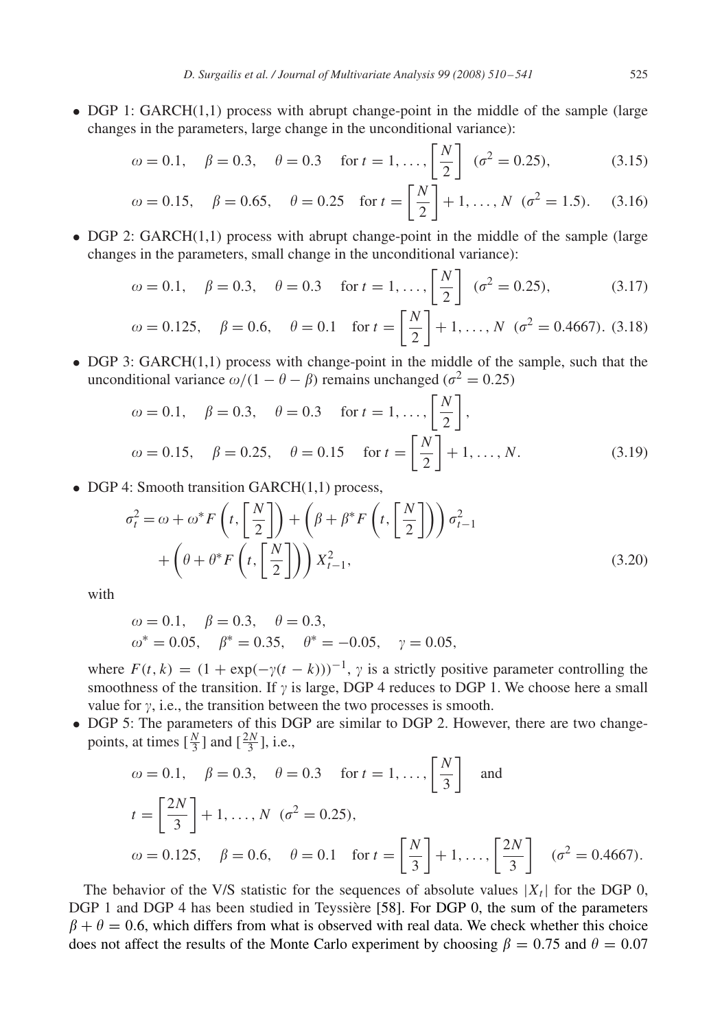- DGP 1: GARCH(1,1) process with abrupt change-point in the middle of the sample (large changes in the parameters, large change in the unconditional variance):

$$\omega = 0.1, \quad \beta = 0.3, \quad \theta = 0.3 \quad \text{for } t = 1, \ldots, \left[\frac{N}{2}\right] \ (\sigma^2 = 0.25), \tag{3.15}$$

$$\omega = 0.15, \quad \beta = 0.65, \quad \theta = 0.25 \quad \text{for } t = \left[\frac{N}{2}\right] + 1, \ldots, N \ (\sigma^2 = 1.5). \tag{3.16}$$

- DGP 2: GARCH(1,1) process with abrupt change-point in the middle of the sample (large changes in the parameters, small change in the unconditional variance):

$$\omega = 0.1, \quad \beta = 0.3, \quad \theta = 0.3 \quad \text{for } t = 1, \ldots, \left[\frac{N}{2}\right] \ (\sigma^2 = 0.25), \tag{3.17}$$

$$\omega = 0.125, \quad \beta = 0.6, \quad \theta = 0.1 \quad \text{for } t = \left[\frac{N}{2}\right] + 1, \ldots, N \ (\sigma^2 = 0.4667). \tag{3.18}$$

- DGP 3: GARCH(1,1) process with change-point in the middle of the sample, such that the unconditional variance $\omega/(1 - \theta - \beta)$ remains unchanged ($\sigma^2 = 0.25$)

$$\omega = 0.1, \quad \beta = 0.3, \quad \theta = 0.3 \quad \text{for } t = 1, \ldots, \left[\frac{N}{2}\right],$$

$$\omega = 0.15, \quad \beta = 0.25, \quad \theta = 0.15 \quad \text{for } t = \left[\frac{N}{2}\right] + 1, \ldots, N. \tag{3.19}$$

- DGP 4: Smooth transition GARCH(1,1) process,

$$\sigma_t^2 = \omega + \omega^* F\left(t, \left[\frac{N}{2}\right]\right) + \left(\beta + \beta^* F\left(t, \left[\frac{N}{2}\right]\right)\right) \sigma_{t-1}^2 + \left(\theta + \theta^* F\left(t, \left[\frac{N}{2}\right]\right)\right) X_{t-1}^2, \tag{3.20}$$

  with

$$\omega = 0.1, \quad \beta = 0.3, \quad \theta = 0.3,$$
$$\omega^* = 0.05, \quad \beta^* = 0.35, \quad \theta^* = -0.05, \quad \gamma = 0.05,$$

  where $F(t, k) = (1 + \exp(-\gamma(t - k)))^{-1}$, $\gamma$ is a strictly positive parameter controlling the smoothness of the transition. If $\gamma$ is large, DGP 4 reduces to DGP 1. We choose here a small value for $\gamma$, i.e., the transition between the two processes is smooth.

- DGP 5: The parameters of this DGP are similar to DGP 2. However, there are two change-points, at times $[\frac{N}{3}]$ and $[\frac{2N}{3}]$, i.e.,

$$\omega = 0.1, \quad \beta = 0.3, \quad \theta = 0.3 \quad \text{for } t = 1, \ldots, \left[\frac{N}{3}\right] \quad \text{and}$$

$$t = \left[\frac{2N}{3}\right] + 1, \ldots, N \ (\sigma^2 = 0.25),$$

$$\omega = 0.125, \quad \beta = 0.6, \quad \theta = 0.1 \quad \text{for } t = \left[\frac{N}{3}\right] + 1, \ldots, \left[\frac{2N}{3}\right] \quad (\sigma^2 = 0.4667).$$

The behavior of the V/S statistic for the sequences of absolute values $|X_t|$ for the DGP 0, DGP 1 and DGP 4 has been studied in Teyssière [58]. For DGP 0, the sum of the parameters $\beta + \theta = 0.6$, which differs from what is observed with real data. We check whether this choice does not affect the results of the Monte Carlo experiment by choosing $\beta = 0.75$ and $\theta = 0.07$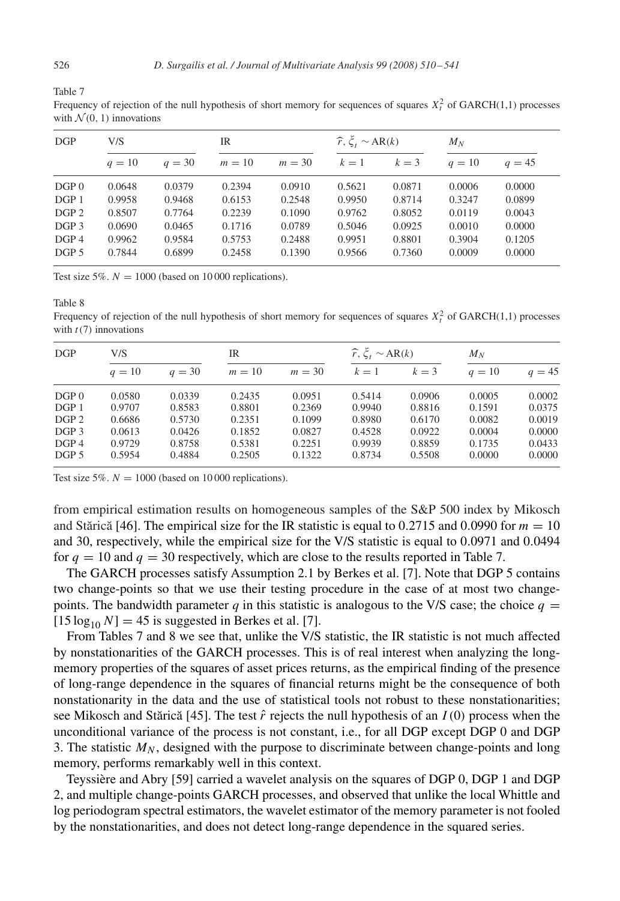Table 7

Frequency of rejection of the null hypothesis of short memory for sequences of squares $X_t^2$ of GARCH(1,1) processes with $\mathcal{N}(0, 1)$ innovations

| DGP | V/S | | IR | | $\widehat{r}$, $\xi_t \sim \mathrm{AR}(k)$ | | $M_N$ | |
|---|---|---|---|---|---|---|---|---|
| | $q = 10$ | $q = 30$ | $m = 10$ | $m = 30$ | $k = 1$ | $k = 3$ | $q = 10$ | $q = 45$ |
| DGP 0 | 0.0648 | 0.0379 | 0.2394 | 0.0910 | 0.5621 | 0.0871 | 0.0006 | 0.0000 |
| DGP 1 | 0.9958 | 0.9468 | 0.6153 | 0.2548 | 0.9950 | 0.8714 | 0.3247 | 0.0899 |
| DGP 2 | 0.8507 | 0.7764 | 0.2239 | 0.1090 | 0.9762 | 0.8052 | 0.0119 | 0.0043 |
| DGP 3 | 0.0690 | 0.0465 | 0.1716 | 0.0789 | 0.5046 | 0.0925 | 0.0010 | 0.0000 |
| DGP 4 | 0.9962 | 0.9584 | 0.5753 | 0.2488 | 0.9951 | 0.8801 | 0.3904 | 0.1205 |
| DGP 5 | 0.7844 | 0.6899 | 0.2458 | 0.1390 | 0.9566 | 0.7360 | 0.0009 | 0.0000 |

Test size 5%. $N = 1000$ (based on 10 000 replications).

Table 8

Frequency of rejection of the null hypothesis of short memory for sequences of squares $X_t^2$ of GARCH(1,1) processes with $t(7)$ innovations

| DGP | V/S | | IR | | $\widehat{r}$, $\xi_t \sim \mathrm{AR}(k)$ | | $M_N$ | |
|---|---|---|---|---|---|---|---|---|
| | $q = 10$ | $q = 30$ | $m = 10$ | $m = 30$ | $k = 1$ | $k = 3$ | $q = 10$ | $q = 45$ |
| DGP 0 | 0.0580 | 0.0339 | 0.2435 | 0.0951 | 0.5414 | 0.0906 | 0.0005 | 0.0002 |
| DGP 1 | 0.9707 | 0.8583 | 0.8801 | 0.2369 | 0.9940 | 0.8816 | 0.1591 | 0.0375 |
| DGP 2 | 0.6686 | 0.5730 | 0.2351 | 0.1099 | 0.8980 | 0.6170 | 0.0082 | 0.0019 |
| DGP 3 | 0.0613 | 0.0426 | 0.1852 | 0.0827 | 0.4528 | 0.0922 | 0.0004 | 0.0000 |
| DGP 4 | 0.9729 | 0.8758 | 0.5381 | 0.2251 | 0.9939 | 0.8859 | 0.1735 | 0.0433 |
| DGP 5 | 0.5954 | 0.4884 | 0.2505 | 0.1322 | 0.8734 | 0.5508 | 0.0000 | 0.0000 |

Test size 5%. $N = 1000$ (based on 10 000 replications).

from empirical estimation results on homogeneous samples of the S&P 500 index by Mikosch and Stărică [46]. The empirical size for the IR statistic is equal to 0.2715 and 0.0990 for $m = 10$ and 30, respectively, while the empirical size for the V/S statistic is equal to 0.0971 and 0.0494 for $q = 10$ and $q = 30$ respectively, which are close to the results reported in Table 7.

The GARCH processes satisfy Assumption 2.1 by Berkes et al. [7]. Note that DGP 5 contains two change-points so that we use their testing procedure in the case of at most two change-points. The bandwidth parameter $q$ in this statistic is analogous to the V/S case; the choice $q = [15 \log_{10} N] = 45$ is suggested in Berkes et al. [7].

From Tables 7 and 8 we see that, unlike the V/S statistic, the IR statistic is not much affected by nonstationarities of the GARCH processes. This is of real interest when analyzing the long-memory properties of the squares of asset prices returns, as the empirical finding of the presence of long-range dependence in the squares of financial returns might be the consequence of both nonstationarity in the data and the use of statistical tools not robust to these nonstationarities; see Mikosch and Stărică [45]. The test $\hat{r}$ rejects the null hypothesis of an $I(0)$ process when the unconditional variance of the process is not constant, i.e., for all DGP except DGP 0 and DGP 3. The statistic $M_N$, designed with the purpose to discriminate between change-points and long memory, performs remarkably well in this context.

Teyssière and Abry [59] carried a wavelet analysis on the squares of DGP 0, DGP 1 and DGP 2, and multiple change-points GARCH processes, and observed that unlike the local Whittle and log periodogram spectral estimators, the wavelet estimator of the memory parameter is not fooled by the nonstationarities, and does not detect long-range dependence in the squared series.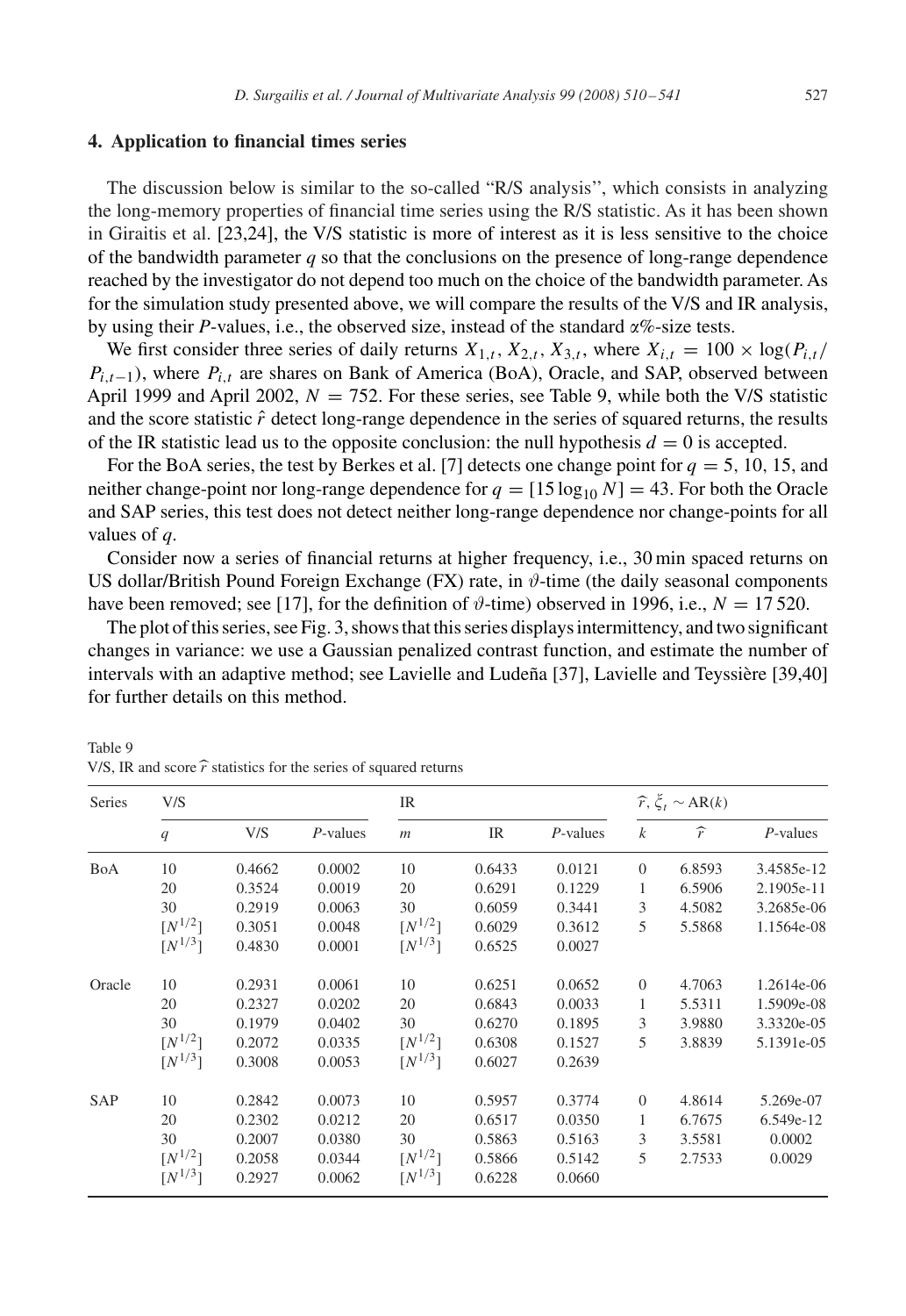## 4. Application to financial times series

The discussion below is similar to the so-called "R/S analysis", which consists in analyzing the long-memory properties of financial time series using the R/S statistic. As it has been shown in Giraitis et al. [23,24], the V/S statistic is more of interest as it is less sensitive to the choice of the bandwidth parameter $q$ so that the conclusions on the presence of long-range dependence reached by the investigator do not depend too much on the choice of the bandwidth parameter. As for the simulation study presented above, we will compare the results of the V/S and IR analysis, by using their $P$-values, i.e., the observed size, instead of the standard $\alpha$%-size tests.

We first consider three series of daily returns $X_{1,t}$, $X_{2,t}$, $X_{3,t}$, where $X_{i,t} = 100 \times \log(P_{i,t}/P_{i,t-1})$, where $P_{i,t}$ are shares on Bank of America (BoA), Oracle, and SAP, observed between April 1999 and April 2002, $N = 752$. For these series, see Table 9, while both the V/S statistic and the score statistic $\hat{r}$ detect long-range dependence in the series of squared returns, the results of the IR statistic lead us to the opposite conclusion: the null hypothesis $d = 0$ is accepted.

For the BoA series, the test by Berkes et al. [7] detects one change point for $q = 5$, 10, 15, and neither change-point nor long-range dependence for $q = [15 \log_{10} N] = 43$. For both the Oracle and SAP series, this test does not detect neither long-range dependence nor change-points for all values of $q$.

Consider now a series of financial returns at higher frequency, i.e., 30 min spaced returns on US dollar/British Pound Foreign Exchange (FX) rate, in $\vartheta$-time (the daily seasonal components have been removed; see [17], for the definition of $\vartheta$-time) observed in 1996, i.e., $N = 17\,520$.

The plot of this series, see Fig. 3, shows that this series displays intermittency, and two significant changes in variance: we use a Gaussian penalized contrast function, and estimate the number of intervals with an adaptive method; see Lavielle and Ludeña [37], Lavielle and Teyssière [39,40] for further details on this method.

Table 9
V/S, IR and score $\widehat{r}$ statistics for the series of squared returns

| Series | V/S | | | IR | | | $\widehat{r}$, $\xi_t \sim$ AR($k$) | | |
|---|---|---|---|---|---|---|---|---|---|
| | $q$ | V/S | $P$-values | $m$ | IR | $P$-values | $k$ | $\widehat{r}$ | $P$-values |
| BoA | 10 | 0.4662 | 0.0002 | 10 | 0.6433 | 0.0121 | 0 | 6.8593 | 3.4585e-12 |
| | 20 | 0.3524 | 0.0019 | 20 | 0.6291 | 0.1229 | 1 | 6.5906 | 2.1905e-11 |
| | 30 | 0.2919 | 0.0063 | 30 | 0.6059 | 0.3441 | 3 | 4.5082 | 3.2685e-06 |
| | $[N^{1/2}]$ | 0.3051 | 0.0048 | $[N^{1/2}]$ | 0.6029 | 0.3612 | 5 | 5.5868 | 1.1564e-08 |
| | $[N^{1/3}]$ | 0.4830 | 0.0001 | $[N^{1/3}]$ | 0.6525 | 0.0027 | | | |
| Oracle | 10 | 0.2931 | 0.0061 | 10 | 0.6251 | 0.0652 | 0 | 4.7063 | 1.2614e-06 |
| | 20 | 0.2327 | 0.0202 | 20 | 0.6843 | 0.0033 | 1 | 5.5311 | 1.5909e-08 |
| | 30 | 0.1979 | 0.0402 | 30 | 0.6270 | 0.1895 | 3 | 3.9880 | 3.3320e-05 |
| | $[N^{1/2}]$ | 0.2072 | 0.0335 | $[N^{1/2}]$ | 0.6308 | 0.1527 | 5 | 3.8839 | 5.1391e-05 |
| | $[N^{1/3}]$ | 0.3008 | 0.0053 | $[N^{1/3}]$ | 0.6027 | 0.2639 | | | |
| SAP | 10 | 0.2842 | 0.0073 | 10 | 0.5957 | 0.3774 | 0 | 4.8614 | 5.269e-07 |
| | 20 | 0.2302 | 0.0212 | 20 | 0.6517 | 0.0350 | 1 | 6.7675 | 6.549e-12 |
| | 30 | 0.2007 | 0.0380 | 30 | 0.5863 | 0.5163 | 3 | 3.5581 | 0.0002 |
| | $[N^{1/2}]$ | 0.2058 | 0.0344 | $[N^{1/2}]$ | 0.5866 | 0.5142 | 5 | 2.7533 | 0.0029 |
| | $[N^{1/3}]$ | 0.2927 | 0.0062 | $[N^{1/3}]$ | 0.6228 | 0.0660 | | | |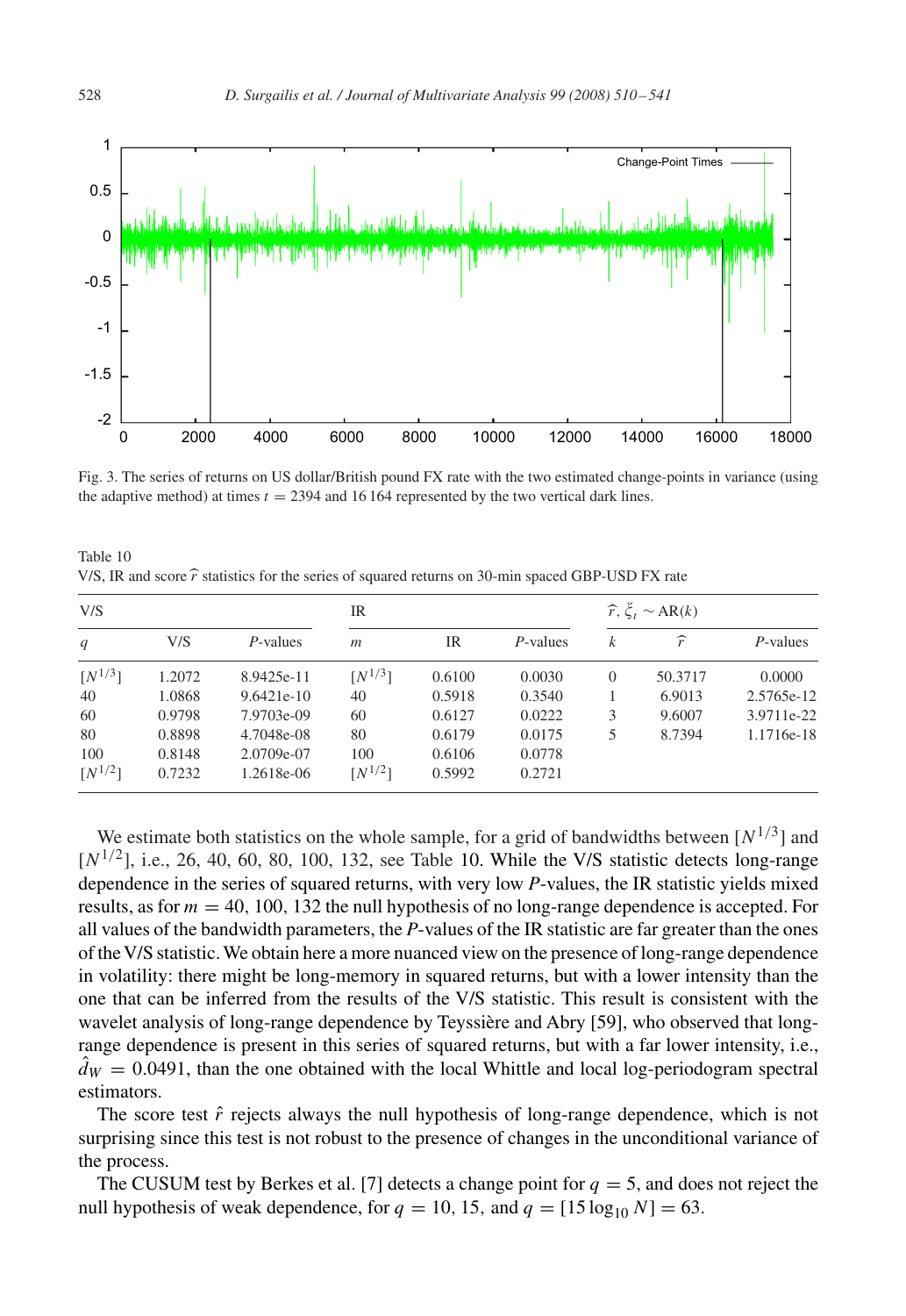Fig. 3. The series of returns on US dollar/British pound FX rate with the two estimated change-points in variance (using the adaptive method) at times $t = 2394$ and 16 164 represented by the two vertical dark lines.

Table 10
V/S, IR and score $\widehat{r}$ statistics for the series of squared returns on 30-min spaced GBP-USD FX rate

| V/S | | | IR | | | $\widehat{r}$, $\xi_t \sim$ AR($k$) | | |
|---|---|---|---|---|---|---|---|---|
| $q$ | V/S | *P*-values | $m$ | IR | *P*-values | $k$ | $\widehat{r}$ | *P*-values |
| $[N^{1/3}]$ | 1.2072 | 8.9425e-11 | $[N^{1/3}]$ | 0.6100 | 0.0030 | 0 | 50.3717 | 0.0000 |
| 40 | 1.0868 | 9.6421e-10 | 40 | 0.5918 | 0.3540 | 1 | 6.9013 | 2.5765e-12 |
| 60 | 0.9798 | 7.9703e-09 | 60 | 0.6127 | 0.0222 | 3 | 9.6007 | 3.9711e-22 |
| 80 | 0.8898 | 4.7048e-08 | 80 | 0.6179 | 0.0175 | 5 | 8.7394 | 1.1716e-18 |
| 100 | 0.8148 | 2.0709e-07 | 100 | 0.6106 | 0.0778 | | | |
| $[N^{1/2}]$ | 0.7232 | 1.2618e-06 | $[N^{1/2}]$ | 0.5992 | 0.2721 | | | |

We estimate both statistics on the whole sample, for a grid of bandwidths between $[N^{1/3}]$ and $[N^{1/2}]$, i.e., 26, 40, 60, 80, 100, 132, see Table 10. While the V/S statistic detects long-range dependence in the series of squared returns, with very low *P*-values, the IR statistic yields mixed results, as for $m = 40$, 100, 132 the null hypothesis of no long-range dependence is accepted. For all values of the bandwidth parameters, the *P*-values of the IR statistic are far greater than the ones of the V/S statistic. We obtain here a more nuanced view on the presence of long-range dependence in volatility: there might be long-memory in squared returns, but with a lower intensity than the one that can be inferred from the results of the V/S statistic. This result is consistent with the wavelet analysis of long-range dependence by Teyssière and Abry [59], who observed that long-range dependence is present in this series of squared returns, but with a far lower intensity, i.e., $\hat{d}_W = 0.0491$, than the one obtained with the local Whittle and local log-periodogram spectral estimators.

The score test $\hat{r}$ rejects always the null hypothesis of long-range dependence, which is not surprising since this test is not robust to the presence of changes in the unconditional variance of the process.

The CUSUM test by Berkes et al. [7] detects a change point for $q = 5$, and does not reject the null hypothesis of weak dependence, for $q = 10$, 15, and $q = [15 \log_{10} N] = 63$.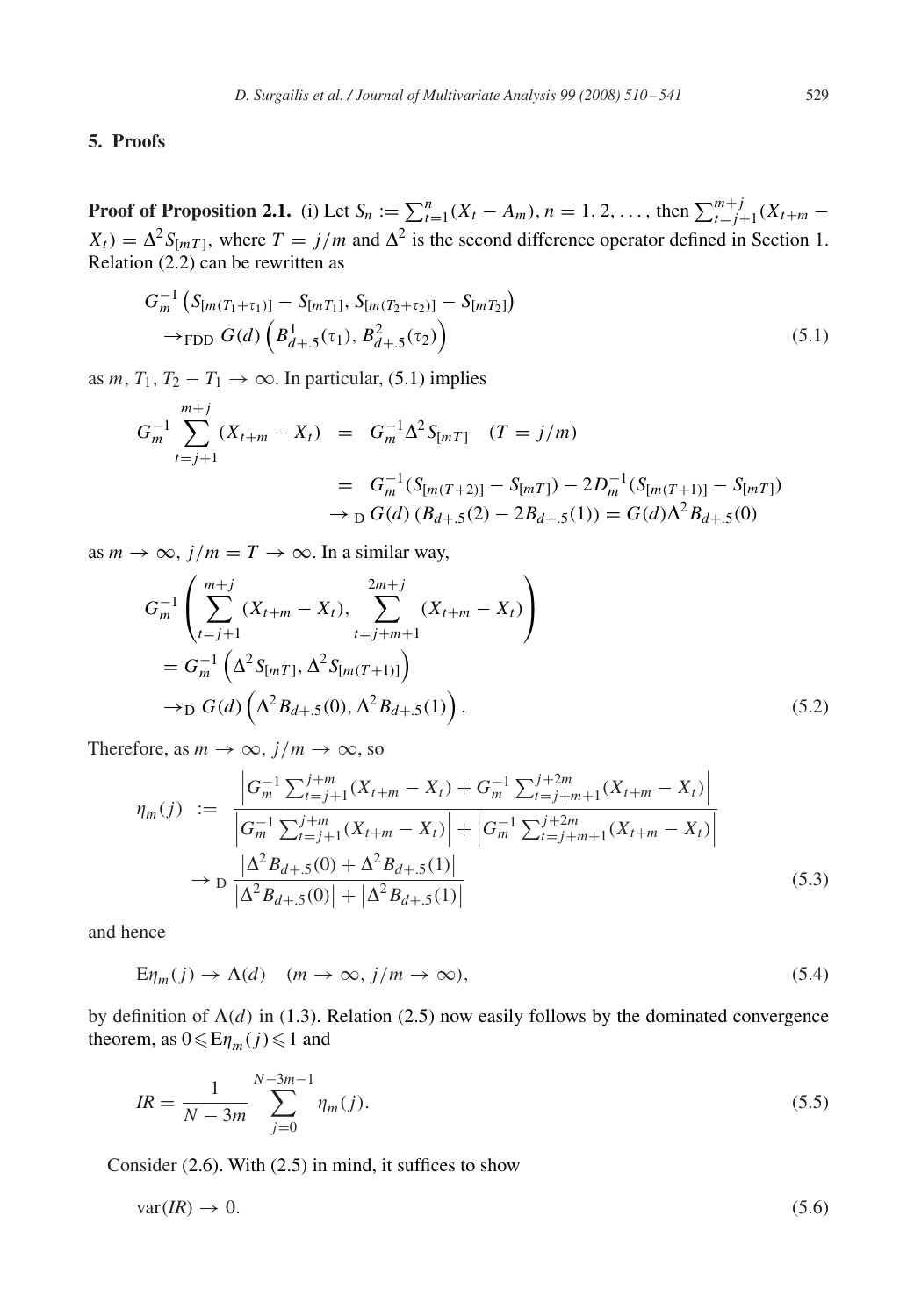## 5. Proofs

**Proof of Proposition 2.1.** (i) Let $S_n := \sum_{t=1}^{n}(X_t - A_m)$, $n = 1, 2, \ldots$, then $\sum_{t=j+1}^{m+j}(X_{t+m} - X_t) = \Delta^2 S_{[mT]}$, where $T = j/m$ and $\Delta^2$ is the second difference operator defined in Section 1. Relation (2.2) can be rewritten as

$$
\begin{aligned}
&G_m^{-1}\left(S_{[m(T_1+\tau_1)]} - S_{[mT_1]}, S_{[m(T_2+\tau_2)]} - S_{[mT_2]}\right) \\
&\quad \to_{\mathrm{FDD}} G(d)\left(B^1_{d+.5}(\tau_1), B^2_{d+.5}(\tau_2)\right)
\end{aligned}
\tag{5.1}
$$

as $m, T_1, T_2 - T_1 \to \infty$. In particular, (5.1) implies

$$
\begin{aligned}
G_m^{-1}\sum_{t=j+1}^{m+j}(X_{t+m} - X_t) &= G_m^{-1}\Delta^2 S_{[mT]} \quad (T = j/m) \\
&= G_m^{-1}(S_{[m(T+2)]} - S_{[mT]}) - 2D_m^{-1}(S_{[m(T+1)]} - S_{[mT]}) \\
&\to_{\mathrm{D}} G(d)\,(B_{d+.5}(2) - 2B_{d+.5}(1)) = G(d)\Delta^2 B_{d+.5}(0)
\end{aligned}
$$

as $m \to \infty$, $j/m = T \to \infty$. In a similar way,

$$
\begin{aligned}
&G_m^{-1}\left(\sum_{t=j+1}^{m+j}(X_{t+m} - X_t), \sum_{t=j+m+1}^{2m+j}(X_{t+m} - X_t)\right) \\
&= G_m^{-1}\left(\Delta^2 S_{[mT]}, \Delta^2 S_{[m(T+1)]}\right) \\
&\to_{\mathrm{D}} G(d)\left(\Delta^2 B_{d+.5}(0), \Delta^2 B_{d+.5}(1)\right).
\end{aligned}
\tag{5.2}
$$

Therefore, as $m \to \infty$, $j/m \to \infty$, so

$$
\begin{aligned}
\eta_m(j) &:= \frac{\left|G_m^{-1}\sum_{t=j+1}^{j+m}(X_{t+m} - X_t) + G_m^{-1}\sum_{t=j+m+1}^{j+2m}(X_{t+m} - X_t)\right|}{\left|G_m^{-1}\sum_{t=j+1}^{j+m}(X_{t+m} - X_t)\right| + \left|G_m^{-1}\sum_{t=j+m+1}^{j+2m}(X_{t+m} - X_t)\right|} \\
&\to_{\mathrm{D}} \frac{\left|\Delta^2 B_{d+.5}(0) + \Delta^2 B_{d+.5}(1)\right|}{\left|\Delta^2 B_{d+.5}(0)\right| + \left|\Delta^2 B_{d+.5}(1)\right|}
\end{aligned}
\tag{5.3}
$$

and hence

$$
\mathrm{E}\eta_m(j) \to \Lambda(d) \quad (m \to \infty,\ j/m \to \infty),
\tag{5.4}
$$

by definition of $\Lambda(d)$ in (1.3). Relation (2.5) now easily follows by the dominated convergence theorem, as $0 \leqslant \mathrm{E}\eta_m(j) \leqslant 1$ and

$$
IR = \frac{1}{N - 3m}\sum_{j=0}^{N-3m-1}\eta_m(j).
\tag{5.5}
$$

Consider (2.6). With (2.5) in mind, it suffices to show

$$
\mathrm{var}(IR) \to 0.
\tag{5.6}
$$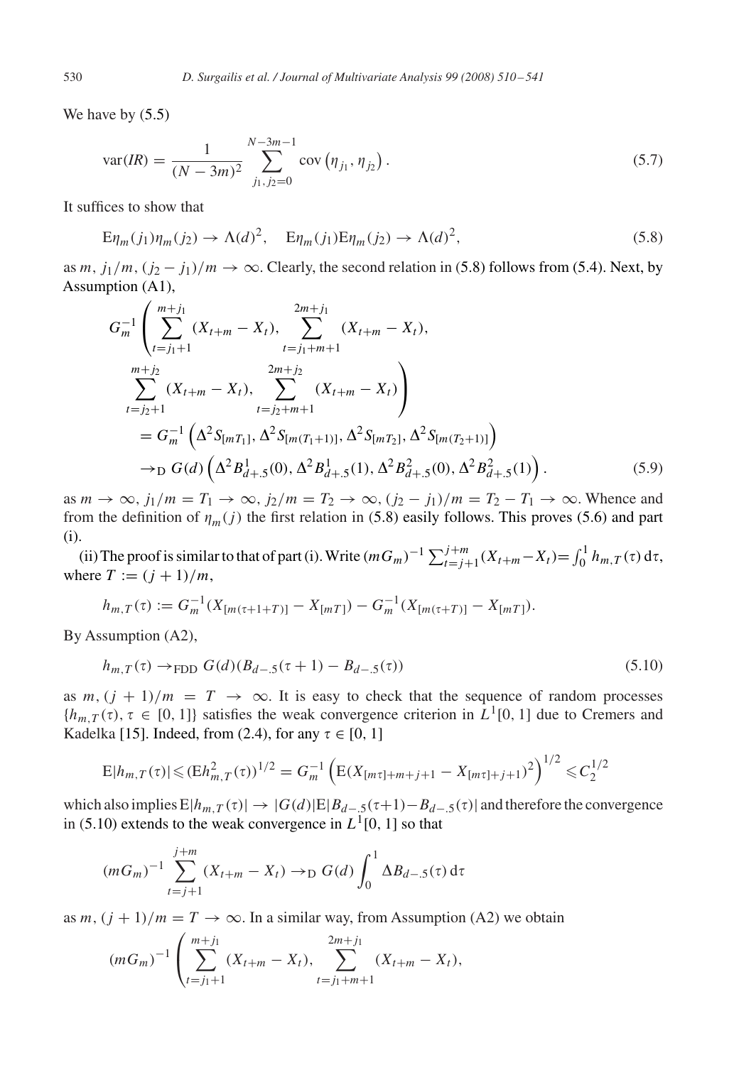We have by (5.5)

$$\operatorname{var}(IR) = \frac{1}{(N-3m)^2} \sum_{j_1, j_2=0}^{N-3m-1} \operatorname{cov}\left(\eta_{j_1}, \eta_{j_2}\right). \tag{5.7}$$

It suffices to show that

$$\mathrm{E}\eta_m(j_1)\eta_m(j_2) \to \Lambda(d)^2, \quad \mathrm{E}\eta_m(j_1)\mathrm{E}\eta_m(j_2) \to \Lambda(d)^2, \tag{5.8}$$

as $m, j_1/m, (j_2 - j_1)/m \to \infty$. Clearly, the second relation in (5.8) follows from (5.4). Next, by Assumption (A1),

$$\begin{aligned}
&G_m^{-1}\left(\sum_{t=j_1+1}^{m+j_1}(X_{t+m}-X_t), \sum_{t=j_1+m+1}^{2m+j_1}(X_{t+m}-X_t), \right.\\
&\left.\sum_{t=j_2+1}^{m+j_2}(X_{t+m}-X_t), \sum_{t=j_2+m+1}^{2m+j_2}(X_{t+m}-X_t)\right)\\
&= G_m^{-1}\left(\Delta^2 S_{[mT_1]}, \Delta^2 S_{[m(T_1+1)]}, \Delta^2 S_{[mT_2]}, \Delta^2 S_{[m(T_2+1)]}\right)\\
&\to_{\mathrm{D}} G(d)\left(\Delta^2 B^1_{d+.5}(0), \Delta^2 B^1_{d+.5}(1), \Delta^2 B^2_{d+.5}(0), \Delta^2 B^2_{d+.5}(1)\right).
\end{aligned} \tag{5.9}$$

as $m \to \infty$, $j_1/m = T_1 \to \infty$, $j_2/m = T_2 \to \infty$, $(j_2 - j_1)/m = T_2 - T_1 \to \infty$. Whence and from the definition of $\eta_m(j)$ the first relation in (5.8) easily follows. This proves (5.6) and part (i).

(ii) The proof is similar to that of part (i). Write $(mG_m)^{-1}\sum_{t=j+1}^{j+m}(X_{t+m}-X_t) = \int_0^1 h_{m,T}(\tau)\,\mathrm{d}\tau$, where $T := (j+1)/m$,

$$h_{m,T}(\tau) := G_m^{-1}(X_{[m(\tau+1+T)]} - X_{[mT]}) - G_m^{-1}(X_{[m(\tau+T)]} - X_{[mT]}).$$

By Assumption (A2),

$$h_{m,T}(\tau) \to_{\mathrm{FDD}} G(d)(B_{d-.5}(\tau+1) - B_{d-.5}(\tau)) \tag{5.10}$$

as $m, (j+1)/m = T \to \infty$. It is easy to check that the sequence of random processes $\{h_{m,T}(\tau), \tau \in [0,1]\}$ satisfies the weak convergence criterion in $L^1[0,1]$ due to Cremers and Kadelka [15]. Indeed, from (2.4), for any $\tau \in [0,1]$

$$\mathrm{E}|h_{m,T}(\tau)| \leqslant (\mathrm{E}h^2_{m,T}(\tau))^{1/2} = G_m^{-1}\left(\mathrm{E}(X_{[m\tau]+m+j+1} - X_{[m\tau]+j+1})^2\right)^{1/2} \leqslant C_2^{1/2}$$

which also implies $\mathrm{E}|h_{m,T}(\tau)| \to |G(d)|\mathrm{E}|B_{d-.5}(\tau+1) - B_{d-.5}(\tau)|$ and therefore the convergence in (5.10) extends to the weak convergence in $L^1[0,1]$ so that

$$(mG_m)^{-1}\sum_{t=j+1}^{j+m}(X_{t+m}-X_t) \to_{\mathrm{D}} G(d)\int_0^1 \Delta B_{d-.5}(\tau)\,\mathrm{d}\tau$$

as $m, (j+1)/m = T \to \infty$. In a similar way, from Assumption (A2) we obtain

$$(mG_m)^{-1}\left(\sum_{t=j_1+1}^{m+j_1}(X_{t+m}-X_t), \sum_{t=j_1+m+1}^{2m+j_1}(X_{t+m}-X_t),\right.$$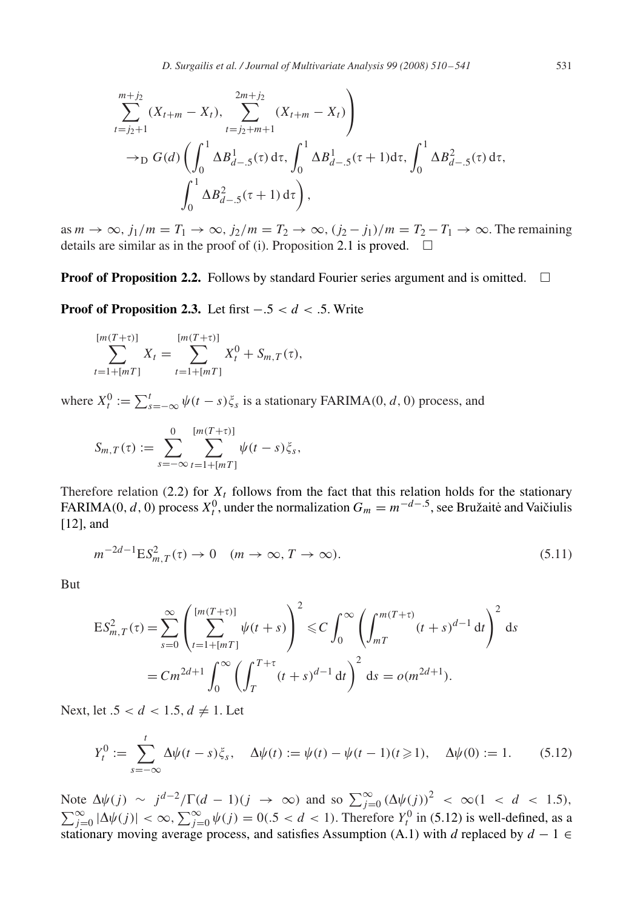$$
\sum_{t=j_2+1}^{m+j_2}(X_{t+m}-X_t),\ \sum_{t=j_2+m+1}^{2m+j_2}(X_{t+m}-X_t)\Bigg)
$$

$$
\to_{\mathrm{D}} G(d)\left(\int_0^1 \Delta B^1_{d-.5}(\tau)\,\mathrm{d}\tau,\ \int_0^1 \Delta B^1_{d-.5}(\tau+1)\mathrm{d}\tau,\ \int_0^1 \Delta B^2_{d-.5}(\tau)\,\mathrm{d}\tau,\ \int_0^1 \Delta B^2_{d-.5}(\tau+1)\,\mathrm{d}\tau\right),
$$

as $m\to\infty$, $j_1/m=T_1\to\infty$, $j_2/m=T_2\to\infty$, $(j_2-j_1)/m=T_2-T_1\to\infty$. The remaining details are similar as in the proof of (i). Proposition 2.1 is proved. □

**Proof of Proposition 2.2.** Follows by standard Fourier series argument and is omitted. □

**Proof of Proposition 2.3.** Let first $-.5<d<.5$. Write

$$
\sum_{t=1+[mT]}^{[m(T+\tau)]} X_t = \sum_{t=1+[mT]}^{[m(T+\tau)]} X^0_t + S_{m,T}(\tau),
$$

where $X^0_t := \sum_{s=-\infty}^{t}\psi(t-s)\xi_s$ is a stationary FARIMA$(0,d,0)$ process, and

$$
S_{m,T}(\tau) := \sum_{s=-\infty}^{0}\sum_{t=1+[mT]}^{[m(T+\tau)]}\psi(t-s)\xi_s,
$$

Therefore relation (2.2) for $X_t$ follows from the fact that this relation holds for the stationary FARIMA$(0,d,0)$ process $X^0_t$, under the normalization $G_m=m^{-d-.5}$, see Bružaitė and Vaičiulis [12], and

$$
m^{-2d-1}\mathrm{E}S^2_{m,T}(\tau)\to 0 \quad (m\to\infty,\ T\to\infty). \tag{5.11}
$$

But

$$
\begin{aligned}
\mathrm{E}S^2_{m,T}(\tau) &= \sum_{s=0}^{\infty}\left(\sum_{t=1+[mT]}^{[m(T+\tau)]}\psi(t+s)\right)^2 \leqslant C\int_0^\infty\left(\int_{mT}^{m(T+\tau)}(t+s)^{d-1}\,\mathrm{d}t\right)^2\mathrm{d}s\\
&= Cm^{2d+1}\int_0^\infty\left(\int_T^{T+\tau}(t+s)^{d-1}\,\mathrm{d}t\right)^2\mathrm{d}s = o(m^{2d+1}).
\end{aligned}
$$

Next, let $.5<d<1.5$, $d\neq 1$. Let

$$
Y^0_t := \sum_{s=-\infty}^{t}\Delta\psi(t-s)\xi_s,\quad \Delta\psi(t):=\psi(t)-\psi(t-1)(t\geqslant 1),\quad \Delta\psi(0):=1. \tag{5.12}
$$

Note $\Delta\psi(j)\sim j^{d-2}/\Gamma(d-1)$ $(j\to\infty)$ and so $\sum_{j=0}^{\infty}(\Delta\psi(j))^2<\infty(1<d<1.5)$, $\sum_{j=0}^{\infty}|\Delta\psi(j)|<\infty$, $\sum_{j=0}^{\infty}\psi(j)=0(.5<d<1)$. Therefore $Y^0_t$ in (5.12) is well-defined, as a stationary moving average process, and satisfies Assumption (A.1) with $d$ replaced by $d-1\in$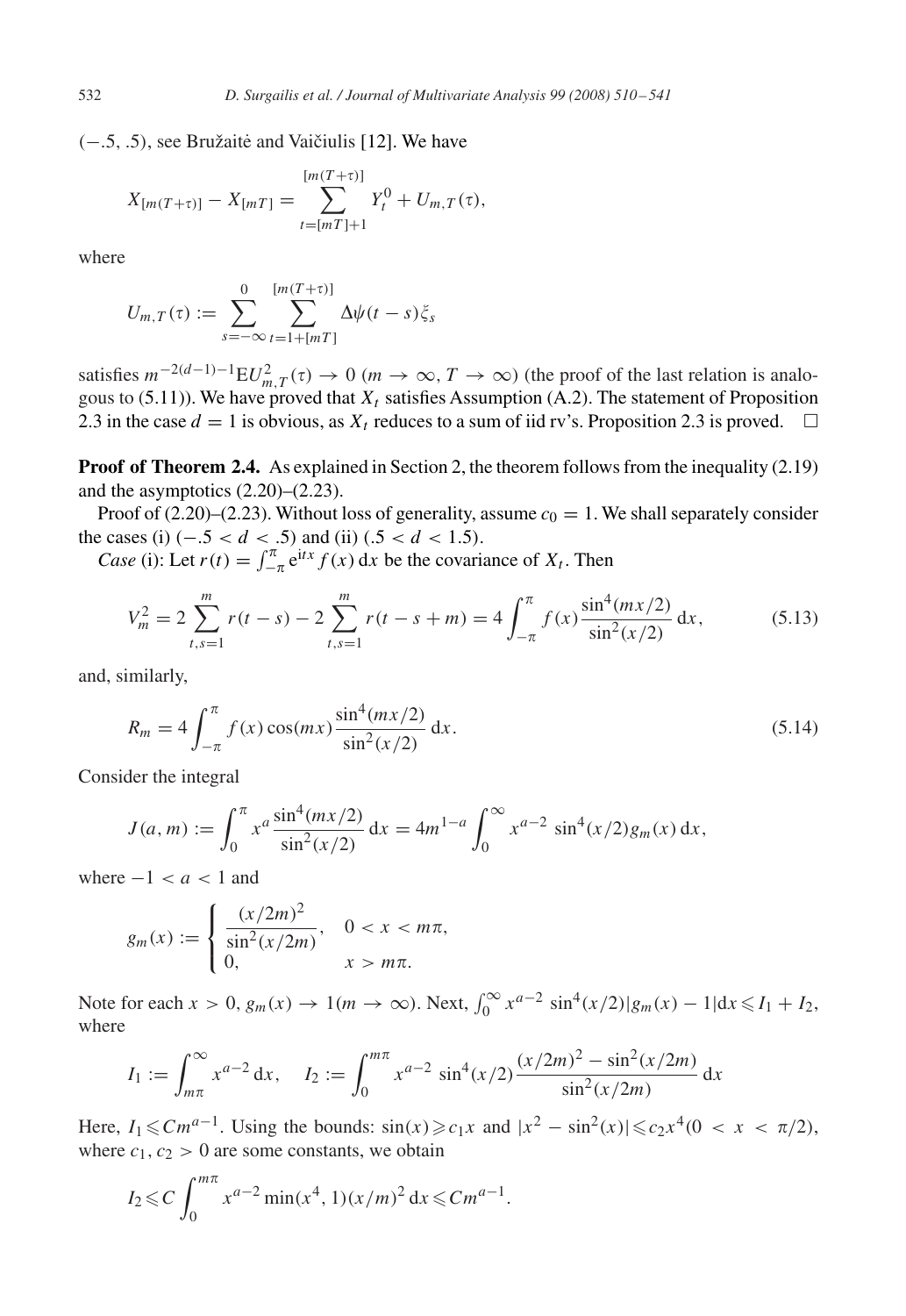(−.5, .5), see Bružaitė and Vaičiulis [12]. We have

$$X_{[m(T+\tau)]} - X_{[mT]} = \sum_{t=[mT]+1}^{[m(T+\tau)]} Y_t^0 + U_{m,T}(\tau),$$

where

$$U_{m,T}(\tau) := \sum_{s=-\infty}^{0} \sum_{t=1+[mT]}^{[m(T+\tau)]} \Delta\psi(t-s)\xi_s$$

satisfies $m^{-2(d-1)-1}\mathrm{E}U_{m,T}^2(\tau) \to 0$ ($m \to \infty, T \to \infty$) (the proof of the last relation is analogous to (5.11)). We have proved that $X_t$ satisfies Assumption (A.2). The statement of Proposition 2.3 in the case $d = 1$ is obvious, as $X_t$ reduces to a sum of iid rv's. Proposition 2.3 is proved. □

**Proof of Theorem 2.4.** As explained in Section 2, the theorem follows from the inequality (2.19) and the asymptotics (2.20)–(2.23).

Proof of (2.20)–(2.23). Without loss of generality, assume $c_0 = 1$. We shall separately consider the cases (i) ($-.5 < d < .5$) and (ii) ($.5 < d < 1.5$).

*Case* (i): Let $r(t) = \int_{-\pi}^{\pi} \mathrm{e}^{\mathrm{i}tx} f(x)\,\mathrm{d}x$ be the covariance of $X_t$. Then

$$V_m^2 = 2\sum_{t,s=1}^{m} r(t-s) - 2\sum_{t,s=1}^{m} r(t-s+m) = 4\int_{-\pi}^{\pi} f(x)\frac{\sin^4(mx/2)}{\sin^2(x/2)}\,\mathrm{d}x, \tag{5.13}$$

and, similarly,

$$R_m = 4\int_{-\pi}^{\pi} f(x)\cos(mx)\frac{\sin^4(mx/2)}{\sin^2(x/2)}\,\mathrm{d}x. \tag{5.14}$$

Consider the integral

$$J(a,m) := \int_0^{\pi} x^a \frac{\sin^4(mx/2)}{\sin^2(x/2)}\,\mathrm{d}x = 4m^{1-a}\int_0^{\infty} x^{a-2}\,\sin^4(x/2)g_m(x)\,\mathrm{d}x,$$

where $-1 < a < 1$ and

$$g_m(x) := \begin{cases} \dfrac{(x/2m)^2}{\sin^2(x/2m)}, & 0 < x < m\pi, \\ 0, & x > m\pi. \end{cases}$$

Note for each $x > 0$, $g_m(x) \to 1 (m \to \infty)$. Next, $\int_0^{\infty} x^{a-2}\,\sin^4(x/2)|g_m(x) - 1|\mathrm{d}x \leqslant I_1 + I_2$, where

$$I_1 := \int_{m\pi}^{\infty} x^{a-2}\,\mathrm{d}x, \quad I_2 := \int_0^{m\pi} x^{a-2}\,\sin^4(x/2)\frac{(x/2m)^2 - \sin^2(x/2m)}{\sin^2(x/2m)}\,\mathrm{d}x$$

Here, $I_1 \leqslant Cm^{a-1}$. Using the bounds: $\sin(x) \geqslant c_1 x$ and $|x^2 - \sin^2(x)| \leqslant c_2 x^4 (0 < x < \pi/2)$, where $c_1, c_2 > 0$ are some constants, we obtain

$$I_2 \leqslant C\int_0^{m\pi} x^{a-2}\min(x^4, 1)(x/m)^2\,\mathrm{d}x \leqslant Cm^{a-1}.$$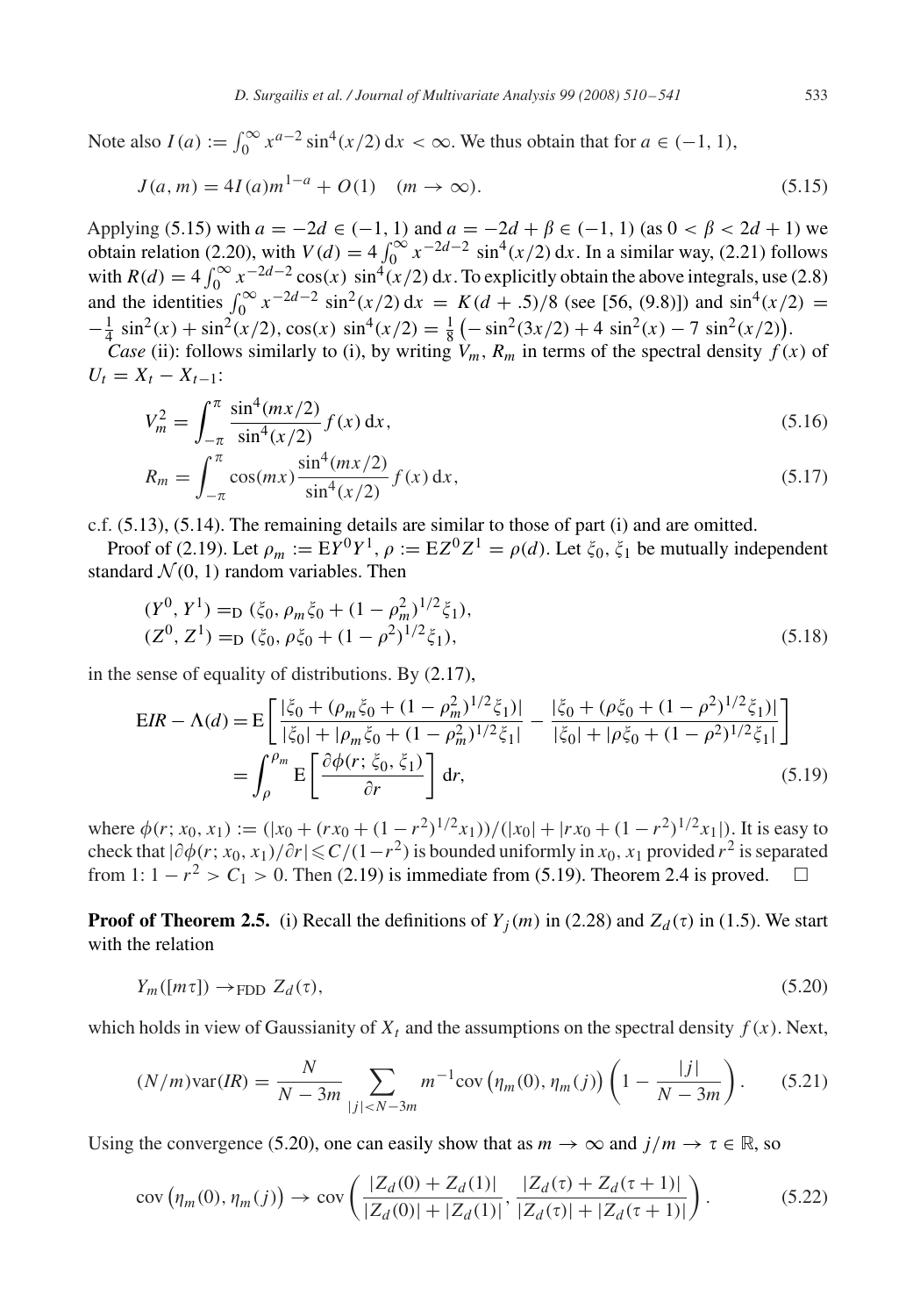Note also $I(a) := \int_0^\infty x^{a-2} \sin^4(x/2)\,\mathrm{d}x < \infty$. We thus obtain that for $a \in (-1, 1)$,

$$J(a, m) = 4I(a)m^{1-a} + O(1) \quad (m \to \infty). \tag{5.15}$$

Applying (5.15) with $a = -2d \in (-1, 1)$ and $a = -2d + \beta \in (-1, 1)$ (as $0 < \beta < 2d + 1$) we obtain relation (2.20), with $V(d) = 4\int_0^\infty x^{-2d-2} \sin^4(x/2)\,\mathrm{d}x$. In a similar way, (2.21) follows with $R(d) = 4\int_0^\infty x^{-2d-2} \cos(x) \sin^4(x/2)\,\mathrm{d}x$. To explicitly obtain the above integrals, use (2.8) and the identities $\int_0^\infty x^{-2d-2} \sin^2(x/2)\,\mathrm{d}x = K(d + .5)/8$ (see [56, (9.8)]) and $\sin^4(x/2) = -\frac{1}{4}\sin^2(x) + \sin^2(x/2)$, $\cos(x)\sin^4(x/2) = \frac{1}{8}\left(-\sin^2(3x/2) + 4\sin^2(x) - 7\sin^2(x/2)\right)$.

*Case* (ii): follows similarly to (i), by writing $V_m$, $R_m$ in terms of the spectral density $f(x)$ of $U_t = X_t - X_{t-1}$:

$$V_m^2 = \int_{-\pi}^{\pi} \frac{\sin^4(mx/2)}{\sin^4(x/2)} f(x)\,\mathrm{d}x, \tag{5.16}$$

$$R_m = \int_{-\pi}^{\pi} \cos(mx) \frac{\sin^4(mx/2)}{\sin^4(x/2)} f(x)\,\mathrm{d}x, \tag{5.17}$$

c.f. (5.13), (5.14). The remaining details are similar to those of part (i) and are omitted.

Proof of (2.19). Let $\rho_m := \mathrm{E}Y^0Y^1$, $\rho := \mathrm{E}Z^0Z^1 = \rho(d)$. Let $\xi_0, \xi_1$ be mutually independent standard $\mathcal{N}(0, 1)$ random variables. Then

$$\begin{aligned}(Y^0, Y^1) &=_{\mathrm{D}} (\xi_0, \rho_m\xi_0 + (1 - \rho_m^2)^{1/2}\xi_1),\\ (Z^0, Z^1) &=_{\mathrm{D}} (\xi_0, \rho\xi_0 + (1 - \rho^2)^{1/2}\xi_1),\end{aligned} \tag{5.18}$$

in the sense of equality of distributions. By (2.17),

$$\begin{aligned}\mathrm{E}IR - \Lambda(d) &= \mathrm{E}\left[\frac{|\xi_0 + (\rho_m\xi_0 + (1 - \rho_m^2)^{1/2}\xi_1)|}{|\xi_0| + |\rho_m\xi_0 + (1 - \rho_m^2)^{1/2}\xi_1|} - \frac{|\xi_0 + (\rho\xi_0 + (1 - \rho^2)^{1/2}\xi_1)|}{|\xi_0| + |\rho\xi_0 + (1 - \rho^2)^{1/2}\xi_1|}\right]\\ &= \int_\rho^{\rho_m} \mathrm{E}\left[\frac{\partial\phi(r; \xi_0, \xi_1)}{\partial r}\right]\mathrm{d}r,\end{aligned} \tag{5.19}$$

where $\phi(r; x_0, x_1) := (|x_0 + (rx_0 + (1 - r^2)^{1/2}x_1)|)/(|x_0| + |rx_0 + (1 - r^2)^{1/2}x_1|)$. It is easy to check that $|\partial\phi(r; x_0, x_1)/\partial r| \leqslant C/(1 - r^2)$ is bounded uniformly in $x_0, x_1$ provided $r^2$ is separated from 1: $1 - r^2 > C_1 > 0$. Then (2.19) is immediate from (5.19). Theorem 2.4 is proved. $\square$

**Proof of Theorem 2.5.** (i) Recall the definitions of $Y_j(m)$ in (2.28) and $Z_d(\tau)$ in (1.5). We start with the relation

$$Y_m([m\tau]) \to_{\mathrm{FDD}} Z_d(\tau), \tag{5.20}$$

which holds in view of Gaussianity of $X_t$ and the assumptions on the spectral density $f(x)$. Next,

$$(N/m)\mathrm{var}(IR) = \frac{N}{N - 3m} \sum_{|j| < N - 3m} m^{-1}\mathrm{cov}\left(\eta_m(0), \eta_m(j)\right)\left(1 - \frac{|j|}{N - 3m}\right). \tag{5.21}$$

Using the convergence (5.20), one can easily show that as $m \to \infty$ and $j/m \to \tau \in \mathbb{R}$, so

$$\mathrm{cov}\left(\eta_m(0), \eta_m(j)\right) \to \mathrm{cov}\left(\frac{|Z_d(0) + Z_d(1)|}{|Z_d(0)| + |Z_d(1)|}, \frac{|Z_d(\tau) + Z_d(\tau + 1)|}{|Z_d(\tau)| + |Z_d(\tau + 1)|}\right). \tag{5.22}$$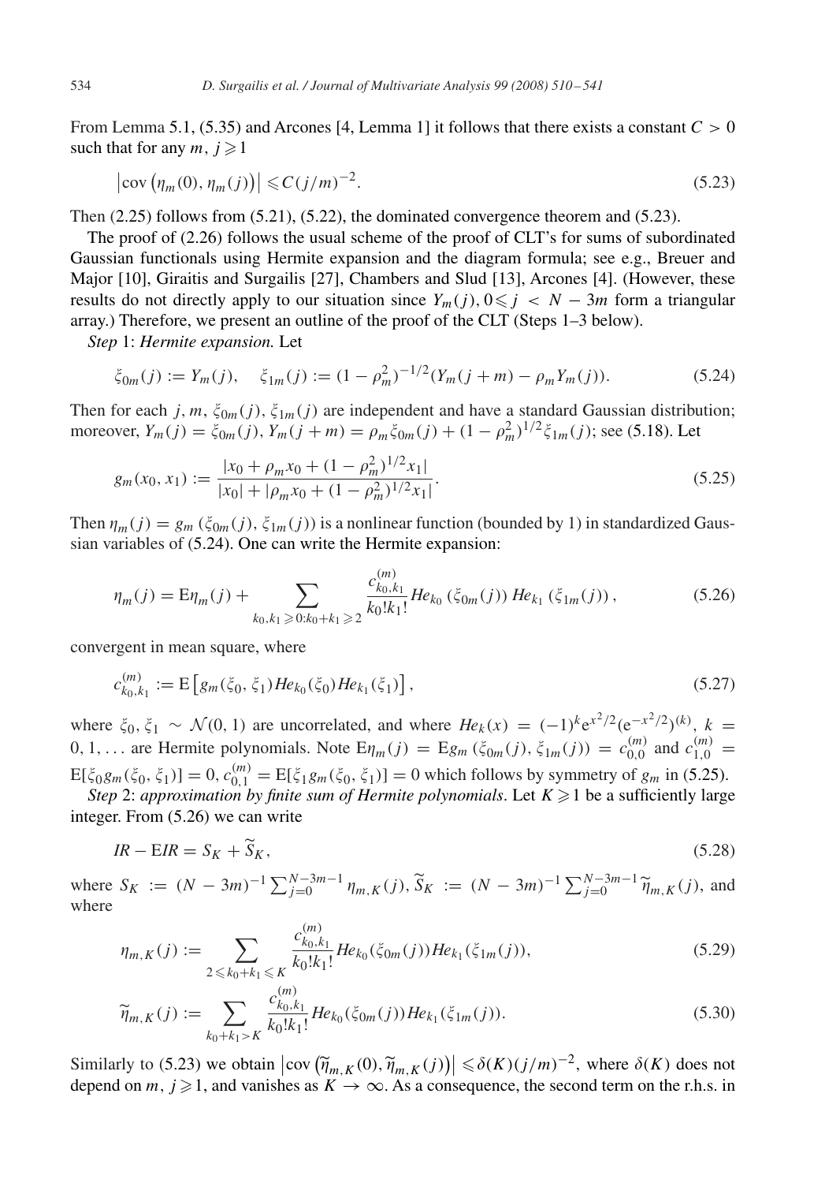From Lemma 5.1, (5.35) and Arcones [4, Lemma 1] it follows that there exists a constant $C > 0$ such that for any $m, j \geqslant 1$

$$\left|\operatorname{cov}\left(\eta_m(0), \eta_m(j)\right)\right| \leqslant C(j/m)^{-2}. \tag{5.23}$$

Then (2.25) follows from (5.21), (5.22), the dominated convergence theorem and (5.23).

The proof of (2.26) follows the usual scheme of the proof of CLT's for sums of subordinated Gaussian functionals using Hermite expansion and the diagram formula; see e.g., Breuer and Major [10], Giraitis and Surgailis [27], Chambers and Slud [13], Arcones [4]. (However, these results do not directly apply to our situation since $Y_m(j), 0 \leqslant j < N - 3m$ form a triangular array.) Therefore, we present an outline of the proof of the CLT (Steps 1–3 below).

*Step* 1: *Hermite expansion.* Let

$$\xi_{0m}(j) := Y_m(j), \quad \xi_{1m}(j) := (1 - \rho_m^2)^{-1/2}(Y_m(j + m) - \rho_m Y_m(j)). \tag{5.24}$$

Then for each $j, m$, $\xi_{0m}(j), \xi_{1m}(j)$ are independent and have a standard Gaussian distribution; moreover, $Y_m(j) = \xi_{0m}(j), Y_m(j + m) = \rho_m \xi_{0m}(j) + (1 - \rho_m^2)^{1/2} \xi_{1m}(j)$; see (5.18). Let

$$g_m(x_0, x_1) := \frac{|x_0 + \rho_m x_0 + (1 - \rho_m^2)^{1/2} x_1|}{|x_0| + |\rho_m x_0 + (1 - \rho_m^2)^{1/2} x_1|}. \tag{5.25}$$

Then $\eta_m(j) = g_m\left(\xi_{0m}(j), \xi_{1m}(j)\right)$ is a nonlinear function (bounded by 1) in standardized Gaussian variables of (5.24). One can write the Hermite expansion:

$$\eta_m(j) = \mathrm{E}\eta_m(j) + \sum_{k_0, k_1 \geqslant 0 : k_0 + k_1 \geqslant 2} \frac{c_{k_0,k_1}^{(m)}}{k_0! k_1!} He_{k_0}\left(\xi_{0m}(j)\right) He_{k_1}\left(\xi_{1m}(j)\right), \tag{5.26}$$

convergent in mean square, where

$$c_{k_0,k_1}^{(m)} := \mathrm{E}\left[g_m(\xi_0, \xi_1) He_{k_0}(\xi_0) He_{k_1}(\xi_1)\right], \tag{5.27}$$

where $\xi_0, \xi_1 \sim \mathcal{N}(0, 1)$ are uncorrelated, and where $He_k(x) = (-1)^k \mathrm{e}^{x^2/2}(\mathrm{e}^{-x^2/2})^{(k)}$, $k = 0, 1, \ldots$ are Hermite polynomials. Note $\mathrm{E}\eta_m(j) = \mathrm{E}g_m\left(\xi_{0m}(j), \xi_{1m}(j)\right) = c_{0,0}^{(m)}$ and $c_{1,0}^{(m)} = \mathrm{E}[\xi_0 g_m(\xi_0, \xi_1)] = 0$, $c_{0,1}^{(m)} = \mathrm{E}[\xi_1 g_m(\xi_0, \xi_1)] = 0$ which follows by symmetry of $g_m$ in (5.25).

*Step* 2: *approximation by finite sum of Hermite polynomials*. Let $K \geqslant 1$ be a sufficiently large integer. From (5.26) we can write

$$IR - \mathrm{E}IR = S_K + \widetilde{S}_K, \tag{5.28}$$

where $S_K := (N - 3m)^{-1} \sum_{j=0}^{N-3m-1} \eta_{m,K}(j)$, $\widetilde{S}_K := (N - 3m)^{-1} \sum_{j=0}^{N-3m-1} \widetilde{\eta}_{m,K}(j)$, and where

$$\eta_{m,K}(j) := \sum_{2 \leqslant k_0 + k_1 \leqslant K} \frac{c_{k_0,k_1}^{(m)}}{k_0! k_1!} He_{k_0}(\xi_{0m}(j)) He_{k_1}(\xi_{1m}(j)), \tag{5.29}$$

$$\widetilde{\eta}_{m,K}(j) := \sum_{k_0 + k_1 > K} \frac{c_{k_0,k_1}^{(m)}}{k_0! k_1!} He_{k_0}(\xi_{0m}(j)) He_{k_1}(\xi_{1m}(j)). \tag{5.30}$$

Similarly to (5.23) we obtain $\left|\operatorname{cov}\left(\widetilde{\eta}_{m,K}(0), \widetilde{\eta}_{m,K}(j)\right)\right| \leqslant \delta(K)(j/m)^{-2}$, where $\delta(K)$ does not depend on $m, j \geqslant 1$, and vanishes as $K \to \infty$. As a consequence, the second term on the r.h.s. in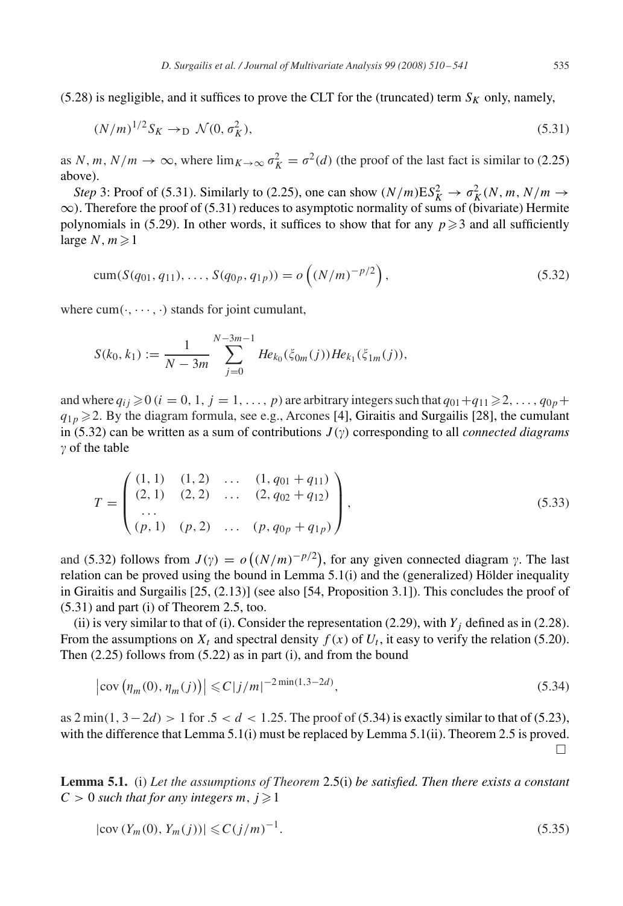(5.28) is negligible, and it suffices to prove the CLT for the (truncated) term $S_K$ only, namely,

$$(N/m)^{1/2} S_K \to_{\mathrm{D}} \mathcal{N}(0, \sigma_K^2), \tag{5.31}$$

as $N, m, N/m \to \infty$, where $\lim_{K\to\infty} \sigma_K^2 = \sigma^2(d)$ (the proof of the last fact is similar to (2.25) above).

*Step* 3: Proof of (5.31). Similarly to (2.25), one can show $(N/m)\mathrm{E}S_K^2 \to \sigma_K^2 (N, m, N/m \to \infty)$. Therefore the proof of (5.31) reduces to asymptotic normality of sums of (bivariate) Hermite polynomials in (5.29). In other words, it suffices to show that for any $p \geqslant 3$ and all sufficiently large $N, m \geqslant 1$

$$\mathrm{cum}(S(q_{01}, q_{11}), \ldots, S(q_{0p}, q_{1p})) = o\left((N/m)^{-p/2}\right), \tag{5.32}$$

where $\mathrm{cum}(\cdot, \cdots, \cdot)$ stands for joint cumulant,

$$S(k_0, k_1) := \frac{1}{N-3m} \sum_{j=0}^{N-3m-1} He_{k_0}(\xi_{0m}(j)) He_{k_1}(\xi_{1m}(j)),$$

and where $q_{ij} \geqslant 0$ $(i = 0, 1, j = 1, \ldots, p)$ are arbitrary integers such that $q_{01}+q_{11} \geqslant 2, \ldots, q_{0p}+q_{1p} \geqslant 2$. By the diagram formula, see e.g., Arcones [4], Giraitis and Surgailis [28], the cumulant in (5.32) can be written as a sum of contributions $J(\gamma)$ corresponding to all *connected diagrams* $\gamma$ of the table

$$T = \begin{pmatrix} (1,1) & (1,2) & \ldots & (1, q_{01}+q_{11}) \\ (2,1) & (2,2) & \ldots & (2, q_{02}+q_{12}) \\ \ldots & & & \\ (p,1) & (p,2) & \ldots & (p, q_{0p}+q_{1p}) \end{pmatrix}, \tag{5.33}$$

and (5.32) follows from $J(\gamma) = o\left((N/m)^{-p/2}\right)$, for any given connected diagram $\gamma$. The last relation can be proved using the bound in Lemma 5.1(i) and the (generalized) Hölder inequality in Giraitis and Surgailis [25, (2.13)] (see also [54, Proposition 3.1]). This concludes the proof of (5.31) and part (i) of Theorem 2.5, too.

(ii) is very similar to that of (i). Consider the representation (2.29), with $Y_j$ defined as in (2.28). From the assumptions on $X_t$ and spectral density $f(x)$ of $U_t$, it easy to verify the relation (5.20). Then (2.25) follows from (5.22) as in part (i), and from the bound

$$\left|\mathrm{cov}\left(\eta_m(0), \eta_m(j)\right)\right| \leqslant C|j/m|^{-2\min(1, 3-2d)}, \tag{5.34}$$

as $2\min(1, 3-2d) > 1$ for $.5 < d < 1.25$. The proof of (5.34) is exactly similar to that of (5.23), with the difference that Lemma 5.1(i) must be replaced by Lemma 5.1(ii). Theorem 2.5 is proved. □

**Lemma 5.1.** (i) *Let the assumptions of Theorem* 2.5(i) *be satisfied. Then there exists a constant* $C > 0$ *such that for any integers* $m, j \geqslant 1$

$$|\mathrm{cov}\,(Y_m(0), Y_m(j))| \leqslant C(j/m)^{-1}. \tag{5.35}$$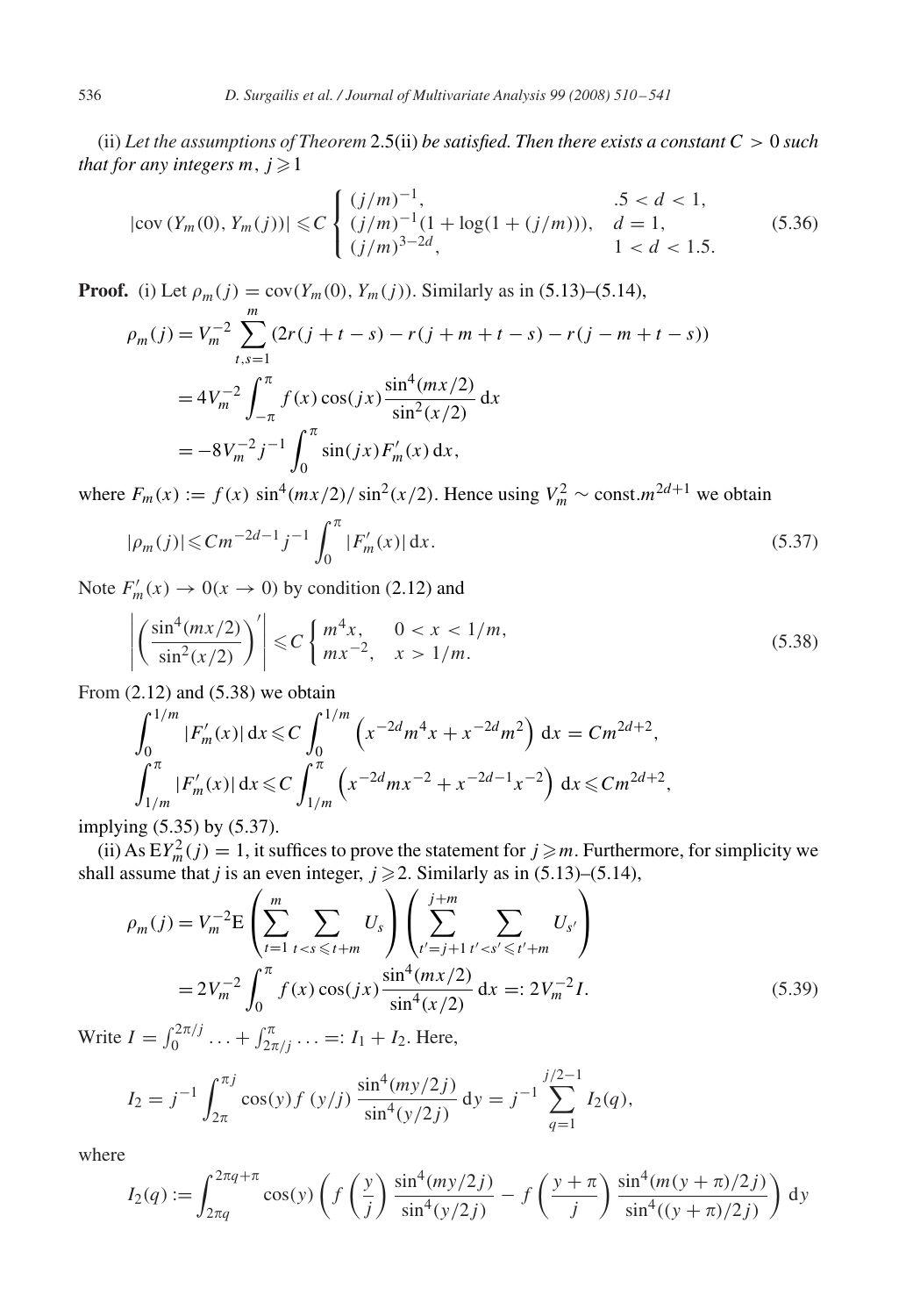(ii) *Let the assumptions of Theorem* 2.5(ii) *be satisfied. Then there exists a constant* $C > 0$ *such that for any integers* $m$, $j \geqslant 1$

$$
|\mathrm{cov}\,(Y_m(0), Y_m(j))| \leqslant C \begin{cases} (j/m)^{-1}, & .5 < d < 1, \\ (j/m)^{-1}(1 + \log(1 + (j/m))), & d = 1, \\ (j/m)^{3-2d}, & 1 < d < 1.5. \end{cases} \tag{5.36}
$$

**Proof.** (i) Let $\rho_m(j) = \mathrm{cov}(Y_m(0), Y_m(j))$. Similarly as in (5.13)–(5.14),

$$
\begin{aligned}
\rho_m(j) &= V_m^{-2} \sum_{t,s=1}^{m} (2r(j+t-s) - r(j+m+t-s) - r(j-m+t-s)) \\
&= 4V_m^{-2} \int_{-\pi}^{\pi} f(x) \cos(jx) \frac{\sin^4(mx/2)}{\sin^2(x/2)}\, \mathrm{d}x \\
&= -8V_m^{-2} j^{-1} \int_0^{\pi} \sin(jx) F_m'(x)\, \mathrm{d}x,
\end{aligned}
$$

where $F_m(x) := f(x)\, \sin^4(mx/2)/\sin^2(x/2)$. Hence using $V_m^2 \sim \mathrm{const}.m^{2d+1}$ we obtain

$$
|\rho_m(j)| \leqslant C m^{-2d-1} j^{-1} \int_0^{\pi} |F_m'(x)|\, \mathrm{d}x. \tag{5.37}
$$

Note $F_m'(x) \to 0 (x \to 0)$ by condition (2.12) and

$$
\left| \left( \frac{\sin^4(mx/2)}{\sin^2(x/2)} \right)' \right| \leqslant C \begin{cases} m^4 x, & 0 < x < 1/m, \\ m x^{-2}, & x > 1/m. \end{cases} \tag{5.38}
$$

From (2.12) and (5.38) we obtain

$$
\begin{aligned}
\int_0^{1/m} |F_m'(x)|\, \mathrm{d}x &\leqslant C \int_0^{1/m} \left( x^{-2d} m^4 x + x^{-2d} m^2 \right) \mathrm{d}x = C m^{2d+2}, \\
\int_{1/m}^{\pi} |F_m'(x)|\, \mathrm{d}x &\leqslant C \int_{1/m}^{\pi} \left( x^{-2d} m x^{-2} + x^{-2d-1} x^{-2} \right) \mathrm{d}x \leqslant C m^{2d+2},
\end{aligned}
$$

implying (5.35) by (5.37).

(ii) As $\mathrm{E}Y_m^2(j) = 1$, it suffices to prove the statement for $j \geqslant m$. Furthermore, for simplicity we shall assume that $j$ is an even integer, $j \geqslant 2$. Similarly as in (5.13)–(5.14),

$$
\begin{aligned}
\rho_m(j) &= V_m^{-2} \mathrm{E} \left( \sum_{t=1}^{m} \sum_{t < s \leqslant t+m} U_s \right) \left( \sum_{t'=j+1}^{j+m} \sum_{t' < s' \leqslant t'+m} U_{s'} \right) \\
&= 2V_m^{-2} \int_0^{\pi} f(x) \cos(jx) \frac{\sin^4(mx/2)}{\sin^4(x/2)}\, \mathrm{d}x =: 2V_m^{-2} I.
\end{aligned} \tag{5.39}
$$

Write $I = \int_0^{2\pi/j} \ldots + \int_{2\pi/j}^{\pi} \ldots =: I_1 + I_2$. Here,

$$
I_2 = j^{-1} \int_{2\pi}^{\pi j} \cos(y) f(y/j) \frac{\sin^4(my/2j)}{\sin^4(y/2j)}\, \mathrm{d}y = j^{-1} \sum_{q=1}^{j/2-1} I_2(q),
$$

where

$$
I_2(q) := \int_{2\pi q}^{2\pi q + \pi} \cos(y) \left( f\left(\frac{y}{j}\right) \frac{\sin^4(my/2j)}{\sin^4(y/2j)} - f\left(\frac{y+\pi}{j}\right) \frac{\sin^4(m(y+\pi)/2j)}{\sin^4((y+\pi)/2j)} \right) \mathrm{d}y
$$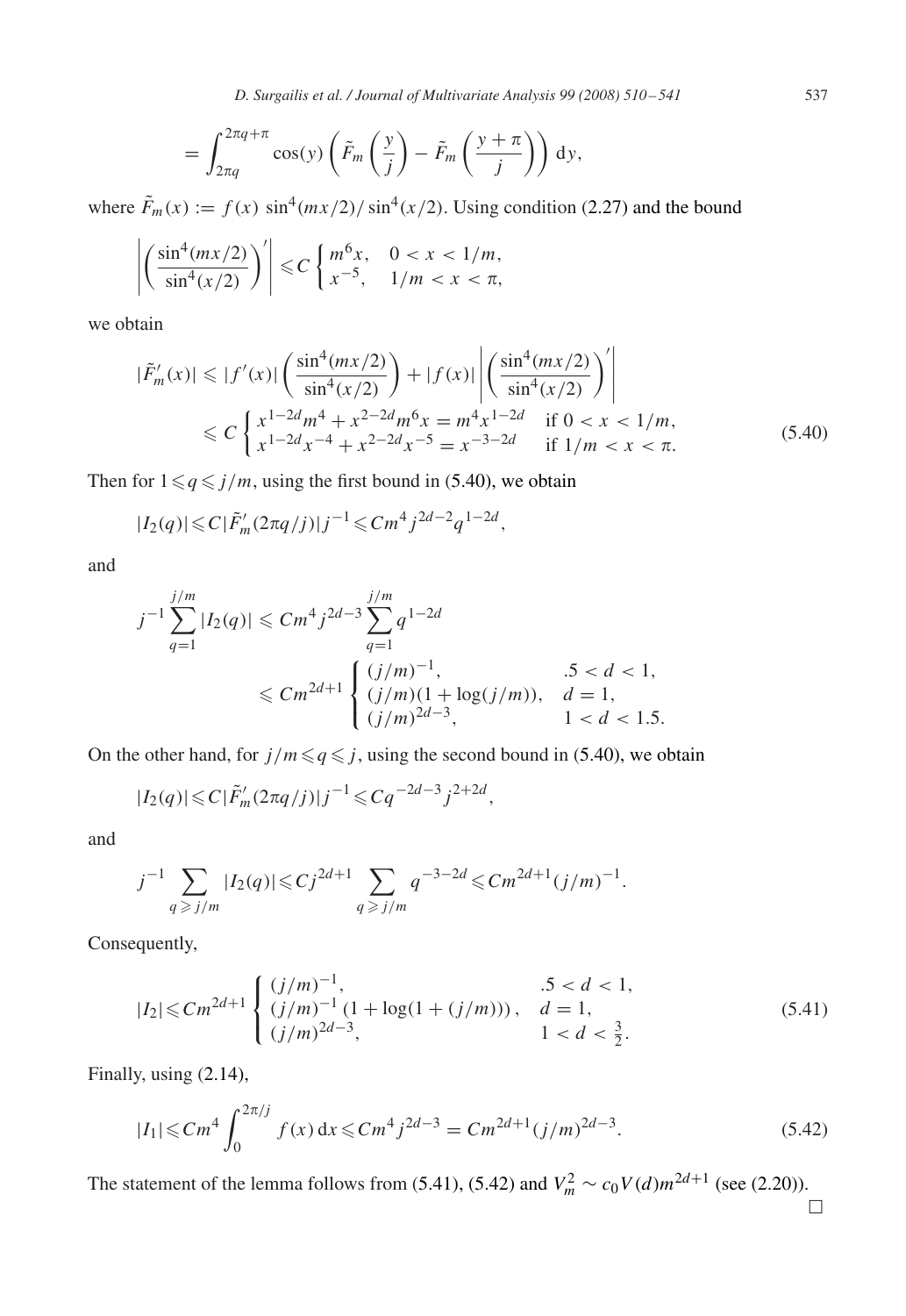$$= \int_{2\pi q}^{2\pi q+\pi} \cos(y) \left( \tilde{F}_m\left(\frac{y}{j}\right) - \tilde{F}_m\left(\frac{y+\pi}{j}\right) \right) \mathrm{d}y,$$

where $\tilde{F}_m(x) := f(x) \sin^4(mx/2)/\sin^4(x/2)$. Using condition (2.27) and the bound

$$\left| \left( \frac{\sin^4(mx/2)}{\sin^4(x/2)} \right)' \right| \leqslant C \begin{cases} m^6 x, & 0 < x < 1/m, \\ x^{-5}, & 1/m < x < \pi, \end{cases}$$

we obtain

$$\begin{aligned} |\tilde{F}_m'(x)| &\leqslant |f'(x)| \left( \frac{\sin^4(mx/2)}{\sin^4(x/2)} \right) + |f(x)| \left| \left( \frac{\sin^4(mx/2)}{\sin^4(x/2)} \right)' \right| \\ &\leqslant C \begin{cases} x^{1-2d} m^4 + x^{2-2d} m^6 x = m^4 x^{1-2d} & \text{if } 0 < x < 1/m, \\ x^{1-2d} x^{-4} + x^{2-2d} x^{-5} = x^{-3-2d} & \text{if } 1/m < x < \pi. \end{cases} \end{aligned} \tag{5.40}$$

Then for $1 \leqslant q \leqslant j/m$, using the first bound in (5.40), we obtain

$$|I_2(q)| \leqslant C |\tilde{F}_m'(2\pi q/j)| j^{-1} \leqslant C m^4 j^{2d-2} q^{1-2d},$$

and

$$\begin{aligned} j^{-1} \sum_{q=1}^{j/m} |I_2(q)| &\leqslant C m^4 j^{2d-3} \sum_{q=1}^{j/m} q^{1-2d} \\ &\leqslant C m^{2d+1} \begin{cases} (j/m)^{-1}, & .5 < d < 1, \\ (j/m)(1 + \log(j/m)), & d = 1, \\ (j/m)^{2d-3}, & 1 < d < 1.5. \end{cases} \end{aligned}$$

On the other hand, for $j/m \leqslant q \leqslant j$, using the second bound in (5.40), we obtain

$$|I_2(q)| \leqslant C |\tilde{F}_m'(2\pi q/j)| j^{-1} \leqslant C q^{-2d-3} j^{2+2d},$$

and

$$j^{-1} \sum_{q \geqslant j/m} |I_2(q)| \leqslant C j^{2d+1} \sum_{q \geqslant j/m} q^{-3-2d} \leqslant C m^{2d+1} (j/m)^{-1}.$$

Consequently,

$$|I_2| \leqslant C m^{2d+1} \begin{cases} (j/m)^{-1}, & .5 < d < 1, \\ (j/m)^{-1} (1 + \log(1 + (j/m))), & d = 1, \\ (j/m)^{2d-3}, & 1 < d < \frac{3}{2}. \end{cases} \tag{5.41}$$

Finally, using (2.14),

$$|I_1| \leqslant C m^4 \int_0^{2\pi/j} f(x)\, \mathrm{d}x \leqslant C m^4 j^{2d-3} = C m^{2d+1} (j/m)^{2d-3}. \tag{5.42}$$

The statement of the lemma follows from (5.41), (5.42) and $V_m^2 \sim c_0 V(d) m^{2d+1}$ (see (2.20)). $\square$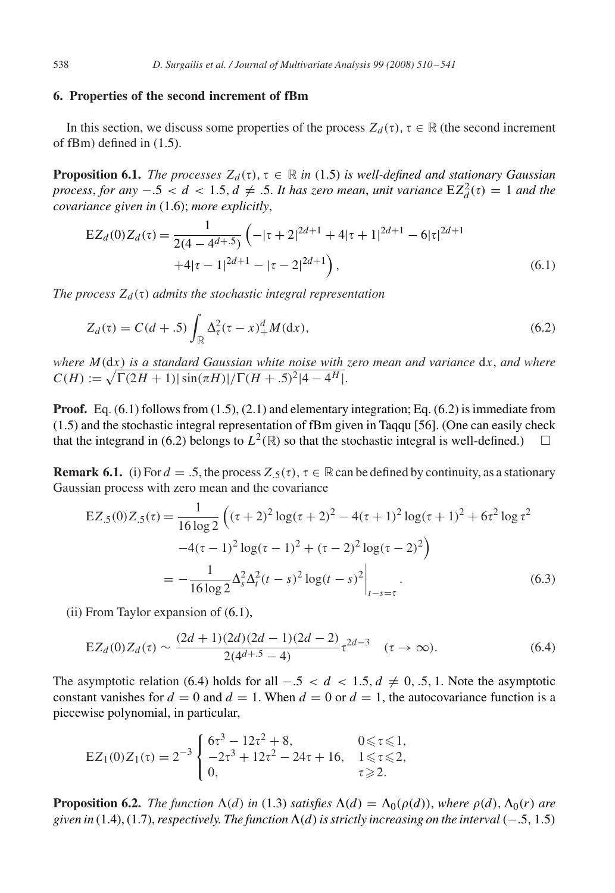## 6. Properties of the second increment of fBm

In this section, we discuss some properties of the process $Z_d(\tau)$, $\tau \in \mathbb{R}$ (the second increment of fBm) defined in (1.5).

**Proposition 6.1.** *The processes $Z_d(\tau)$, $\tau \in \mathbb{R}$ in* (1.5) *is well-defined and stationary Gaussian process, for any $-.5 < d < 1.5$, $d \neq .5$. It has zero mean, unit variance $\mathrm{E}Z_d^2(\tau) = 1$ and the covariance given in* (1.6); *more explicitly*,

$$
\begin{aligned}
\mathrm{E}Z_d(0)Z_d(\tau) = \frac{1}{2(4-4^{d+.5})}\Big(&-|\tau+2|^{2d+1} + 4|\tau+1|^{2d+1} - 6|\tau|^{2d+1} \\
&+4|\tau-1|^{2d+1} - |\tau-2|^{2d+1}\Big),
\end{aligned} \tag{6.1}
$$

*The process $Z_d(\tau)$ admits the stochastic integral representation*

$$
Z_d(\tau) = C(d+.5)\int_{\mathbb{R}} \Delta_\tau^2(\tau - x)_+^d M(\mathrm{d}x), \tag{6.2}
$$

*where $M(\mathrm{d}x)$ is a standard Gaussian white noise with zero mean and variance $\mathrm{d}x$, and where $C(H) := \sqrt{\Gamma(2H+1)|\sin(\pi H)|}/\Gamma(H+.5)^2|4-4^H|$.*

**Proof.** Eq. (6.1) follows from (1.5), (2.1) and elementary integration; Eq. (6.2) is immediate from (1.5) and the stochastic integral representation of fBm given in Taqqu [56]. (One can easily check that the integrand in (6.2) belongs to $L^2(\mathbb{R})$ so that the stochastic integral is well-defined.) $\square$

**Remark 6.1.** (i) For $d = .5$, the process $Z_{.5}(\tau)$, $\tau \in \mathbb{R}$ can be defined by continuity, as a stationary Gaussian process with zero mean and the covariance

$$
\begin{aligned}
\mathrm{E}Z_{.5}(0)Z_{.5}(\tau) &= \frac{1}{16\log 2}\Big((\tau+2)^2\log(\tau+2)^2 - 4(\tau+1)^2\log(\tau+1)^2 + 6\tau^2\log\tau^2 \\
&\qquad -4(\tau-1)^2\log(\tau-1)^2 + (\tau-2)^2\log(\tau-2)^2\Big) \\
&= -\frac{1}{16\log 2}\Delta_s^2\Delta_t^2(t-s)^2\log(t-s)^2\Big|_{t-s=\tau}.
\end{aligned} \tag{6.3}
$$

(ii) From Taylor expansion of (6.1),

$$
\mathrm{E}Z_d(0)Z_d(\tau) \sim \frac{(2d+1)(2d)(2d-1)(2d-2)}{2(4^{d+.5}-4)}\tau^{2d-3} \quad (\tau \to \infty). \tag{6.4}
$$

The asymptotic relation (6.4) holds for all $-.5 < d < 1.5$, $d \neq 0, .5, 1$. Note the asymptotic constant vanishes for $d = 0$ and $d = 1$. When $d = 0$ or $d = 1$, the autocovariance function is a piecewise polynomial, in particular,

$$
\mathrm{E}Z_1(0)Z_1(\tau) = 2^{-3}\begin{cases} 6\tau^3 - 12\tau^2 + 8, & 0 \leqslant \tau \leqslant 1, \\ -2\tau^3 + 12\tau^2 - 24\tau + 16, & 1 \leqslant \tau \leqslant 2, \\ 0, & \tau \geqslant 2. \end{cases}
$$

**Proposition 6.2.** *The function $\Lambda(d)$ in* (1.3) *satisfies $\Lambda(d) = \Lambda_0(\rho(d))$, where $\rho(d)$, $\Lambda_0(r)$ are given in* (1.4), (1.7), *respectively. The function $\Lambda(d)$ is strictly increasing on the interval $(-.5, 1.5)$*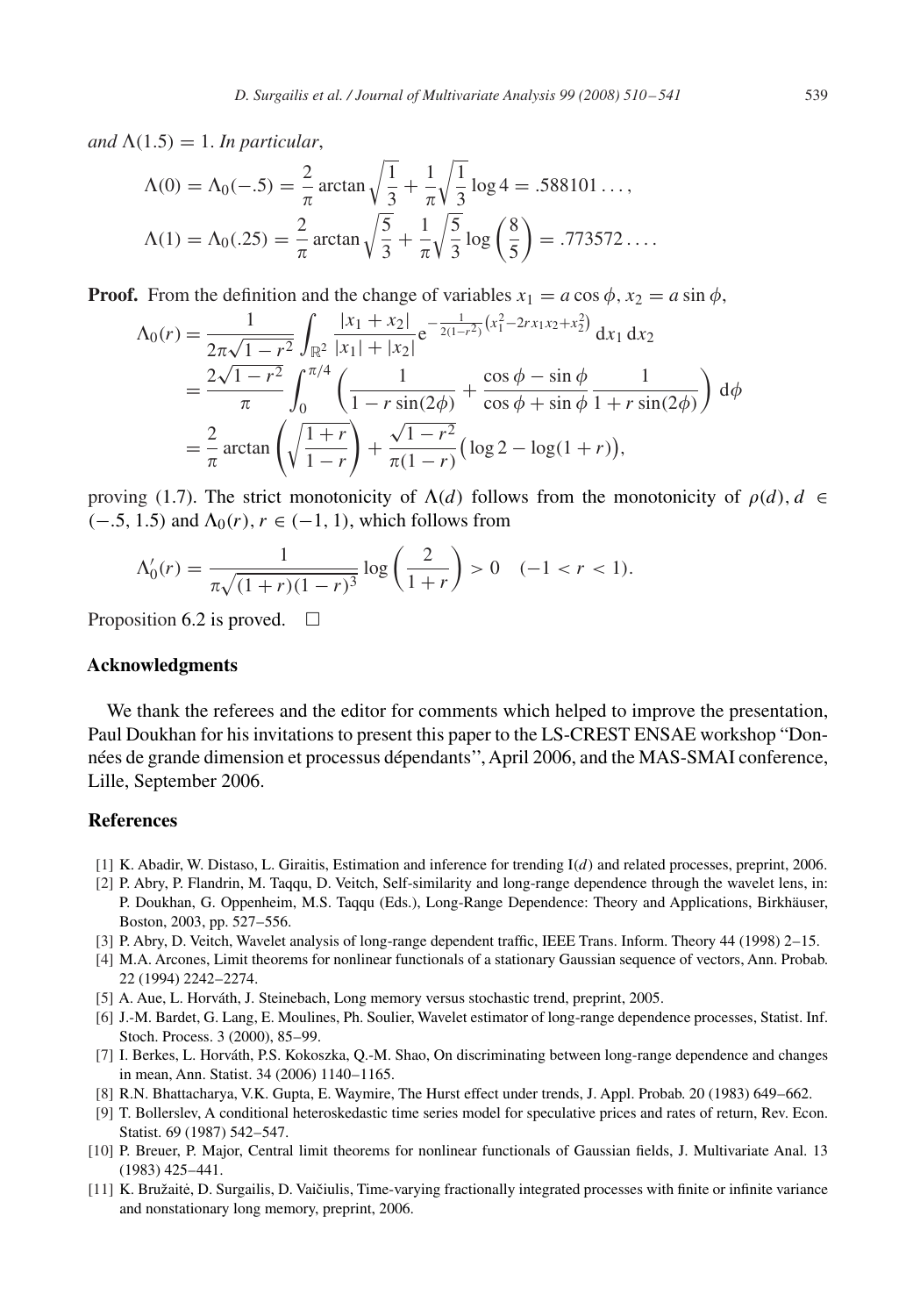*and* $\Lambda(1.5) = 1$. *In particular*,

$$\Lambda(0) = \Lambda_0(-.5) = \frac{2}{\pi}\arctan\sqrt{\frac{1}{3}} + \frac{1}{\pi}\sqrt{\frac{1}{3}}\log 4 = .588101\ldots,$$

$$\Lambda(1) = \Lambda_0(.25) = \frac{2}{\pi}\arctan\sqrt{\frac{5}{3}} + \frac{1}{\pi}\sqrt{\frac{5}{3}}\log\left(\frac{8}{5}\right) = .773572\ldots.$$

**Proof.** From the definition and the change of variables $x_1 = a\cos\phi$, $x_2 = a\sin\phi$,

$$\begin{aligned}
\Lambda_0(r) &= \frac{1}{2\pi\sqrt{1-r^2}}\int_{\mathbb{R}^2}\frac{|x_1+x_2|}{|x_1|+|x_2|}\mathrm{e}^{-\frac{1}{2(1-r^2)}\left(x_1^2-2rx_1x_2+x_2^2\right)}\,\mathrm{d}x_1\,\mathrm{d}x_2\\
&= \frac{2\sqrt{1-r^2}}{\pi}\int_0^{\pi/4}\left(\frac{1}{1-r\sin(2\phi)} + \frac{\cos\phi-\sin\phi}{\cos\phi+\sin\phi}\frac{1}{1+r\sin(2\phi)}\right)\mathrm{d}\phi\\
&= \frac{2}{\pi}\arctan\left(\sqrt{\frac{1+r}{1-r}}\right) + \frac{\sqrt{1-r^2}}{\pi(1-r)}\big(\log 2 - \log(1+r)\big),
\end{aligned}$$

proving (1.7). The strict monotonicity of $\Lambda(d)$ follows from the monotonicity of $\rho(d)$, $d \in (-.5, 1.5)$ and $\Lambda_0(r)$, $r \in (-1, 1)$, which follows from

$$\Lambda_0'(r) = \frac{1}{\pi\sqrt{(1+r)(1-r)^3}}\log\left(\frac{2}{1+r}\right) > 0 \quad (-1 < r < 1).$$

Proposition 6.2 is proved. $\square$

## Acknowledgments

We thank the referees and the editor for comments which helped to improve the presentation, Paul Doukhan for his invitations to present this paper to the LS-CREST ENSAE workshop "Données de grande dimension et processus dépendants'', April 2006, and the MAS-SMAI conference, Lille, September 2006.

## References

[1] K. Abadir, W. Distaso, L. Giraitis, Estimation and inference for trending I($d$) and related processes, preprint, 2006.

[2] P. Abry, P. Flandrin, M. Taqqu, D. Veitch, Self-similarity and long-range dependence through the wavelet lens, in: P. Doukhan, G. Oppenheim, M.S. Taqqu (Eds.), Long-Range Dependence: Theory and Applications, Birkhäuser, Boston, 2003, pp. 527–556.

[3] P. Abry, D. Veitch, Wavelet analysis of long-range dependent traffic, IEEE Trans. Inform. Theory 44 (1998) 2–15.

[4] M.A. Arcones, Limit theorems for nonlinear functionals of a stationary Gaussian sequence of vectors, Ann. Probab. 22 (1994) 2242–2274.

[5] A. Aue, L. Horváth, J. Steinebach, Long memory versus stochastic trend, preprint, 2005.

[6] J.-M. Bardet, G. Lang, E. Moulines, Ph. Soulier, Wavelet estimator of long-range dependence processes, Statist. Inf. Stoch. Process. 3 (2000), 85–99.

[7] I. Berkes, L. Horváth, P.S. Kokoszka, Q.-M. Shao, On discriminating between long-range dependence and changes in mean, Ann. Statist. 34 (2006) 1140–1165.

[8] R.N. Bhattacharya, V.K. Gupta, E. Waymire, The Hurst effect under trends, J. Appl. Probab. 20 (1983) 649–662.

[9] T. Bollerslev, A conditional heteroskedastic time series model for speculative prices and rates of return, Rev. Econ. Statist. 69 (1987) 542–547.

[10] P. Breuer, P. Major, Central limit theorems for nonlinear functionals of Gaussian fields, J. Multivariate Anal. 13 (1983) 425–441.

[11] K. Bružaitė, D. Surgailis, D. Vaičiulis, Time-varying fractionally integrated processes with finite or infinite variance and nonstationary long memory, preprint, 2006.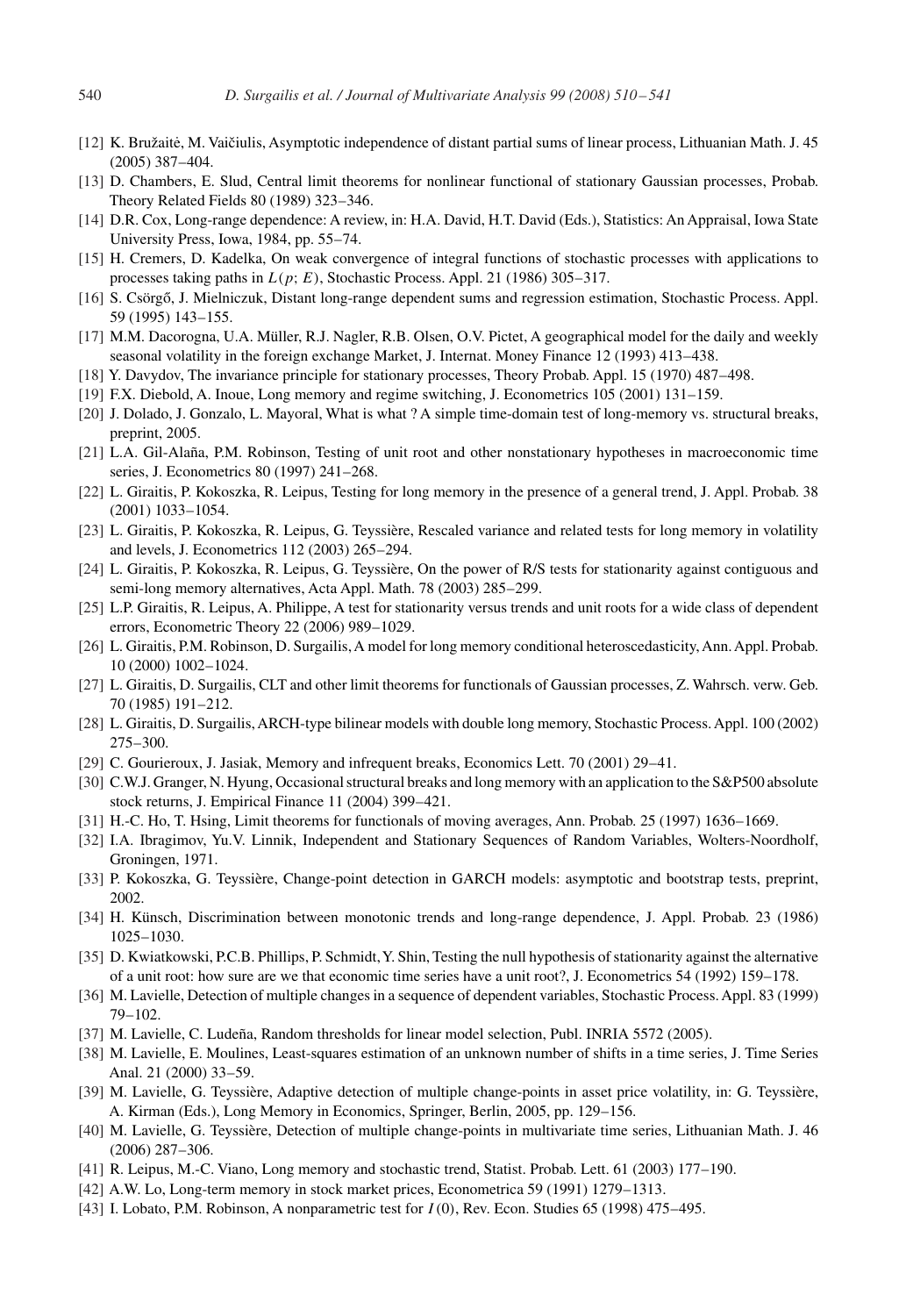[12] K. Bružaitė, M. Vaičiulis, Asymptotic independence of distant partial sums of linear process, Lithuanian Math. J. 45 (2005) 387–404.

[13] D. Chambers, E. Slud, Central limit theorems for nonlinear functional of stationary Gaussian processes, Probab. Theory Related Fields 80 (1989) 323–346.

[14] D.R. Cox, Long-range dependence: A review, in: H.A. David, H.T. David (Eds.), Statistics: An Appraisal, Iowa State University Press, Iowa, 1984, pp. 55–74.

[15] H. Cremers, D. Kadelka, On weak convergence of integral functions of stochastic processes with applications to processes taking paths in $L(p; E)$, Stochastic Process. Appl. 21 (1986) 305–317.

[16] S. Csörgő, J. Mielniczuk, Distant long-range dependent sums and regression estimation, Stochastic Process. Appl. 59 (1995) 143–155.

[17] M.M. Dacorogna, U.A. Müller, R.J. Nagler, R.B. Olsen, O.V. Pictet, A geographical model for the daily and weekly seasonal volatility in the foreign exchange Market, J. Internat. Money Finance 12 (1993) 413–438.

[18] Y. Davydov, The invariance principle for stationary processes, Theory Probab. Appl. 15 (1970) 487–498.

[19] F.X. Diebold, A. Inoue, Long memory and regime switching, J. Econometrics 105 (2001) 131–159.

[20] J. Dolado, J. Gonzalo, L. Mayoral, What is what ? A simple time-domain test of long-memory vs. structural breaks, preprint, 2005.

[21] L.A. Gil-Alaña, P.M. Robinson, Testing of unit root and other nonstationary hypotheses in macroeconomic time series, J. Econometrics 80 (1997) 241–268.

[22] L. Giraitis, P. Kokoszka, R. Leipus, Testing for long memory in the presence of a general trend, J. Appl. Probab. 38 (2001) 1033–1054.

[23] L. Giraitis, P. Kokoszka, R. Leipus, G. Teyssière, Rescaled variance and related tests for long memory in volatility and levels, J. Econometrics 112 (2003) 265–294.

[24] L. Giraitis, P. Kokoszka, R. Leipus, G. Teyssière, On the power of R/S tests for stationarity against contiguous and semi-long memory alternatives, Acta Appl. Math. 78 (2003) 285–299.

[25] L.P. Giraitis, R. Leipus, A. Philippe, A test for stationarity versus trends and unit roots for a wide class of dependent errors, Econometric Theory 22 (2006) 989–1029.

[26] L. Giraitis, P.M. Robinson, D. Surgailis, A model for long memory conditional heteroscedasticity, Ann. Appl. Probab. 10 (2000) 1002–1024.

[27] L. Giraitis, D. Surgailis, CLT and other limit theorems for functionals of Gaussian processes, Z. Wahrsch. verw. Geb. 70 (1985) 191–212.

[28] L. Giraitis, D. Surgailis, ARCH-type bilinear models with double long memory, Stochastic Process. Appl. 100 (2002) 275–300.

[29] C. Gourieroux, J. Jasiak, Memory and infrequent breaks, Economics Lett. 70 (2001) 29–41.

[30] C.W.J. Granger, N. Hyung, Occasional structural breaks and long memory with an application to the S&P500 absolute stock returns, J. Empirical Finance 11 (2004) 399–421.

[31] H.-C. Ho, T. Hsing, Limit theorems for functionals of moving averages, Ann. Probab. 25 (1997) 1636–1669.

[32] I.A. Ibragimov, Yu.V. Linnik, Independent and Stationary Sequences of Random Variables, Wolters-Noordholf, Groningen, 1971.

[33] P. Kokoszka, G. Teyssière, Change-point detection in GARCH models: asymptotic and bootstrap tests, preprint, 2002.

[34] H. Künsch, Discrimination between monotonic trends and long-range dependence, J. Appl. Probab. 23 (1986) 1025–1030.

[35] D. Kwiatkowski, P.C.B. Phillips, P. Schmidt, Y. Shin, Testing the null hypothesis of stationarity against the alternative of a unit root: how sure are we that economic time series have a unit root?, J. Econometrics 54 (1992) 159–178.

[36] M. Lavielle, Detection of multiple changes in a sequence of dependent variables, Stochastic Process. Appl. 83 (1999) 79–102.

[37] M. Lavielle, C. Ludeña, Random thresholds for linear model selection, Publ. INRIA 5572 (2005).

[38] M. Lavielle, E. Moulines, Least-squares estimation of an unknown number of shifts in a time series, J. Time Series Anal. 21 (2000) 33–59.

[39] M. Lavielle, G. Teyssière, Adaptive detection of multiple change-points in asset price volatility, in: G. Teyssière, A. Kirman (Eds.), Long Memory in Economics, Springer, Berlin, 2005, pp. 129–156.

[40] M. Lavielle, G. Teyssière, Detection of multiple change-points in multivariate time series, Lithuanian Math. J. 46 (2006) 287–306.

[41] R. Leipus, M.-C. Viano, Long memory and stochastic trend, Statist. Probab. Lett. 61 (2003) 177–190.

[42] A.W. Lo, Long-term memory in stock market prices, Econometrica 59 (1991) 1279–1313.

[43] I. Lobato, P.M. Robinson, A nonparametric test for $I(0)$, Rev. Econ. Studies 65 (1998) 475–495.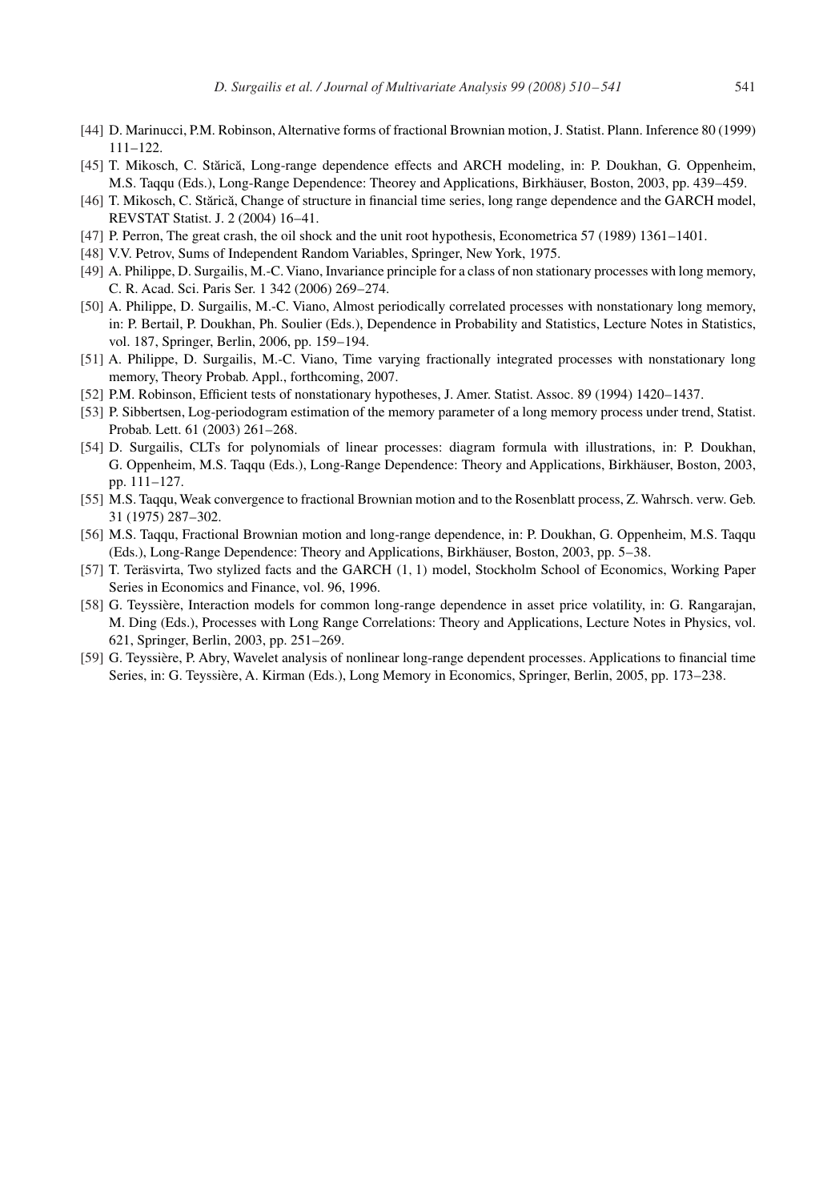[44] D. Marinucci, P.M. Robinson, Alternative forms of fractional Brownian motion, J. Statist. Plann. Inference 80 (1999) 111–122.

[45] T. Mikosch, C. Stărică, Long-range dependence effects and ARCH modeling, in: P. Doukhan, G. Oppenheim, M.S. Taqqu (Eds.), Long-Range Dependence: Theorey and Applications, Birkhäuser, Boston, 2003, pp. 439–459.

[46] T. Mikosch, C. Stărică, Change of structure in financial time series, long range dependence and the GARCH model, REVSTAT Statist. J. 2 (2004) 16–41.

[47] P. Perron, The great crash, the oil shock and the unit root hypothesis, Econometrica 57 (1989) 1361–1401.

[48] V.V. Petrov, Sums of Independent Random Variables, Springer, New York, 1975.

[49] A. Philippe, D. Surgailis, M.-C. Viano, Invariance principle for a class of non stationary processes with long memory, C. R. Acad. Sci. Paris Ser. 1 342 (2006) 269–274.

[50] A. Philippe, D. Surgailis, M.-C. Viano, Almost periodically correlated processes with nonstationary long memory, in: P. Bertail, P. Doukhan, Ph. Soulier (Eds.), Dependence in Probability and Statistics, Lecture Notes in Statistics, vol. 187, Springer, Berlin, 2006, pp. 159–194.

[51] A. Philippe, D. Surgailis, M.-C. Viano, Time varying fractionally integrated processes with nonstationary long memory, Theory Probab. Appl., forthcoming, 2007.

[52] P.M. Robinson, Efficient tests of nonstationary hypotheses, J. Amer. Statist. Assoc. 89 (1994) 1420–1437.

[53] P. Sibbertsen, Log-periodogram estimation of the memory parameter of a long memory process under trend, Statist. Probab. Lett. 61 (2003) 261–268.

[54] D. Surgailis, CLTs for polynomials of linear processes: diagram formula with illustrations, in: P. Doukhan, G. Oppenheim, M.S. Taqqu (Eds.), Long-Range Dependence: Theory and Applications, Birkhäuser, Boston, 2003, pp. 111–127.

[55] M.S. Taqqu, Weak convergence to fractional Brownian motion and to the Rosenblatt process, Z. Wahrsch. verw. Geb. 31 (1975) 287–302.

[56] M.S. Taqqu, Fractional Brownian motion and long-range dependence, in: P. Doukhan, G. Oppenheim, M.S. Taqqu (Eds.), Long-Range Dependence: Theory and Applications, Birkhäuser, Boston, 2003, pp. 5–38.

[57] T. Teräsvirta, Two stylized facts and the GARCH (1, 1) model, Stockholm School of Economics, Working Paper Series in Economics and Finance, vol. 96, 1996.

[58] G. Teyssière, Interaction models for common long-range dependence in asset price volatility, in: G. Rangarajan, M. Ding (Eds.), Processes with Long Range Correlations: Theory and Applications, Lecture Notes in Physics, vol. 621, Springer, Berlin, 2003, pp. 251–269.

[59] G. Teyssière, P. Abry, Wavelet analysis of nonlinear long-range dependent processes. Applications to financial time Series, in: G. Teyssière, A. Kirman (Eds.), Long Memory in Economics, Springer, Berlin, 2005, pp. 173–238.